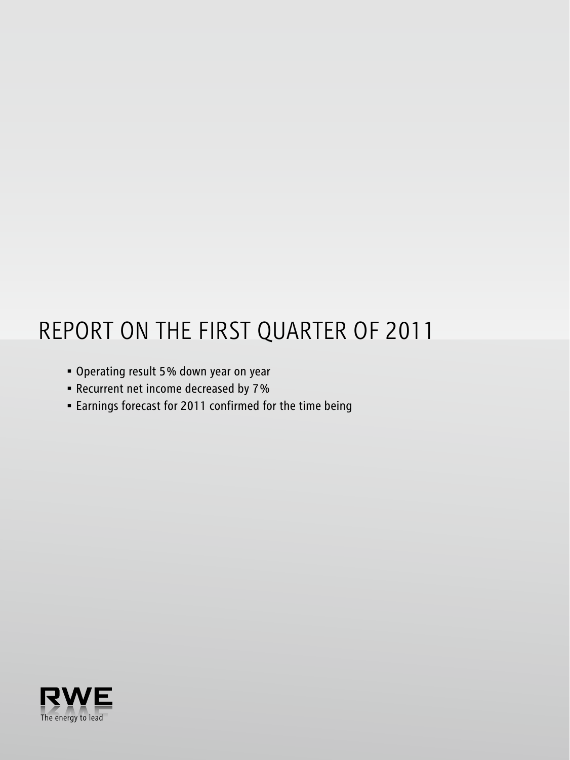# REPORT ON THE FIRST QUARTER OF 2011

- Operating result 5% down year on year
- Recurrent net income decreased by 7%
- Earnings forecast for 2011 confirmed for the time being

RWE
The energy to lead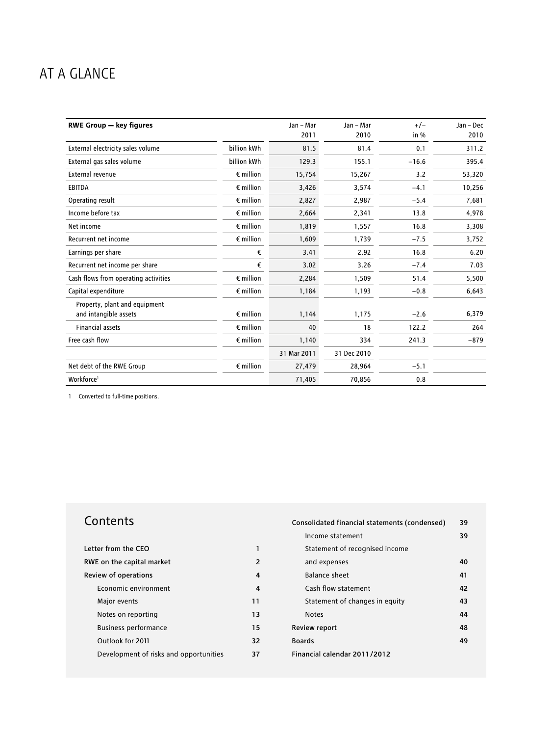# AT A GLANCE

| RWE Group — key figures | | Jan – Mar 2011 | Jan – Mar 2010 | +/– in % | Jan – Dec 2010 |
|---|---|---|---|---|---|
| External electricity sales volume | billion kWh | 81.5 | 81.4 | 0.1 | 311.2 |
| External gas sales volume | billion kWh | 129.3 | 155.1 | −16.6 | 395.4 |
| External revenue | € million | 15,754 | 15,267 | 3.2 | 53,320 |
| EBITDA | € million | 3,426 | 3,574 | −4.1 | 10,256 |
| Operating result | € million | 2,827 | 2,987 | −5.4 | 7,681 |
| Income before tax | € million | 2,664 | 2,341 | 13.8 | 4,978 |
| Net income | € million | 1,819 | 1,557 | 16.8 | 3,308 |
| Recurrent net income | € million | 1,609 | 1,739 | −7.5 | 3,752 |
| Earnings per share | € | 3.41 | 2.92 | 16.8 | 6.20 |
| Recurrent net income per share | € | 3.02 | 3.26 | −7.4 | 7.03 |
| Cash flows from operating activities | € million | 2,284 | 1,509 | 51.4 | 5,500 |
| Capital expenditure | € million | 1,184 | 1,193 | −0.8 | 6,643 |
| Property, plant and equipment and intangible assets | € million | 1,144 | 1,175 | −2.6 | 6,379 |
| Financial assets | € million | 40 | 18 | 122.2 | 264 |
| Free cash flow | € million | 1,140 | 334 | 241.3 | −879 |
| | | 31 Mar 2011 | 31 Dec 2010 | | |
| Net debt of the RWE Group | € million | 27,479 | 28,964 | −5.1 | |
| Workforce[1] | | 71,405 | 70,856 | 0.8 | |

1 Converted to full-time positions.

## Contents

| | |
|---|---|
| Letter from the CEO | 1 |
| RWE on the capital market | 2 |
| Review of operations | 4 |
| Economic environment | 4 |
| Major events | 11 |
| Notes on reporting | 13 |
| Business performance | 15 |
| Outlook for 2011 | 32 |
| Development of risks and opportunities | 37 |
| Consolidated financial statements (condensed) | 39 |
| Income statement | 39 |
| Statement of recognised income and expenses | 40 |
| Balance sheet | 41 |
| Cash flow statement | 42 |
| Statement of changes in equity | 43 |
| Notes | 44 |
| Review report | 48 |
| Boards | 49 |
| Financial calendar 2011/2012 | |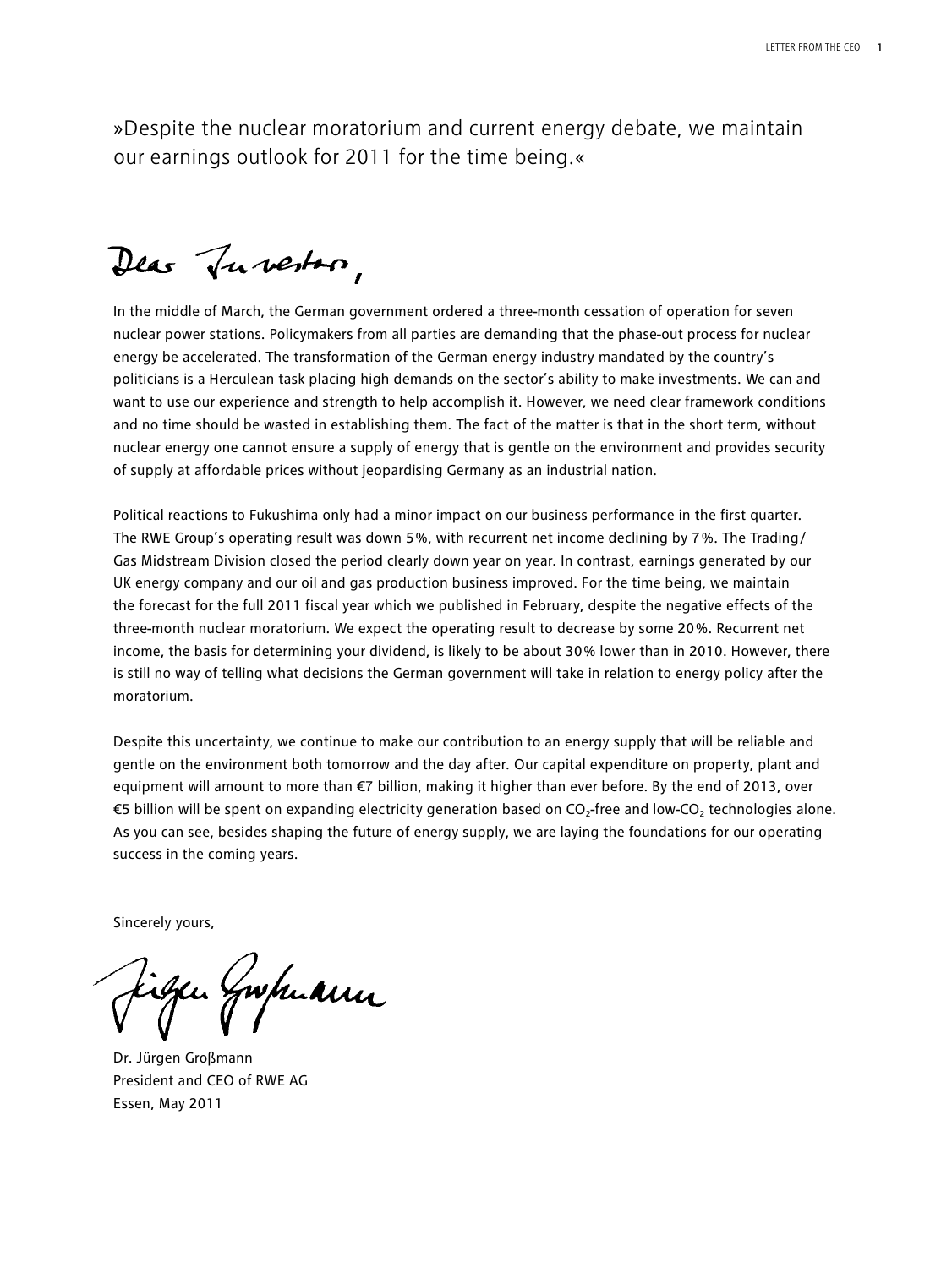»Despite the nuclear moratorium and current energy debate, we maintain our earnings outlook for 2011 for the time being.«

Dear Investor,

In the middle of March, the German government ordered a three-month cessation of operation for seven nuclear power stations. Policymakers from all parties are demanding that the phase-out process for nuclear energy be accelerated. The transformation of the German energy industry mandated by the country's politicians is a Herculean task placing high demands on the sector's ability to make investments. We can and want to use our experience and strength to help accomplish it. However, we need clear framework conditions and no time should be wasted in establishing them. The fact of the matter is that in the short term, without nuclear energy one cannot ensure a supply of energy that is gentle on the environment and provides security of supply at affordable prices without jeopardising Germany as an industrial nation.

Political reactions to Fukushima only had a minor impact on our business performance in the first quarter. The RWE Group's operating result was down 5%, with recurrent net income declining by 7%. The Trading/ Gas Midstream Division closed the period clearly down year on year. In contrast, earnings generated by our UK energy company and our oil and gas production business improved. For the time being, we maintain the forecast for the full 2011 fiscal year which we published in February, despite the negative effects of the three-month nuclear moratorium. We expect the operating result to decrease by some 20%. Recurrent net income, the basis for determining your dividend, is likely to be about 30% lower than in 2010. However, there is still no way of telling what decisions the German government will take in relation to energy policy after the moratorium.

Despite this uncertainty, we continue to make our contribution to an energy supply that will be reliable and gentle on the environment both tomorrow and the day after. Our capital expenditure on property, plant and equipment will amount to more than €7 billion, making it higher than ever before. By the end of 2013, over €5 billion will be spent on expanding electricity generation based on $CO_2$-free and low-$CO_2$ technologies alone. As you can see, besides shaping the future of energy supply, we are laying the foundations for our operating success in the coming years.

Sincerely yours,

Dr. Jürgen Großmann
President and CEO of RWE AG
Essen, May 2011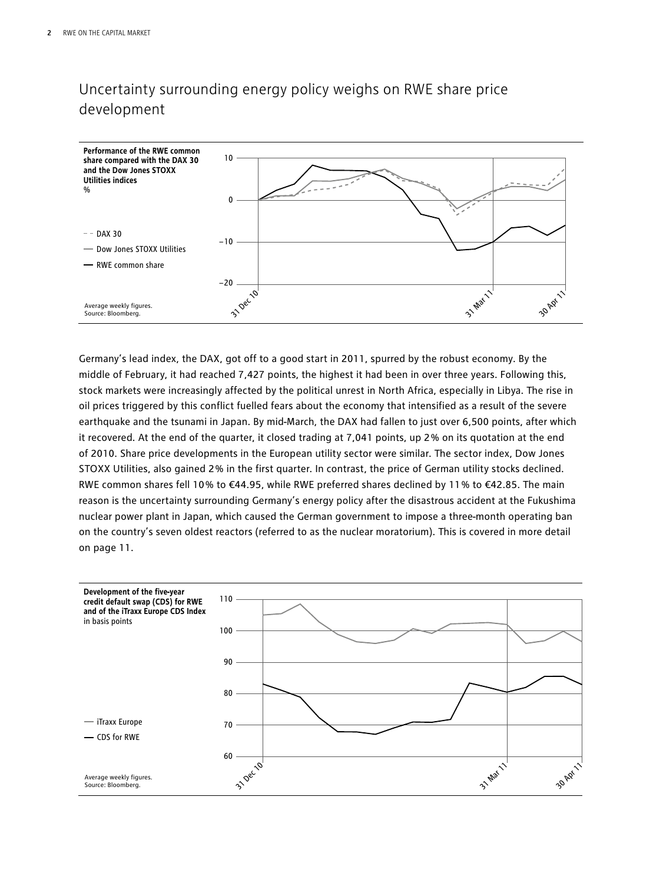# Uncertainty surrounding energy policy weighs on RWE share price development

**Performance of the RWE common share compared with the DAX 30 and the Dow Jones STOXX Utilities indices**
%

- DAX 30
- Dow Jones STOXX Utilities
- RWE common share

Average weekly figures.
Source: Bloomberg.

Germany's lead index, the DAX, got off to a good start in 2011, spurred by the robust economy. By the middle of February, it had reached 7,427 points, the highest it had been in over three years. Following this, stock markets were increasingly affected by the political unrest in North Africa, especially in Libya. The rise in oil prices triggered by this conflict fuelled fears about the economy that intensified as a result of the severe earthquake and the tsunami in Japan. By mid-March, the DAX had fallen to just over 6,500 points, after which it recovered. At the end of the quarter, it closed trading at 7,041 points, up 2% on its quotation at the end of 2010. Share price developments in the European utility sector were similar. The sector index, Dow Jones STOXX Utilities, also gained 2% in the first quarter. In contrast, the price of German utility stocks declined. RWE common shares fell 10% to €44.95, while RWE preferred shares declined by 11% to €42.85. The main reason is the uncertainty surrounding Germany's energy policy after the disastrous accident at the Fukushima nuclear power plant in Japan, which caused the German government to impose a three-month operating ban on the country's seven oldest reactors (referred to as the nuclear moratorium). This is covered in more detail on page 11.

**Development of the five-year credit default swap (CDS) for RWE and of the iTraxx Europe CDS Index**
in basis points

- iTraxx Europe
- CDS for RWE

Average weekly figures.
Source: Bloomberg.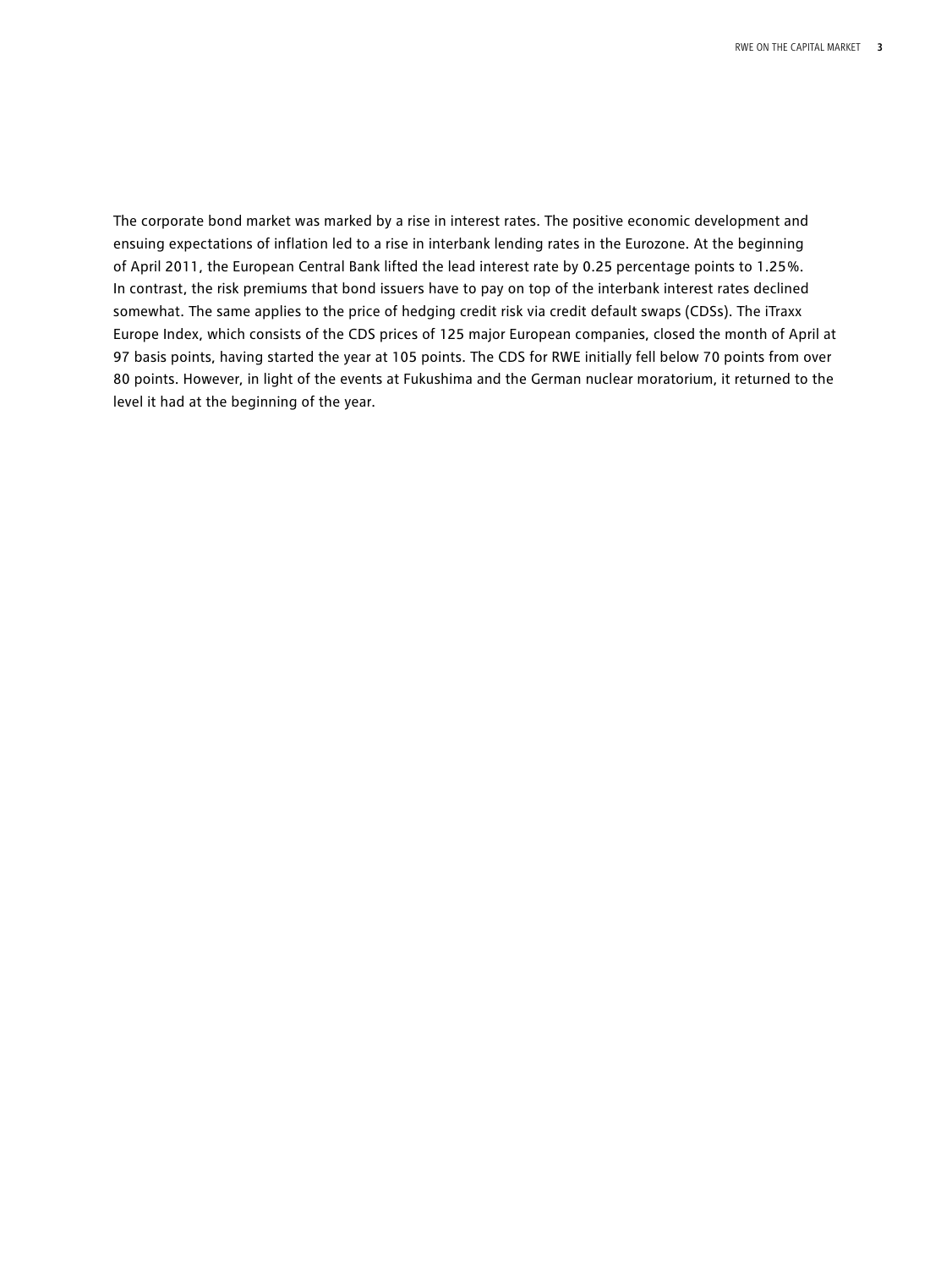The corporate bond market was marked by a rise in interest rates. The positive economic development and ensuing expectations of inflation led to a rise in interbank lending rates in the Eurozone. At the beginning of April 2011, the European Central Bank lifted the lead interest rate by 0.25 percentage points to 1.25%. In contrast, the risk premiums that bond issuers have to pay on top of the interbank interest rates declined somewhat. The same applies to the price of hedging credit risk via credit default swaps (CDSs). The iTraxx Europe Index, which consists of the CDS prices of 125 major European companies, closed the month of April at 97 basis points, having started the year at 105 points. The CDS for RWE initially fell below 70 points from over 80 points. However, in light of the events at Fukushima and the German nuclear moratorium, it returned to the level it had at the beginning of the year.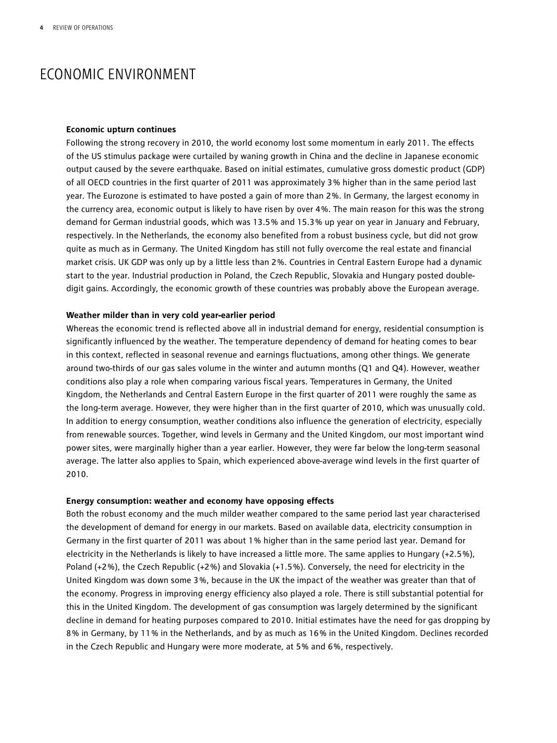# ECONOMIC ENVIRONMENT

**Economic upturn continues**

Following the strong recovery in 2010, the world economy lost some momentum in early 2011. The effects of the US stimulus package were curtailed by waning growth in China and the decline in Japanese economic output caused by the severe earthquake. Based on initial estimates, cumulative gross domestic product (GDP) of all OECD countries in the first quarter of 2011 was approximately 3% higher than in the same period last year. The Eurozone is estimated to have posted a gain of more than 2%. In Germany, the largest economy in the currency area, economic output is likely to have risen by over 4%. The main reason for this was the strong demand for German industrial goods, which was 13.5% and 15.3% up year on year in January and February, respectively. In the Netherlands, the economy also benefited from a robust business cycle, but did not grow quite as much as in Germany. The United Kingdom has still not fully overcome the real estate and financial market crisis. UK GDP was only up by a little less than 2%. Countries in Central Eastern Europe had a dynamic start to the year. Industrial production in Poland, the Czech Republic, Slovakia and Hungary posted double-digit gains. Accordingly, the economic growth of these countries was probably above the European average.

**Weather milder than in very cold year-earlier period**

Whereas the economic trend is reflected above all in industrial demand for energy, residential consumption is significantly influenced by the weather. The temperature dependency of demand for heating comes to bear in this context, reflected in seasonal revenue and earnings fluctuations, among other things. We generate around two-thirds of our gas sales volume in the winter and autumn months (Q1 and Q4). However, weather conditions also play a role when comparing various fiscal years. Temperatures in Germany, the United Kingdom, the Netherlands and Central Eastern Europe in the first quarter of 2011 were roughly the same as the long-term average. However, they were higher than in the first quarter of 2010, which was unusually cold. In addition to energy consumption, weather conditions also influence the generation of electricity, especially from renewable sources. Together, wind levels in Germany and the United Kingdom, our most important wind power sites, were marginally higher than a year earlier. However, they were far below the long-term seasonal average. The latter also applies to Spain, which experienced above-average wind levels in the first quarter of 2010.

**Energy consumption: weather and economy have opposing effects**

Both the robust economy and the much milder weather compared to the same period last year characterised the development of demand for energy in our markets. Based on available data, electricity consumption in Germany in the first quarter of 2011 was about 1% higher than in the same period last year. Demand for electricity in the Netherlands is likely to have increased a little more. The same applies to Hungary (+2.5%), Poland (+2%), the Czech Republic (+2%) and Slovakia (+1.5%). Conversely, the need for electricity in the United Kingdom was down some 3%, because in the UK the impact of the weather was greater than that of the economy. Progress in improving energy efficiency also played a role. There is still substantial potential for this in the United Kingdom. The development of gas consumption was largely determined by the significant decline in demand for heating purposes compared to 2010. Initial estimates have the need for gas dropping by 8% in Germany, by 11% in the Netherlands, and by as much as 16% in the United Kingdom. Declines recorded in the Czech Republic and Hungary were more moderate, at 5% and 6%, respectively.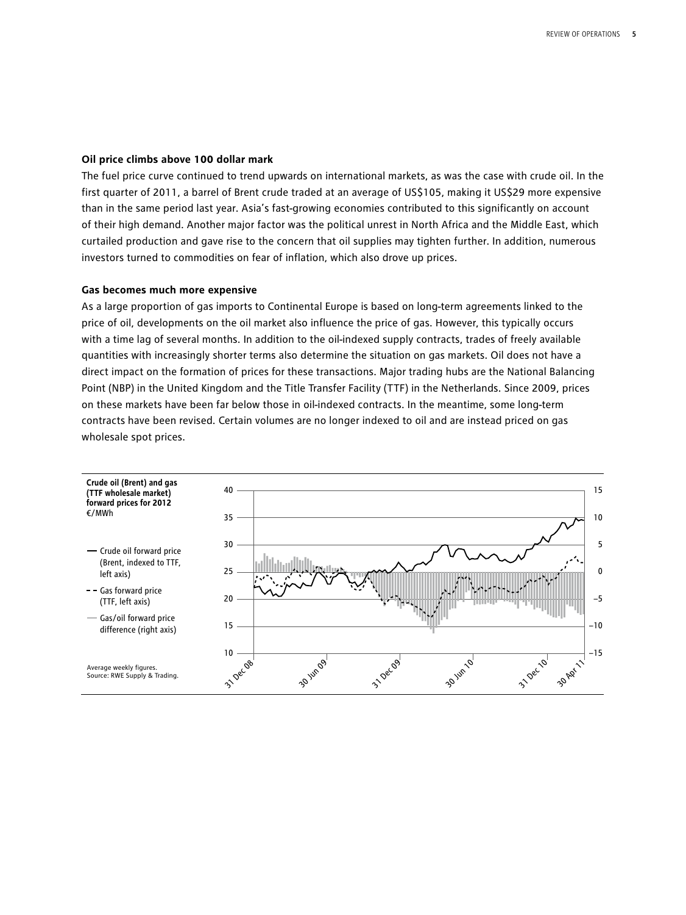### Oil price climbs above 100 dollar mark

The fuel price curve continued to trend upwards on international markets, as was the case with crude oil. In the first quarter of 2011, a barrel of Brent crude traded at an average of US$105, making it US$29 more expensive than in the same period last year. Asia's fast-growing economies contributed to this significantly on account of their high demand. Another major factor was the political unrest in North Africa and the Middle East, which curtailed production and gave rise to the concern that oil supplies may tighten further. In addition, numerous investors turned to commodities on fear of inflation, which also drove up prices.

### Gas becomes much more expensive

As a large proportion of gas imports to Continental Europe is based on long-term agreements linked to the price of oil, developments on the oil market also influence the price of gas. However, this typically occurs with a time lag of several months. In addition to the oil-indexed supply contracts, trades of freely available quantities with increasingly shorter terms also determine the situation on gas markets. Oil does not have a direct impact on the formation of prices for these transactions. Major trading hubs are the National Balancing Point (NBP) in the United Kingdom and the Title Transfer Facility (TTF) in the Netherlands. Since 2009, prices on these markets have been far below those in oil-indexed contracts. In the meantime, some long-term contracts have been revised. Certain volumes are no longer indexed to oil and are instead priced on gas wholesale spot prices.

**Crude oil (Brent) and gas (TTF wholesale market) forward prices for 2012**
€/MWh

— Crude oil forward price (Brent, indexed to TTF, left axis)
- - Gas forward price (TTF, left axis)
— Gas/oil forward price difference (right axis)

Average weekly figures.
Source: RWE Supply & Trading.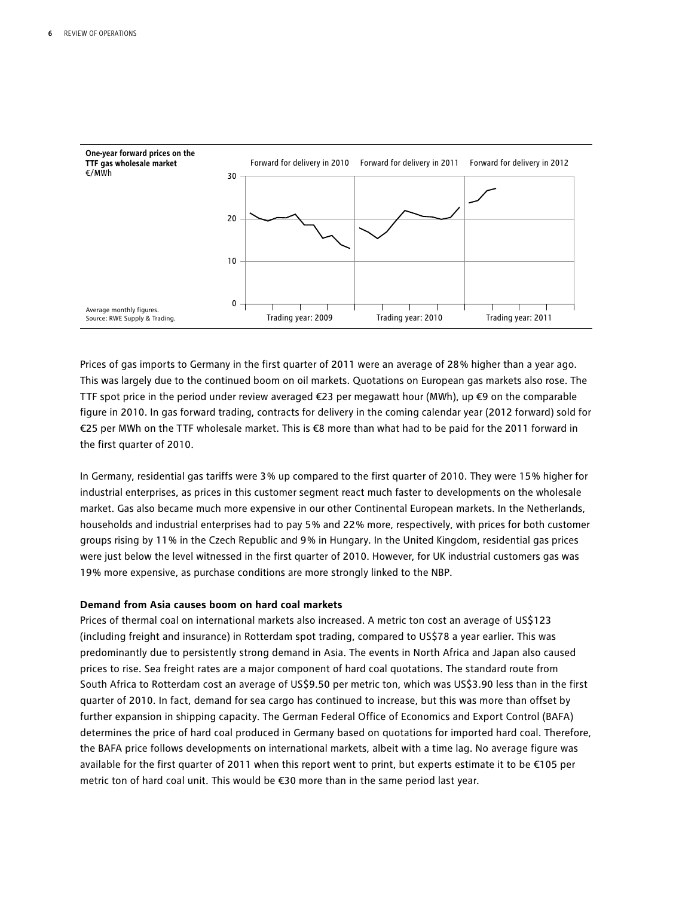**One-year forward prices on the TTF gas wholesale market**
€/MWh

Forward for delivery in 2010 | Forward for delivery in 2011 | Forward for delivery in 2012

Trading year: 2009 | Trading year: 2010 | Trading year: 2011

Average monthly figures.
Source: RWE Supply & Trading.

Prices of gas imports to Germany in the first quarter of 2011 were an average of 28% higher than a year ago. This was largely due to the continued boom on oil markets. Quotations on European gas markets also rose. The TTF spot price in the period under review averaged €23 per megawatt hour (MWh), up €9 on the comparable figure in 2010. In gas forward trading, contracts for delivery in the coming calendar year (2012 forward) sold for €25 per MWh on the TTF wholesale market. This is €8 more than what had to be paid for the 2011 forward in the first quarter of 2010.

In Germany, residential gas tariffs were 3% up compared to the first quarter of 2010. They were 15% higher for industrial enterprises, as prices in this customer segment react much faster to developments on the wholesale market. Gas also became much more expensive in our other Continental European markets. In the Netherlands, households and industrial enterprises had to pay 5% and 22% more, respectively, with prices for both customer groups rising by 11% in the Czech Republic and 9% in Hungary. In the United Kingdom, residential gas prices were just below the level witnessed in the first quarter of 2010. However, for UK industrial customers gas was 19% more expensive, as purchase conditions are more strongly linked to the NBP.

**Demand from Asia causes boom on hard coal markets**

Prices of thermal coal on international markets also increased. A metric ton cost an average of US$123 (including freight and insurance) in Rotterdam spot trading, compared to US$78 a year earlier. This was predominantly due to persistently strong demand in Asia. The events in North Africa and Japan also caused prices to rise. Sea freight rates are a major component of hard coal quotations. The standard route from South Africa to Rotterdam cost an average of US$9.50 per metric ton, which was US$3.90 less than in the first quarter of 2010. In fact, demand for sea cargo has continued to increase, but this was more than offset by further expansion in shipping capacity. The German Federal Office of Economics and Export Control (BAFA) determines the price of hard coal produced in Germany based on quotations for imported hard coal. Therefore, the BAFA price follows developments on international markets, albeit with a time lag. No average figure was available for the first quarter of 2011 when this report went to print, but experts estimate it to be €105 per metric ton of hard coal unit. This would be €30 more than in the same period last year.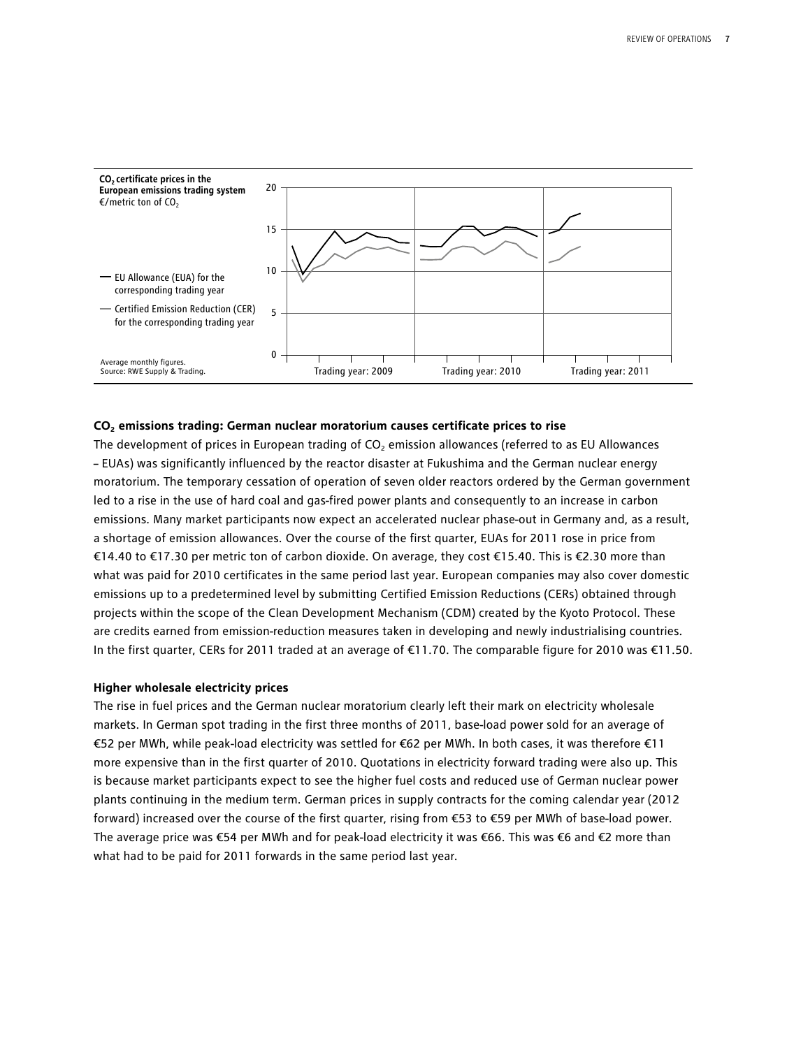**$CO_2$ certificate prices in the European emissions trading system**
€/metric ton of $CO_2$

— EU Allowance (EUA) for the corresponding trading year

— Certified Emission Reduction (CER) for the corresponding trading year

Average monthly figures.
Source: RWE Supply & Trading.

Trading year: 2009 | Trading year: 2010 | Trading year: 2011

### $CO_2$ emissions trading: German nuclear moratorium causes certificate prices to rise

The development of prices in European trading of $CO_2$ emission allowances (referred to as EU Allowances – EUAs) was significantly influenced by the reactor disaster at Fukushima and the German nuclear energy moratorium. The temporary cessation of operation of seven older reactors ordered by the German government led to a rise in the use of hard coal and gas-fired power plants and consequently to an increase in carbon emissions. Many market participants now expect an accelerated nuclear phase-out in Germany and, as a result, a shortage of emission allowances. Over the course of the first quarter, EUAs for 2011 rose in price from €14.40 to €17.30 per metric ton of carbon dioxide. On average, they cost €15.40. This is €2.30 more than what was paid for 2010 certificates in the same period last year. European companies may also cover domestic emissions up to a predetermined level by submitting Certified Emission Reductions (CERs) obtained through projects within the scope of the Clean Development Mechanism (CDM) created by the Kyoto Protocol. These are credits earned from emission-reduction measures taken in developing and newly industrialising countries. In the first quarter, CERs for 2011 traded at an average of €11.70. The comparable figure for 2010 was €11.50.

### Higher wholesale electricity prices

The rise in fuel prices and the German nuclear moratorium clearly left their mark on electricity wholesale markets. In German spot trading in the first three months of 2011, base-load power sold for an average of €52 per MWh, while peak-load electricity was settled for €62 per MWh. In both cases, it was therefore €11 more expensive than in the first quarter of 2010. Quotations in electricity forward trading were also up. This is because market participants expect to see the higher fuel costs and reduced use of German nuclear power plants continuing in the medium term. German prices in supply contracts for the coming calendar year (2012 forward) increased over the course of the first quarter, rising from €53 to €59 per MWh of base-load power. The average price was €54 per MWh and for peak-load electricity it was €66. This was €6 and €2 more than what had to be paid for 2011 forwards in the same period last year.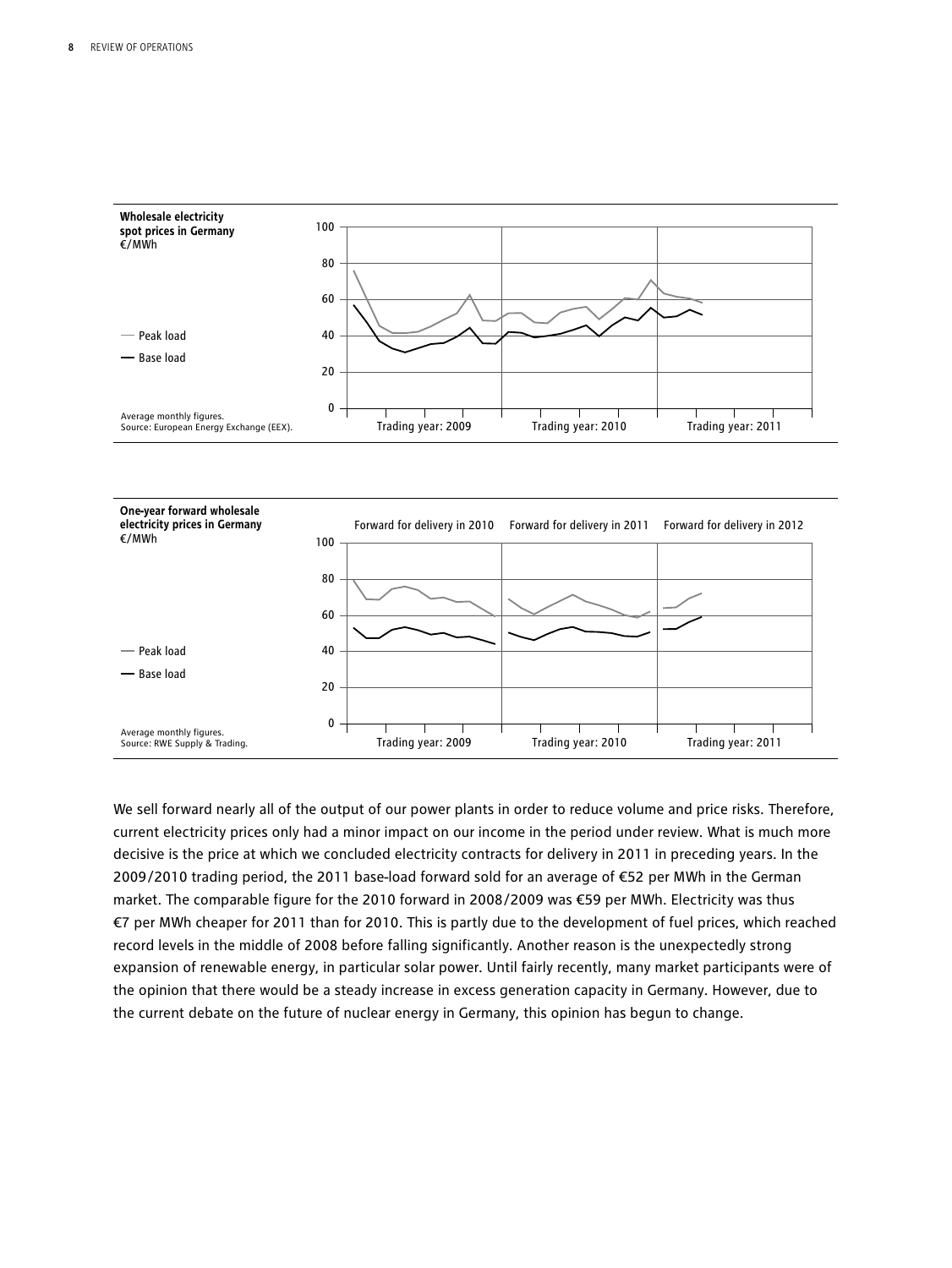**Wholesale electricity spot prices in Germany**
€/MWh

— Peak load
— Base load

Average monthly figures.
Source: European Energy Exchange (EEX).

Trading year: 2009 | Trading year: 2010 | Trading year: 2011

**One-year forward wholesale electricity prices in Germany**
€/MWh

Forward for delivery in 2010 | Forward for delivery in 2011 | Forward for delivery in 2012

— Peak load
— Base load

Average monthly figures.
Source: RWE Supply & Trading.

Trading year: 2009 | Trading year: 2010 | Trading year: 2011

We sell forward nearly all of the output of our power plants in order to reduce volume and price risks. Therefore, current electricity prices only had a minor impact on our income in the period under review. What is much more decisive is the price at which we concluded electricity contracts for delivery in 2011 in preceding years. In the 2009/2010 trading period, the 2011 base-load forward sold for an average of €52 per MWh in the German market. The comparable figure for the 2010 forward in 2008/2009 was €59 per MWh. Electricity was thus €7 per MWh cheaper for 2011 than for 2010. This is partly due to the development of fuel prices, which reached record levels in the middle of 2008 before falling significantly. Another reason is the unexpectedly strong expansion of renewable energy, in particular solar power. Until fairly recently, many market participants were of the opinion that there would be a steady increase in excess generation capacity in Germany. However, due to the current debate on the future of nuclear energy in Germany, this opinion has begun to change.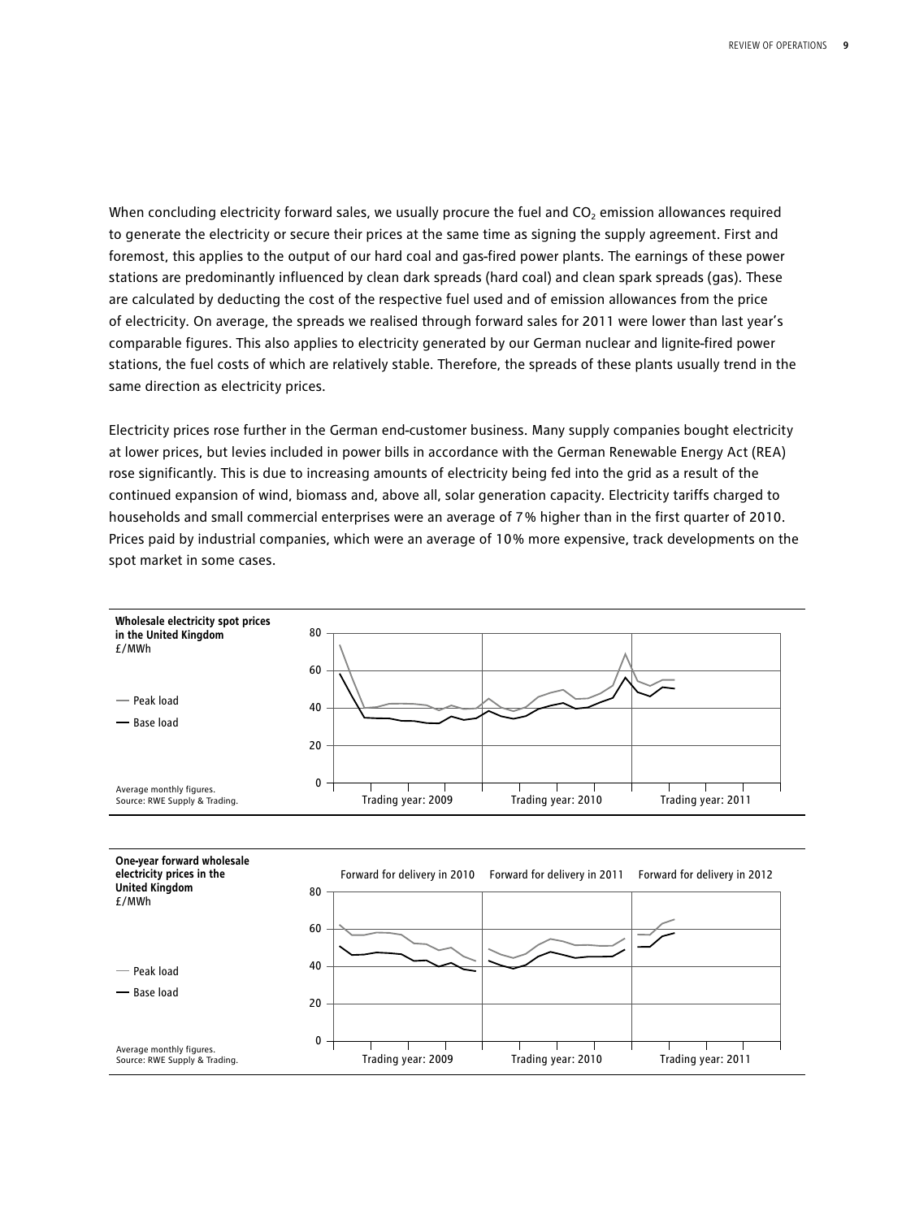When concluding electricity forward sales, we usually procure the fuel and $CO_2$ emission allowances required to generate the electricity or secure their prices at the same time as signing the supply agreement. First and foremost, this applies to the output of our hard coal and gas-fired power plants. The earnings of these power stations are predominantly influenced by clean dark spreads (hard coal) and clean spark spreads (gas). These are calculated by deducting the cost of the respective fuel used and of emission allowances from the price of electricity. On average, the spreads we realised through forward sales for 2011 were lower than last year's comparable figures. This also applies to electricity generated by our German nuclear and lignite-fired power stations, the fuel costs of which are relatively stable. Therefore, the spreads of these plants usually trend in the same direction as electricity prices.

Electricity prices rose further in the German end-customer business. Many supply companies bought electricity at lower prices, but levies included in power bills in accordance with the German Renewable Energy Act (REA) rose significantly. This is due to increasing amounts of electricity being fed into the grid as a result of the continued expansion of wind, biomass and, above all, solar generation capacity. Electricity tariffs charged to households and small commercial enterprises were an average of 7% higher than in the first quarter of 2010. Prices paid by industrial companies, which were an average of 10% more expensive, track developments on the spot market in some cases.

**Wholesale electricity spot prices in the United Kingdom**
£/MWh

— Peak load
— Base load

Average monthly figures.
Source: RWE Supply & Trading.

Trading year: 2009 | Trading year: 2010 | Trading year: 2011

**One-year forward wholesale electricity prices in the United Kingdom**
£/MWh

Forward for delivery in 2010 | Forward for delivery in 2011 | Forward for delivery in 2012

— Peak load
— Base load

Average monthly figures.
Source: RWE Supply & Trading.

Trading year: 2009 | Trading year: 2010 | Trading year: 2011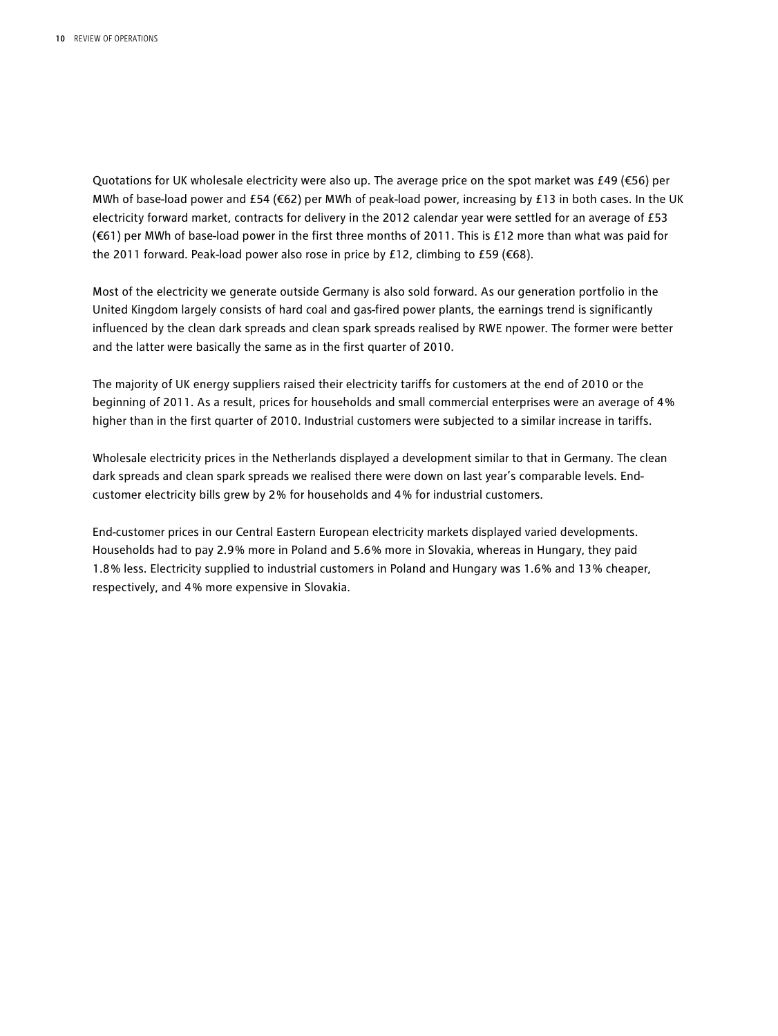Quotations for UK wholesale electricity were also up. The average price on the spot market was £49 (€56) per MWh of base-load power and £54 (€62) per MWh of peak-load power, increasing by £13 in both cases. In the UK electricity forward market, contracts for delivery in the 2012 calendar year were settled for an average of £53 (€61) per MWh of base-load power in the first three months of 2011. This is £12 more than what was paid for the 2011 forward. Peak-load power also rose in price by £12, climbing to £59 (€68).

Most of the electricity we generate outside Germany is also sold forward. As our generation portfolio in the United Kingdom largely consists of hard coal and gas-fired power plants, the earnings trend is significantly influenced by the clean dark spreads and clean spark spreads realised by RWE npower. The former were better and the latter were basically the same as in the first quarter of 2010.

The majority of UK energy suppliers raised their electricity tariffs for customers at the end of 2010 or the beginning of 2011. As a result, prices for households and small commercial enterprises were an average of 4% higher than in the first quarter of 2010. Industrial customers were subjected to a similar increase in tariffs.

Wholesale electricity prices in the Netherlands displayed a development similar to that in Germany. The clean dark spreads and clean spark spreads we realised there were down on last year's comparable levels. End-customer electricity bills grew by 2% for households and 4% for industrial customers.

End-customer prices in our Central Eastern European electricity markets displayed varied developments. Households had to pay 2.9% more in Poland and 5.6% more in Slovakia, whereas in Hungary, they paid 1.8% less. Electricity supplied to industrial customers in Poland and Hungary was 1.6% and 13% cheaper, respectively, and 4% more expensive in Slovakia.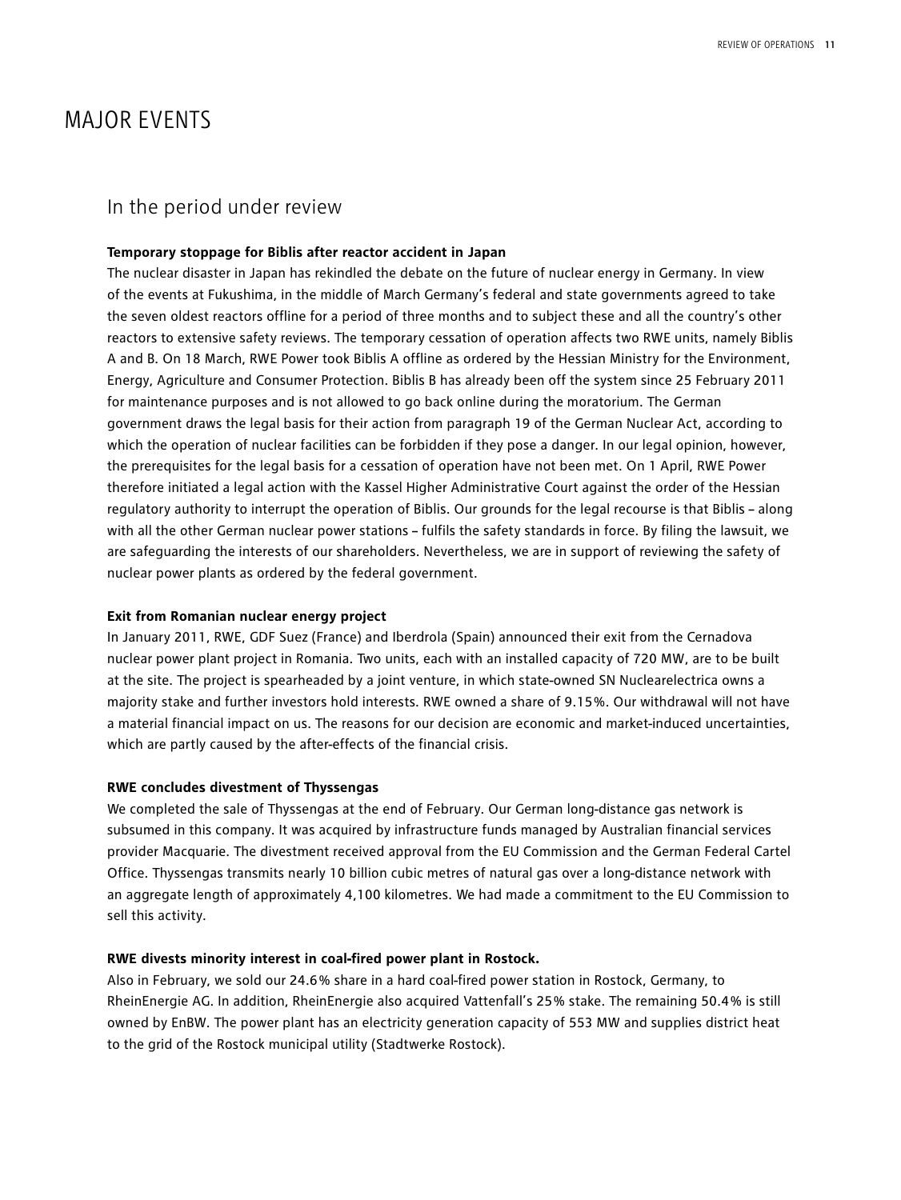# MAJOR EVENTS

## In the period under review

**Temporary stoppage for Biblis after reactor accident in Japan**

The nuclear disaster in Japan has rekindled the debate on the future of nuclear energy in Germany. In view of the events at Fukushima, in the middle of March Germany's federal and state governments agreed to take the seven oldest reactors offline for a period of three months and to subject these and all the country's other reactors to extensive safety reviews. The temporary cessation of operation affects two RWE units, namely Biblis A and B. On 18 March, RWE Power took Biblis A offline as ordered by the Hessian Ministry for the Environment, Energy, Agriculture and Consumer Protection. Biblis B has already been off the system since 25 February 2011 for maintenance purposes and is not allowed to go back online during the moratorium. The German government draws the legal basis for their action from paragraph 19 of the German Nuclear Act, according to which the operation of nuclear facilities can be forbidden if they pose a danger. In our legal opinion, however, the prerequisites for the legal basis for a cessation of operation have not been met. On 1 April, RWE Power therefore initiated a legal action with the Kassel Higher Administrative Court against the order of the Hessian regulatory authority to interrupt the operation of Biblis. Our grounds for the legal recourse is that Biblis – along with all the other German nuclear power stations – fulfils the safety standards in force. By filing the lawsuit, we are safeguarding the interests of our shareholders. Nevertheless, we are in support of reviewing the safety of nuclear power plants as ordered by the federal government.

**Exit from Romanian nuclear energy project**

In January 2011, RWE, GDF Suez (France) and Iberdrola (Spain) announced their exit from the Cernadova nuclear power plant project in Romania. Two units, each with an installed capacity of 720 MW, are to be built at the site. The project is spearheaded by a joint venture, in which state-owned SN Nuclearelectrica owns a majority stake and further investors hold interests. RWE owned a share of 9.15%. Our withdrawal will not have a material financial impact on us. The reasons for our decision are economic and market-induced uncertainties, which are partly caused by the after-effects of the financial crisis.

**RWE concludes divestment of Thyssengas**

We completed the sale of Thyssengas at the end of February. Our German long-distance gas network is subsumed in this company. It was acquired by infrastructure funds managed by Australian financial services provider Macquarie. The divestment received approval from the EU Commission and the German Federal Cartel Office. Thyssengas transmits nearly 10 billion cubic metres of natural gas over a long-distance network with an aggregate length of approximately 4,100 kilometres. We had made a commitment to the EU Commission to sell this activity.

**RWE divests minority interest in coal-fired power plant in Rostock.**

Also in February, we sold our 24.6% share in a hard coal-fired power station in Rostock, Germany, to RheinEnergie AG. In addition, RheinEnergie also acquired Vattenfall's 25% stake. The remaining 50.4% is still owned by EnBW. The power plant has an electricity generation capacity of 553 MW and supplies district heat to the grid of the Rostock municipal utility (Stadtwerke Rostock).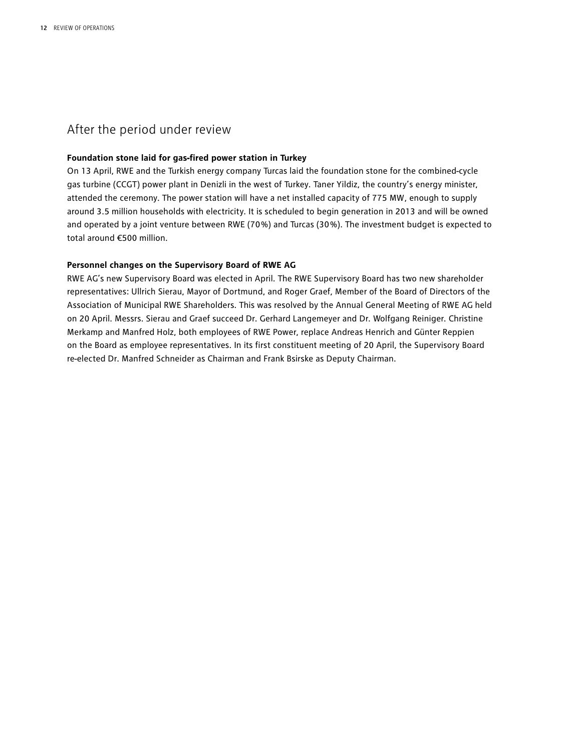## After the period under review

**Foundation stone laid for gas-fired power station in Turkey**

On 13 April, RWE and the Turkish energy company Turcas laid the foundation stone for the combined-cycle gas turbine (CCGT) power plant in Denizli in the west of Turkey. Taner Yildiz, the country's energy minister, attended the ceremony. The power station will have a net installed capacity of 775 MW, enough to supply around 3.5 million households with electricity. It is scheduled to begin generation in 2013 and will be owned and operated by a joint venture between RWE (70%) and Turcas (30%). The investment budget is expected to total around €500 million.

**Personnel changes on the Supervisory Board of RWE AG**

RWE AG's new Supervisory Board was elected in April. The RWE Supervisory Board has two new shareholder representatives: Ullrich Sierau, Mayor of Dortmund, and Roger Graef, Member of the Board of Directors of the Association of Municipal RWE Shareholders. This was resolved by the Annual General Meeting of RWE AG held on 20 April. Messrs. Sierau and Graef succeed Dr. Gerhard Langemeyer and Dr. Wolfgang Reiniger. Christine Merkamp and Manfred Holz, both employees of RWE Power, replace Andreas Henrich and Günter Reppien on the Board as employee representatives. In its first constituent meeting of 20 April, the Supervisory Board re-elected Dr. Manfred Schneider as Chairman and Frank Bsirske as Deputy Chairman.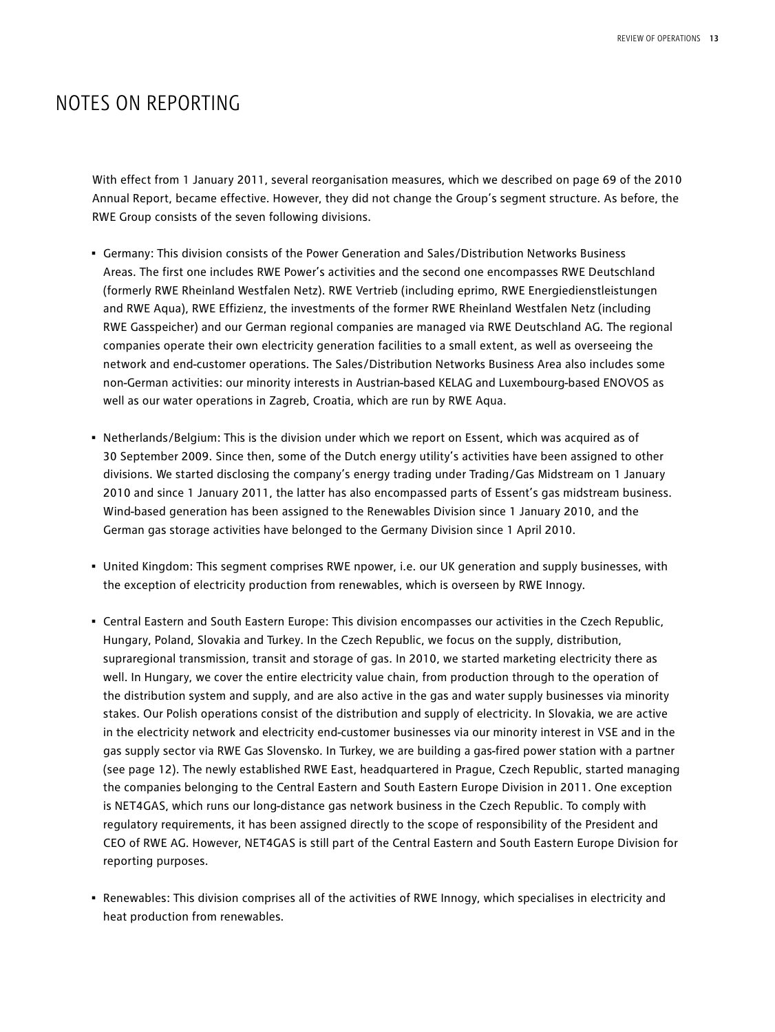# NOTES ON REPORTING

With effect from 1 January 2011, several reorganisation measures, which we described on page 69 of the 2010 Annual Report, became effective. However, they did not change the Group's segment structure. As before, the RWE Group consists of the seven following divisions.

- Germany: This division consists of the Power Generation and Sales/Distribution Networks Business Areas. The first one includes RWE Power's activities and the second one encompasses RWE Deutschland (formerly RWE Rheinland Westfalen Netz). RWE Vertrieb (including eprimo, RWE Energiedienstleistungen and RWE Aqua), RWE Effizienz, the investments of the former RWE Rheinland Westfalen Netz (including RWE Gasspeicher) and our German regional companies are managed via RWE Deutschland AG. The regional companies operate their own electricity generation facilities to a small extent, as well as overseeing the network and end-customer operations. The Sales/Distribution Networks Business Area also includes some non-German activities: our minority interests in Austrian-based KELAG and Luxembourg-based ENOVOS as well as our water operations in Zagreb, Croatia, which are run by RWE Aqua.

- Netherlands/Belgium: This is the division under which we report on Essent, which was acquired as of 30 September 2009. Since then, some of the Dutch energy utility's activities have been assigned to other divisions. We started disclosing the company's energy trading under Trading/Gas Midstream on 1 January 2010 and since 1 January 2011, the latter has also encompassed parts of Essent's gas midstream business. Wind-based generation has been assigned to the Renewables Division since 1 January 2010, and the German gas storage activities have belonged to the Germany Division since 1 April 2010.

- United Kingdom: This segment comprises RWE npower, i.e. our UK generation and supply businesses, with the exception of electricity production from renewables, which is overseen by RWE Innogy.

- Central Eastern and South Eastern Europe: This division encompasses our activities in the Czech Republic, Hungary, Poland, Slovakia and Turkey. In the Czech Republic, we focus on the supply, distribution, supraregional transmission, transit and storage of gas. In 2010, we started marketing electricity there as well. In Hungary, we cover the entire electricity value chain, from production through to the operation of the distribution system and supply, and are also active in the gas and water supply businesses via minority stakes. Our Polish operations consist of the distribution and supply of electricity. In Slovakia, we are active in the electricity network and electricity end-customer businesses via our minority interest in VSE and in the gas supply sector via RWE Gas Slovensko. In Turkey, we are building a gas-fired power station with a partner (see page 12). The newly established RWE East, headquartered in Prague, Czech Republic, started managing the companies belonging to the Central Eastern and South Eastern Europe Division in 2011. One exception is NET4GAS, which runs our long-distance gas network business in the Czech Republic. To comply with regulatory requirements, it has been assigned directly to the scope of responsibility of the President and CEO of RWE AG. However, NET4GAS is still part of the Central Eastern and South Eastern Europe Division for reporting purposes.

- Renewables: This division comprises all of the activities of RWE Innogy, which specialises in electricity and heat production from renewables.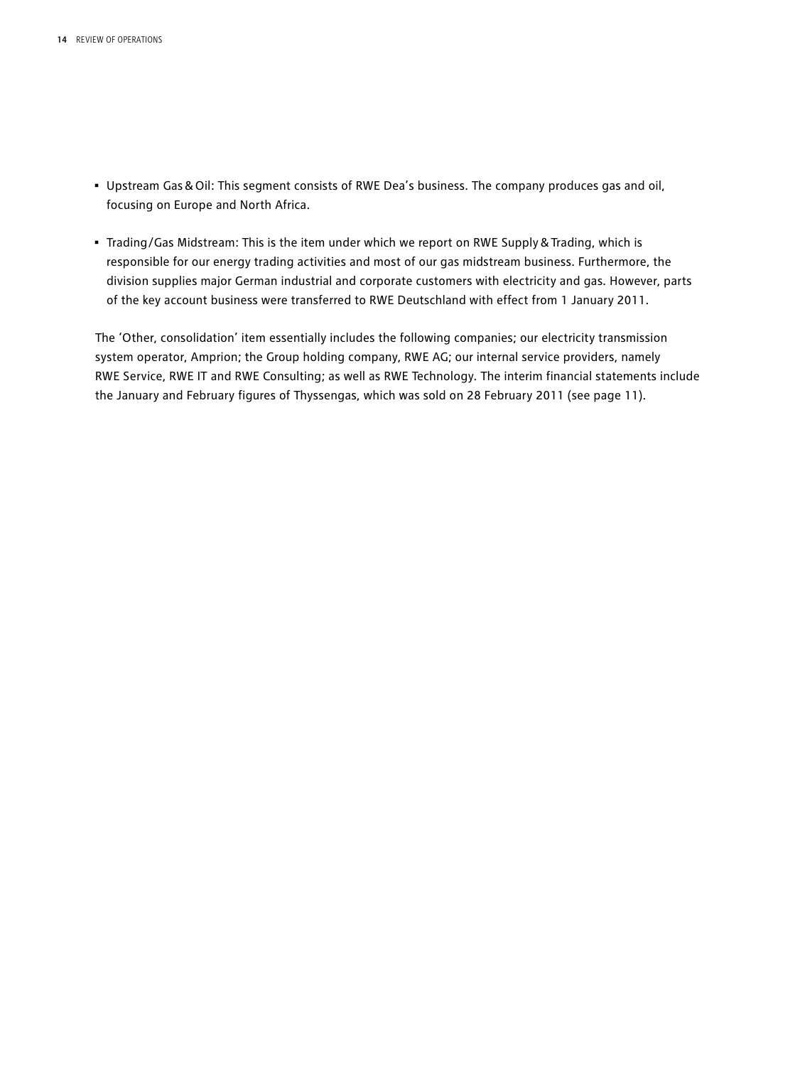- Upstream Gas & Oil: This segment consists of RWE Dea's business. The company produces gas and oil, focusing on Europe and North Africa.

- Trading/Gas Midstream: This is the item under which we report on RWE Supply & Trading, which is responsible for our energy trading activities and most of our gas midstream business. Furthermore, the division supplies major German industrial and corporate customers with electricity and gas. However, parts of the key account business were transferred to RWE Deutschland with effect from 1 January 2011.

The 'Other, consolidation' item essentially includes the following companies; our electricity transmission system operator, Amprion; the Group holding company, RWE AG; our internal service providers, namely RWE Service, RWE IT and RWE Consulting; as well as RWE Technology. The interim financial statements include the January and February figures of Thyssengas, which was sold on 28 February 2011 (see page 11).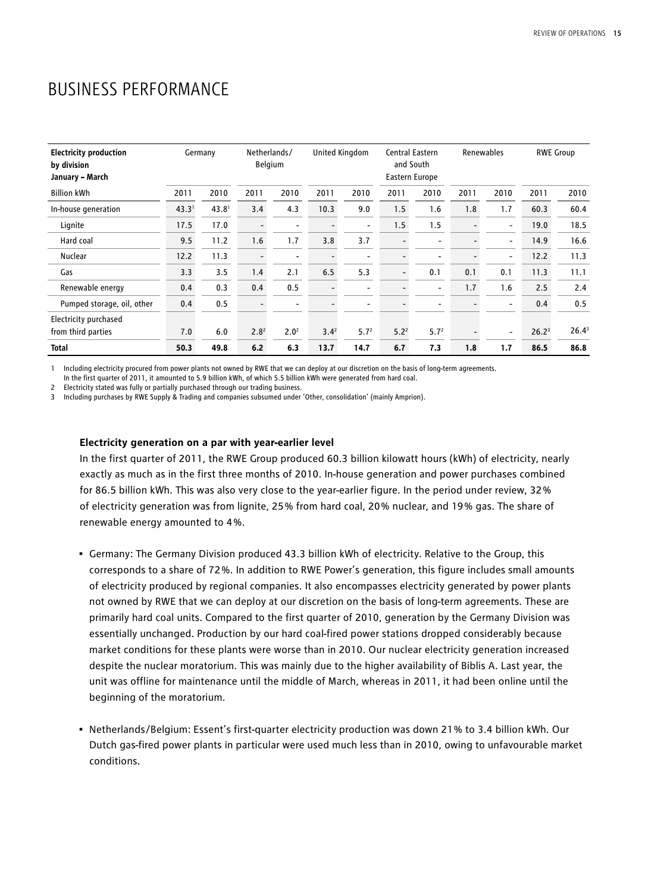# BUSINESS PERFORMANCE

| Electricity production by division January – March | Germany | | Netherlands/ Belgium | | United Kingdom | | Central Eastern and South Eastern Europe | | Renewables | | RWE Group | |
|---|---|---|---|---|---|---|---|---|---|---|---|---|
| Billion kWh | 2011 | 2010 | 2011 | 2010 | 2011 | 2010 | 2011 | 2010 | 2011 | 2010 | 2011 | 2010 |
| In-house generation | 43.3[1] | 43.8[1] | 3.4 | 4.3 | 10.3 | 9.0 | 1.5 | 1.6 | 1.8 | 1.7 | 60.3 | 60.4 |
| Lignite | 17.5 | 17.0 | - | - | - | - | 1.5 | 1.5 | - | - | 19.0 | 18.5 |
| Hard coal | 9.5 | 11.2 | 1.6 | 1.7 | 3.8 | 3.7 | - | - | - | - | 14.9 | 16.6 |
| Nuclear | 12.2 | 11.3 | - | - | - | - | - | - | - | - | 12.2 | 11.3 |
| Gas | 3.3 | 3.5 | 1.4 | 2.1 | 6.5 | 5.3 | - | 0.1 | 0.1 | 0.1 | 11.3 | 11.1 |
| Renewable energy | 0.4 | 0.3 | 0.4 | 0.5 | - | - | - | - | 1.7 | 1.6 | 2.5 | 2.4 |
| Pumped storage, oil, other | 0.4 | 0.5 | - | - | - | - | - | - | - | - | 0.4 | 0.5 |
| Electricity purchased from third parties | 7.0 | 6.0 | 2.8[2] | 2.0[2] | 3.4[2] | 5.7[2] | 5.2[2] | 5.7[2] | - | - | 26.2[3] | 26.4[3] |
| **Total** | **50.3** | **49.8** | **6.2** | **6.3** | **13.7** | **14.7** | **6.7** | **7.3** | **1.8** | **1.7** | **86.5** | **86.8** |

1 Including electricity procured from power plants not owned by RWE that we can deploy at our discretion on the basis of long-term agreements. In the first quarter of 2011, it amounted to 5.9 billion kWh, of which 5.5 billion kWh were generated from hard coal.
2 Electricity stated was fully or partially purchased through our trading business.
3 Including purchases by RWE Supply & Trading and companies subsumed under 'Other, consolidation' (mainly Amprion).

**Electricity generation on a par with year-earlier level**

In the first quarter of 2011, the RWE Group produced 60.3 billion kilowatt hours (kWh) of electricity, nearly exactly as much as in the first three months of 2010. In-house generation and power purchases combined for 86.5 billion kWh. This was also very close to the year-earlier figure. In the period under review, 32% of electricity generation was from lignite, 25% from hard coal, 20% nuclear, and 19% gas. The share of renewable energy amounted to 4%.

- Germany: The Germany Division produced 43.3 billion kWh of electricity. Relative to the Group, this corresponds to a share of 72%. In addition to RWE Power's generation, this figure includes small amounts of electricity produced by regional companies. It also encompasses electricity generated by power plants not owned by RWE that we can deploy at our discretion on the basis of long-term agreements. These are primarily hard coal units. Compared to the first quarter of 2010, generation by the Germany Division was essentially unchanged. Production by our hard coal-fired power stations dropped considerably because market conditions for these plants were worse than in 2010. Our nuclear electricity generation increased despite the nuclear moratorium. This was mainly due to the higher availability of Biblis A. Last year, the unit was offline for maintenance until the middle of March, whereas in 2011, it had been online until the beginning of the moratorium.

- Netherlands/Belgium: Essent's first-quarter electricity production was down 21% to 3.4 billion kWh. Our Dutch gas-fired power plants in particular were used much less than in 2010, owing to unfavourable market conditions.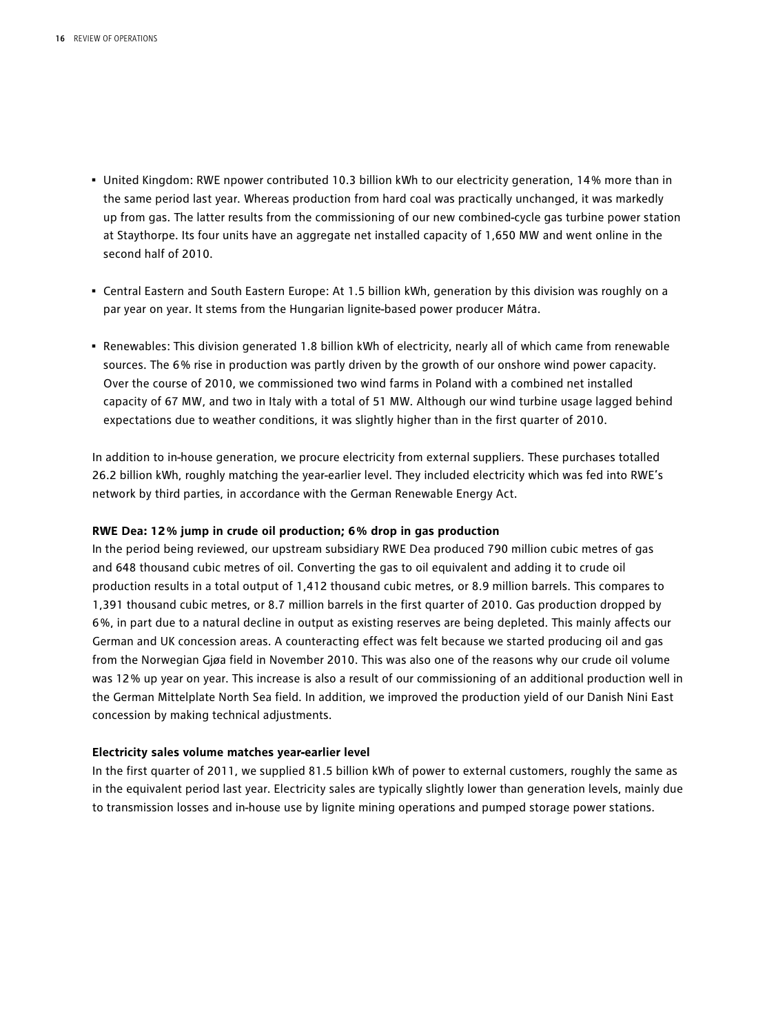- United Kingdom: RWE npower contributed 10.3 billion kWh to our electricity generation, 14% more than in the same period last year. Whereas production from hard coal was practically unchanged, it was markedly up from gas. The latter results from the commissioning of our new combined-cycle gas turbine power station at Staythorpe. Its four units have an aggregate net installed capacity of 1,650 MW and went online in the second half of 2010.

- Central Eastern and South Eastern Europe: At 1.5 billion kWh, generation by this division was roughly on a par year on year. It stems from the Hungarian lignite-based power producer Mátra.

- Renewables: This division generated 1.8 billion kWh of electricity, nearly all of which came from renewable sources. The 6% rise in production was partly driven by the growth of our onshore wind power capacity. Over the course of 2010, we commissioned two wind farms in Poland with a combined net installed capacity of 67 MW, and two in Italy with a total of 51 MW. Although our wind turbine usage lagged behind expectations due to weather conditions, it was slightly higher than in the first quarter of 2010.

In addition to in-house generation, we procure electricity from external suppliers. These purchases totalled 26.2 billion kWh, roughly matching the year-earlier level. They included electricity which was fed into RWE's network by third parties, in accordance with the German Renewable Energy Act.

**RWE Dea: 12% jump in crude oil production; 6% drop in gas production**

In the period being reviewed, our upstream subsidiary RWE Dea produced 790 million cubic metres of gas and 648 thousand cubic metres of oil. Converting the gas to oil equivalent and adding it to crude oil production results in a total output of 1,412 thousand cubic metres, or 8.9 million barrels. This compares to 1,391 thousand cubic metres, or 8.7 million barrels in the first quarter of 2010. Gas production dropped by 6%, in part due to a natural decline in output as existing reserves are being depleted. This mainly affects our German and UK concession areas. A counteracting effect was felt because we started producing oil and gas from the Norwegian Gjøa field in November 2010. This was also one of the reasons why our crude oil volume was 12% up year on year. This increase is also a result of our commissioning of an additional production well in the German Mittelplate North Sea field. In addition, we improved the production yield of our Danish Nini East concession by making technical adjustments.

**Electricity sales volume matches year-earlier level**

In the first quarter of 2011, we supplied 81.5 billion kWh of power to external customers, roughly the same as in the equivalent period last year. Electricity sales are typically slightly lower than generation levels, mainly due to transmission losses and in-house use by lignite mining operations and pumped storage power stations.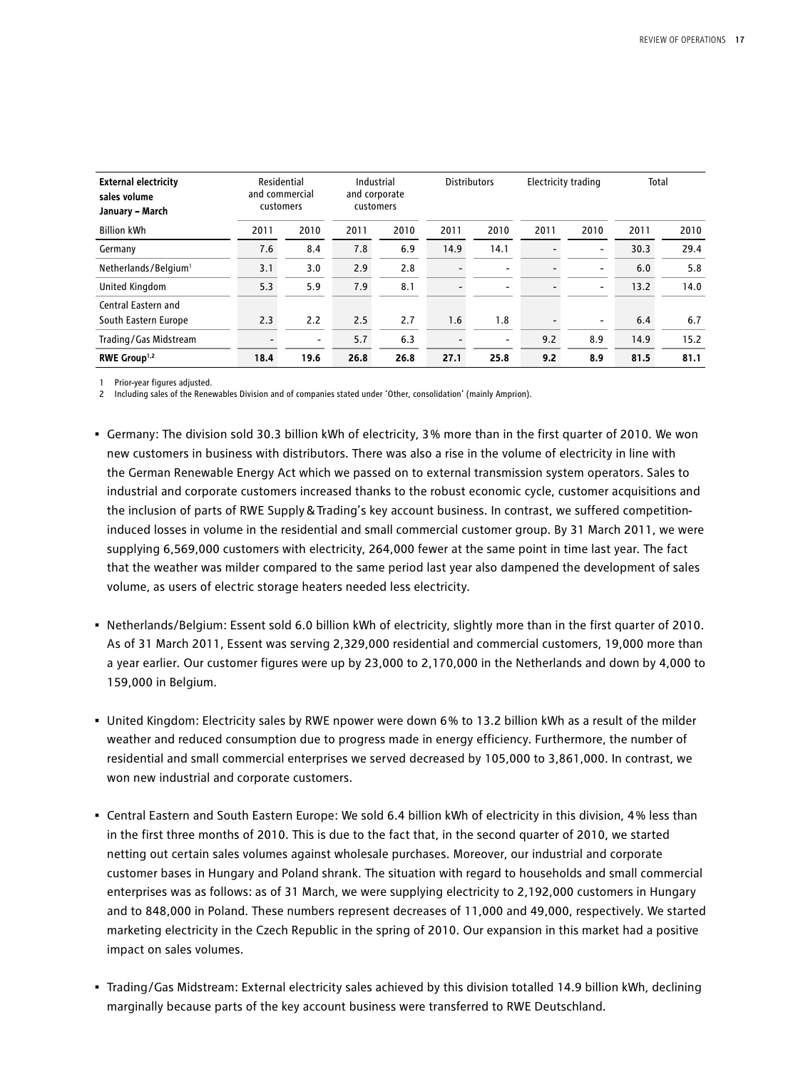| **External electricity sales volume January – March** | Residential and commercial customers | | Industrial and corporate customers | | Distributors | | Electricity trading | | Total | |
|---|---|---|---|---|---|---|---|---|---|---|
| Billion kWh | 2011 | 2010 | 2011 | 2010 | 2011 | 2010 | 2011 | 2010 | 2011 | 2010 |
| Germany | 7.6 | 8.4 | 7.8 | 6.9 | 14.9 | 14.1 | - | - | 30.3 | 29.4 |
| Netherlands/Belgium[1] | 3.1 | 3.0 | 2.9 | 2.8 | - | - | - | - | 6.0 | 5.8 |
| United Kingdom | 5.3 | 5.9 | 7.9 | 8.1 | - | - | - | - | 13.2 | 14.0 |
| Central Eastern and South Eastern Europe | 2.3 | 2.2 | 2.5 | 2.7 | 1.6 | 1.8 | - | - | 6.4 | 6.7 |
| Trading/Gas Midstream | - | - | 5.7 | 6.3 | - | - | 9.2 | 8.9 | 14.9 | 15.2 |
| **RWE Group[1,2]** | **18.4** | **19.6** | **26.8** | **26.8** | **27.1** | **25.8** | **9.2** | **8.9** | **81.5** | **81.1** |

1 Prior-year figures adjusted.
2 Including sales of the Renewables Division and of companies stated under 'Other, consolidation' (mainly Amprion).

- Germany: The division sold 30.3 billion kWh of electricity, 3% more than in the first quarter of 2010. We won new customers in business with distributors. There was also a rise in the volume of electricity in line with the German Renewable Energy Act which we passed on to external transmission system operators. Sales to industrial and corporate customers increased thanks to the robust economic cycle, customer acquisitions and the inclusion of parts of RWE Supply & Trading's key account business. In contrast, we suffered competition-induced losses in volume in the residential and small commercial customer group. By 31 March 2011, we were supplying 6,569,000 customers with electricity, 264,000 fewer at the same point in time last year. The fact that the weather was milder compared to the same period last year also dampened the development of sales volume, as users of electric storage heaters needed less electricity.

- Netherlands/Belgium: Essent sold 6.0 billion kWh of electricity, slightly more than in the first quarter of 2010. As of 31 March 2011, Essent was serving 2,329,000 residential and commercial customers, 19,000 more than a year earlier. Our customer figures were up by 23,000 to 2,170,000 in the Netherlands and down by 4,000 to 159,000 in Belgium.

- United Kingdom: Electricity sales by RWE npower were down 6% to 13.2 billion kWh as a result of the milder weather and reduced consumption due to progress made in energy efficiency. Furthermore, the number of residential and small commercial enterprises we served decreased by 105,000 to 3,861,000. In contrast, we won new industrial and corporate customers.

- Central Eastern and South Eastern Europe: We sold 6.4 billion kWh of electricity in this division, 4% less than in the first three months of 2010. This is due to the fact that, in the second quarter of 2010, we started netting out certain sales volumes against wholesale purchases. Moreover, our industrial and corporate customer bases in Hungary and Poland shrank. The situation with regard to households and small commercial enterprises was as follows: as of 31 March, we were supplying electricity to 2,192,000 customers in Hungary and to 848,000 in Poland. These numbers represent decreases of 11,000 and 49,000, respectively. We started marketing electricity in the Czech Republic in the spring of 2010. Our expansion in this market had a positive impact on sales volumes.

- Trading/Gas Midstream: External electricity sales achieved by this division totalled 14.9 billion kWh, declining marginally because parts of the key account business were transferred to RWE Deutschland.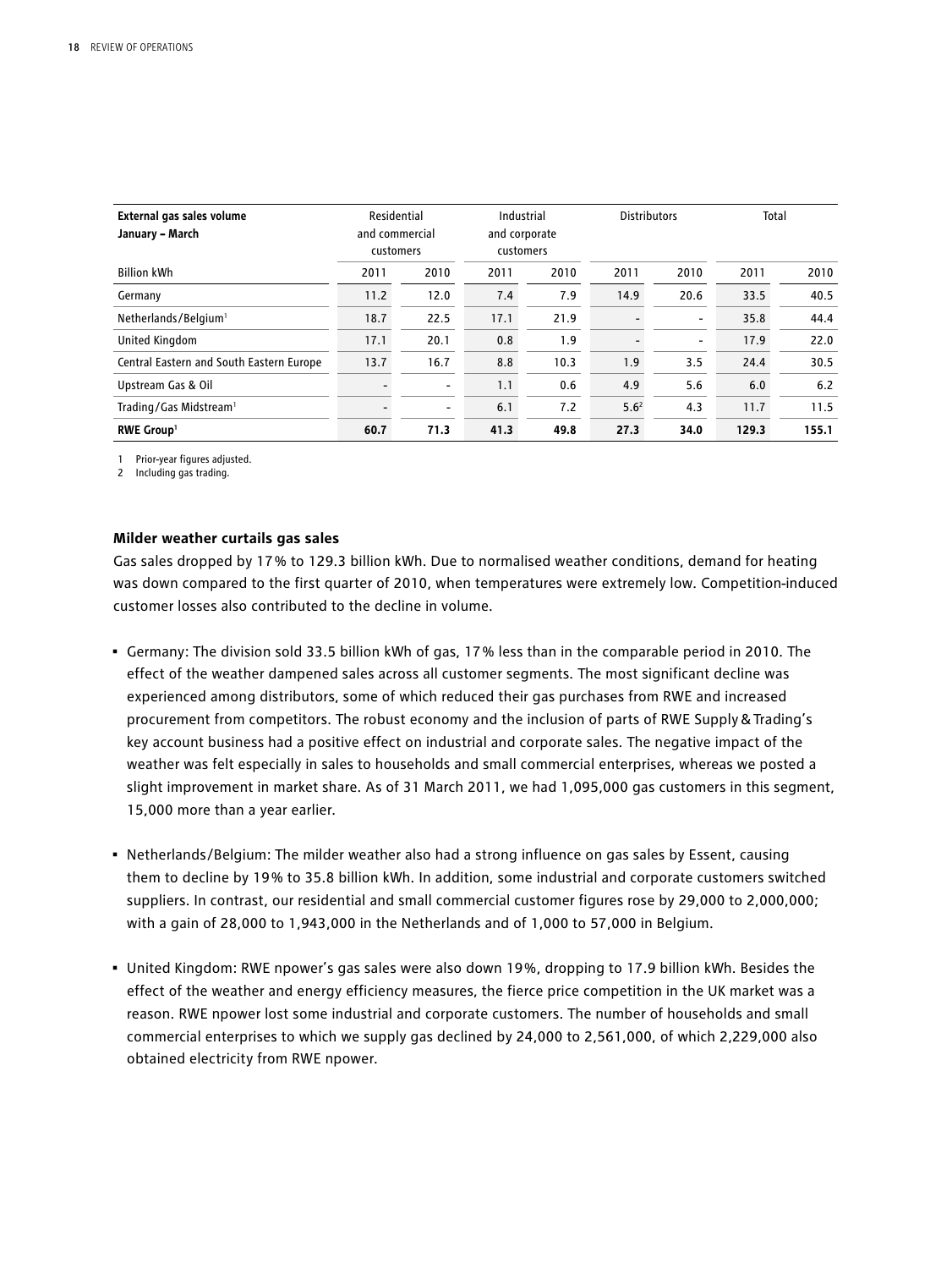| **External gas sales volume January – March** | Residential and commercial customers | | Industrial and corporate customers | | Distributors | | Total | |
|---|---|---|---|---|---|---|---|---|
| Billion kWh | 2011 | 2010 | 2011 | 2010 | 2011 | 2010 | 2011 | 2010 |
| Germany | 11.2 | 12.0 | 7.4 | 7.9 | 14.9 | 20.6 | 33.5 | 40.5 |
| Netherlands/Belgium[1] | 18.7 | 22.5 | 17.1 | 21.9 | - | - | 35.8 | 44.4 |
| United Kingdom | 17.1 | 20.1 | 0.8 | 1.9 | - | - | 17.9 | 22.0 |
| Central Eastern and South Eastern Europe | 13.7 | 16.7 | 8.8 | 10.3 | 1.9 | 3.5 | 24.4 | 30.5 |
| Upstream Gas & Oil | - | - | 1.1 | 0.6 | 4.9 | 5.6 | 6.0 | 6.2 |
| Trading/Gas Midstream[1] | - | - | 6.1 | 7.2 | 5.6[2] | 4.3 | 11.7 | 11.5 |
| **RWE Group**[1] | **60.7** | **71.3** | **41.3** | **49.8** | **27.3** | **34.0** | **129.3** | **155.1** |

1 Prior-year figures adjusted.
2 Including gas trading.

**Milder weather curtails gas sales**

Gas sales dropped by 17 % to 129.3 billion kWh. Due to normalised weather conditions, demand for heating was down compared to the first quarter of 2010, when temperatures were extremely low. Competition-induced customer losses also contributed to the decline in volume.

- Germany: The division sold 33.5 billion kWh of gas, 17 % less than in the comparable period in 2010. The effect of the weather dampened sales across all customer segments. The most significant decline was experienced among distributors, some of which reduced their gas purchases from RWE and increased procurement from competitors. The robust economy and the inclusion of parts of RWE Supply & Trading's key account business had a positive effect on industrial and corporate sales. The negative impact of the weather was felt especially in sales to households and small commercial enterprises, whereas we posted a slight improvement in market share. As of 31 March 2011, we had 1,095,000 gas customers in this segment, 15,000 more than a year earlier.

- Netherlands/Belgium: The milder weather also had a strong influence on gas sales by Essent, causing them to decline by 19% to 35.8 billion kWh. In addition, some industrial and corporate customers switched suppliers. In contrast, our residential and small commercial customer figures rose by 29,000 to 2,000,000; with a gain of 28,000 to 1,943,000 in the Netherlands and of 1,000 to 57,000 in Belgium.

- United Kingdom: RWE npower's gas sales were also down 19%, dropping to 17.9 billion kWh. Besides the effect of the weather and energy efficiency measures, the fierce price competition in the UK market was a reason. RWE npower lost some industrial and corporate customers. The number of households and small commercial enterprises to which we supply gas declined by 24,000 to 2,561,000, of which 2,229,000 also obtained electricity from RWE npower.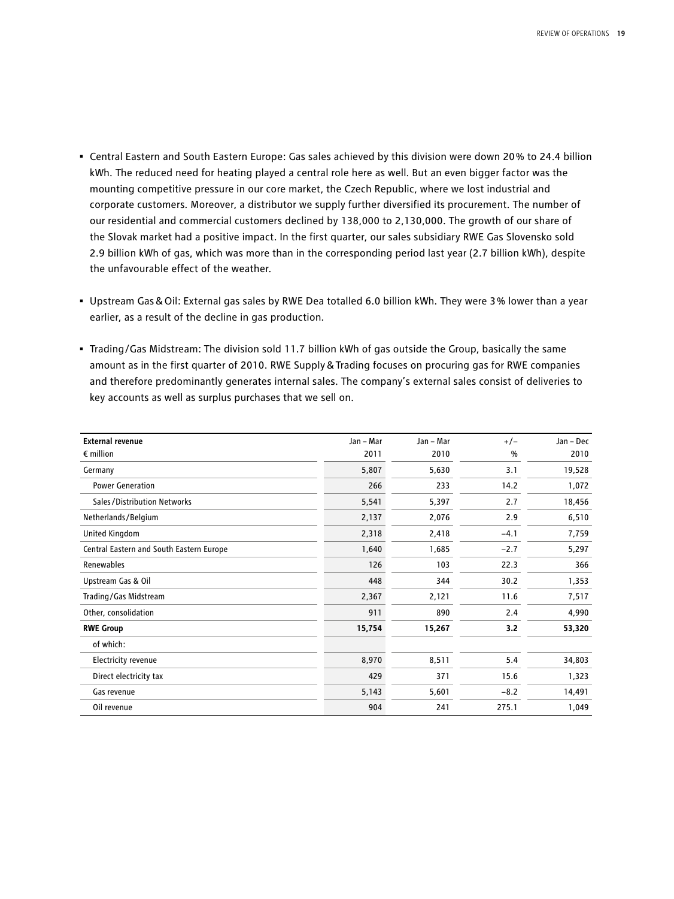- Central Eastern and South Eastern Europe: Gas sales achieved by this division were down 20% to 24.4 billion kWh. The reduced need for heating played a central role here as well. But an even bigger factor was the mounting competitive pressure in our core market, the Czech Republic, where we lost industrial and corporate customers. Moreover, a distributor we supply further diversified its procurement. The number of our residential and commercial customers declined by 138,000 to 2,130,000. The growth of our share of the Slovak market had a positive impact. In the first quarter, our sales subsidiary RWE Gas Slovensko sold 2.9 billion kWh of gas, which was more than in the corresponding period last year (2.7 billion kWh), despite the unfavourable effect of the weather.

- Upstream Gas & Oil: External gas sales by RWE Dea totalled 6.0 billion kWh. They were 3% lower than a year earlier, as a result of the decline in gas production.

- Trading/Gas Midstream: The division sold 11.7 billion kWh of gas outside the Group, basically the same amount as in the first quarter of 2010. RWE Supply & Trading focuses on procuring gas for RWE companies and therefore predominantly generates internal sales. The company's external sales consist of deliveries to key accounts as well as surplus purchases that we sell on.

| **External revenue** € million | Jan – Mar 2011 | Jan – Mar 2010 | +/– % | Jan – Dec 2010 |
|---|---|---|---|---|
| Germany | 5,807 | 5,630 | 3.1 | 19,528 |
| Power Generation | 266 | 233 | 14.2 | 1,072 |
| Sales/Distribution Networks | 5,541 | 5,397 | 2.7 | 18,456 |
| Netherlands/Belgium | 2,137 | 2,076 | 2.9 | 6,510 |
| United Kingdom | 2,318 | 2,418 | –4.1 | 7,759 |
| Central Eastern and South Eastern Europe | 1,640 | 1,685 | –2.7 | 5,297 |
| Renewables | 126 | 103 | 22.3 | 366 |
| Upstream Gas & Oil | 448 | 344 | 30.2 | 1,353 |
| Trading/Gas Midstream | 2,367 | 2,121 | 11.6 | 7,517 |
| Other, consolidation | 911 | 890 | 2.4 | 4,990 |
| **RWE Group** | **15,754** | **15,267** | **3.2** | **53,320** |
| of which: | | | | |
| Electricity revenue | 8,970 | 8,511 | 5.4 | 34,803 |
| Direct electricity tax | 429 | 371 | 15.6 | 1,323 |
| Gas revenue | 5,143 | 5,601 | –8.2 | 14,491 |
| Oil revenue | 904 | 241 | 275.1 | 1,049 |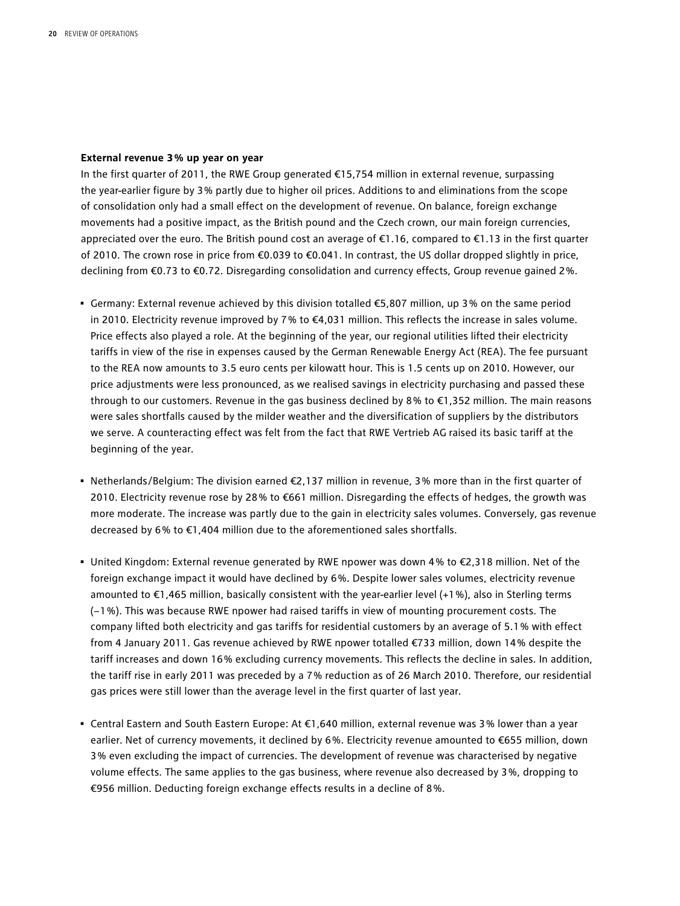**External revenue 3% up year on year**

In the first quarter of 2011, the RWE Group generated €15,754 million in external revenue, surpassing the year-earlier figure by 3% partly due to higher oil prices. Additions to and eliminations from the scope of consolidation only had a small effect on the development of revenue. On balance, foreign exchange movements had a positive impact, as the British pound and the Czech crown, our main foreign currencies, appreciated over the euro. The British pound cost an average of €1.16, compared to €1.13 in the first quarter of 2010. The crown rose in price from €0.039 to €0.041. In contrast, the US dollar dropped slightly in price, declining from €0.73 to €0.72. Disregarding consolidation and currency effects, Group revenue gained 2%.

- Germany: External revenue achieved by this division totalled €5,807 million, up 3% on the same period in 2010. Electricity revenue improved by 7% to €4,031 million. This reflects the increase in sales volume. Price effects also played a role. At the beginning of the year, our regional utilities lifted their electricity tariffs in view of the rise in expenses caused by the German Renewable Energy Act (REA). The fee pursuant to the REA now amounts to 3.5 euro cents per kilowatt hour. This is 1.5 cents up on 2010. However, our price adjustments were less pronounced, as we realised savings in electricity purchasing and passed these through to our customers. Revenue in the gas business declined by 8% to €1,352 million. The main reasons were sales shortfalls caused by the milder weather and the diversification of suppliers by the distributors we serve. A counteracting effect was felt from the fact that RWE Vertrieb AG raised its basic tariff at the beginning of the year.

- Netherlands/Belgium: The division earned €2,137 million in revenue, 3% more than in the first quarter of 2010. Electricity revenue rose by 28% to €661 million. Disregarding the effects of hedges, the growth was more moderate. The increase was partly due to the gain in electricity sales volumes. Conversely, gas revenue decreased by 6% to €1,404 million due to the aforementioned sales shortfalls.

- United Kingdom: External revenue generated by RWE npower was down 4% to €2,318 million. Net of the foreign exchange impact it would have declined by 6%. Despite lower sales volumes, electricity revenue amounted to €1,465 million, basically consistent with the year-earlier level (+1%), also in Sterling terms (−1%). This was because RWE npower had raised tariffs in view of mounting procurement costs. The company lifted both electricity and gas tariffs for residential customers by an average of 5.1% with effect from 4 January 2011. Gas revenue achieved by RWE npower totalled €733 million, down 14% despite the tariff increases and down 16% excluding currency movements. This reflects the decline in sales. In addition, the tariff rise in early 2011 was preceded by a 7% reduction as of 26 March 2010. Therefore, our residential gas prices were still lower than the average level in the first quarter of last year.

- Central Eastern and South Eastern Europe: At €1,640 million, external revenue was 3% lower than a year earlier. Net of currency movements, it declined by 6%. Electricity revenue amounted to €655 million, down 3% even excluding the impact of currencies. The development of revenue was characterised by negative volume effects. The same applies to the gas business, where revenue also decreased by 3%, dropping to €956 million. Deducting foreign exchange effects results in a decline of 8%.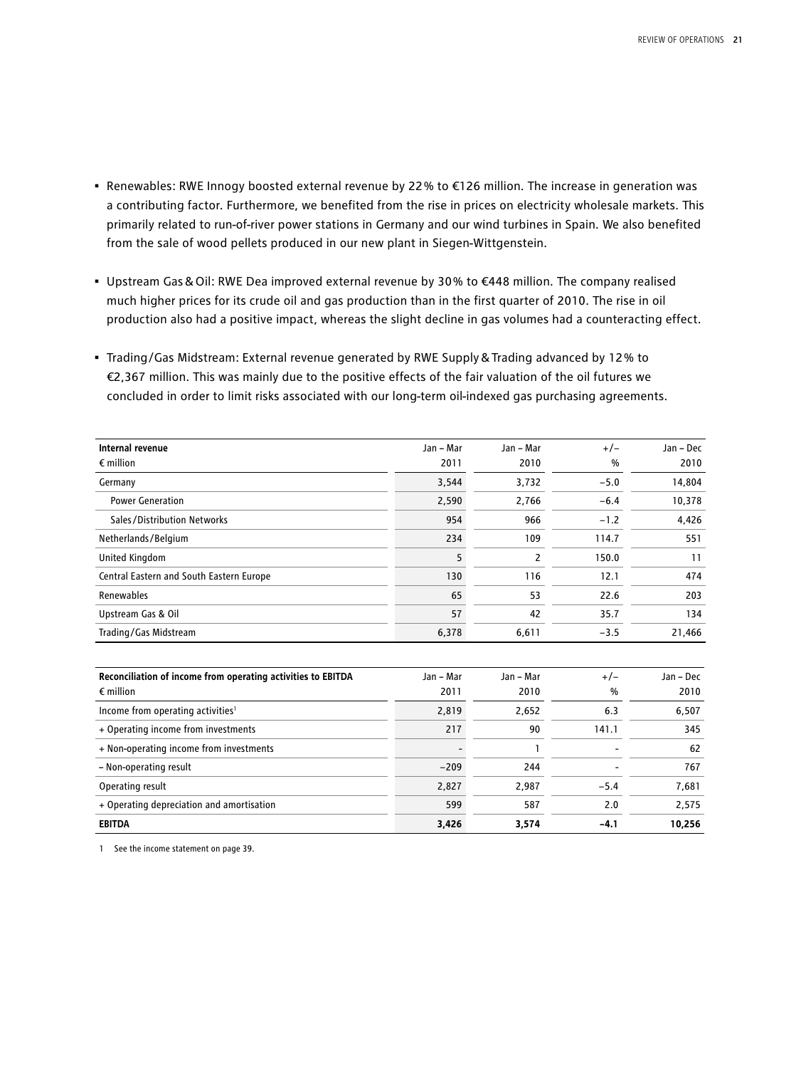- Renewables: RWE Innogy boosted external revenue by 22% to €126 million. The increase in generation was a contributing factor. Furthermore, we benefited from the rise in prices on electricity wholesale markets. This primarily related to run-of-river power stations in Germany and our wind turbines in Spain. We also benefited from the sale of wood pellets produced in our new plant in Siegen-Wittgenstein.
- Upstream Gas & Oil: RWE Dea improved external revenue by 30% to €448 million. The company realised much higher prices for its crude oil and gas production than in the first quarter of 2010. The rise in oil production also had a positive impact, whereas the slight decline in gas volumes had a counteracting effect.
- Trading/Gas Midstream: External revenue generated by RWE Supply & Trading advanced by 12% to €2,367 million. This was mainly due to the positive effects of the fair valuation of the oil futures we concluded in order to limit risks associated with our long-term oil-indexed gas purchasing agreements.

| **Internal revenue** € million | Jan – Mar 2011 | Jan – Mar 2010 | +/– % | Jan – Dec 2010 |
|---|---|---|---|---|
| Germany | 3,544 | 3,732 | −5.0 | 14,804 |
| Power Generation | 2,590 | 2,766 | −6.4 | 10,378 |
| Sales/Distribution Networks | 954 | 966 | −1.2 | 4,426 |
| Netherlands/Belgium | 234 | 109 | 114.7 | 551 |
| United Kingdom | 5 | 2 | 150.0 | 11 |
| Central Eastern and South Eastern Europe | 130 | 116 | 12.1 | 474 |
| Renewables | 65 | 53 | 22.6 | 203 |
| Upstream Gas & Oil | 57 | 42 | 35.7 | 134 |
| Trading/Gas Midstream | 6,378 | 6,611 | −3.5 | 21,466 |

| **Reconciliation of income from operating activities to EBITDA** € million | Jan – Mar 2011 | Jan – Mar 2010 | +/– % | Jan – Dec 2010 |
|---|---|---|---|---|
| Income from operating activities[1] | 2,819 | 2,652 | 6.3 | 6,507 |
| + Operating income from investments | 217 | 90 | 141.1 | 345 |
| + Non-operating income from investments | - | 1 | - | 62 |
| – Non-operating result | −209 | 244 | - | 767 |
| Operating result | 2,827 | 2,987 | −5.4 | 7,681 |
| + Operating depreciation and amortisation | 599 | 587 | 2.0 | 2,575 |
| **EBITDA** | **3,426** | **3,574** | **−4.1** | **10,256** |

1 See the income statement on page 39.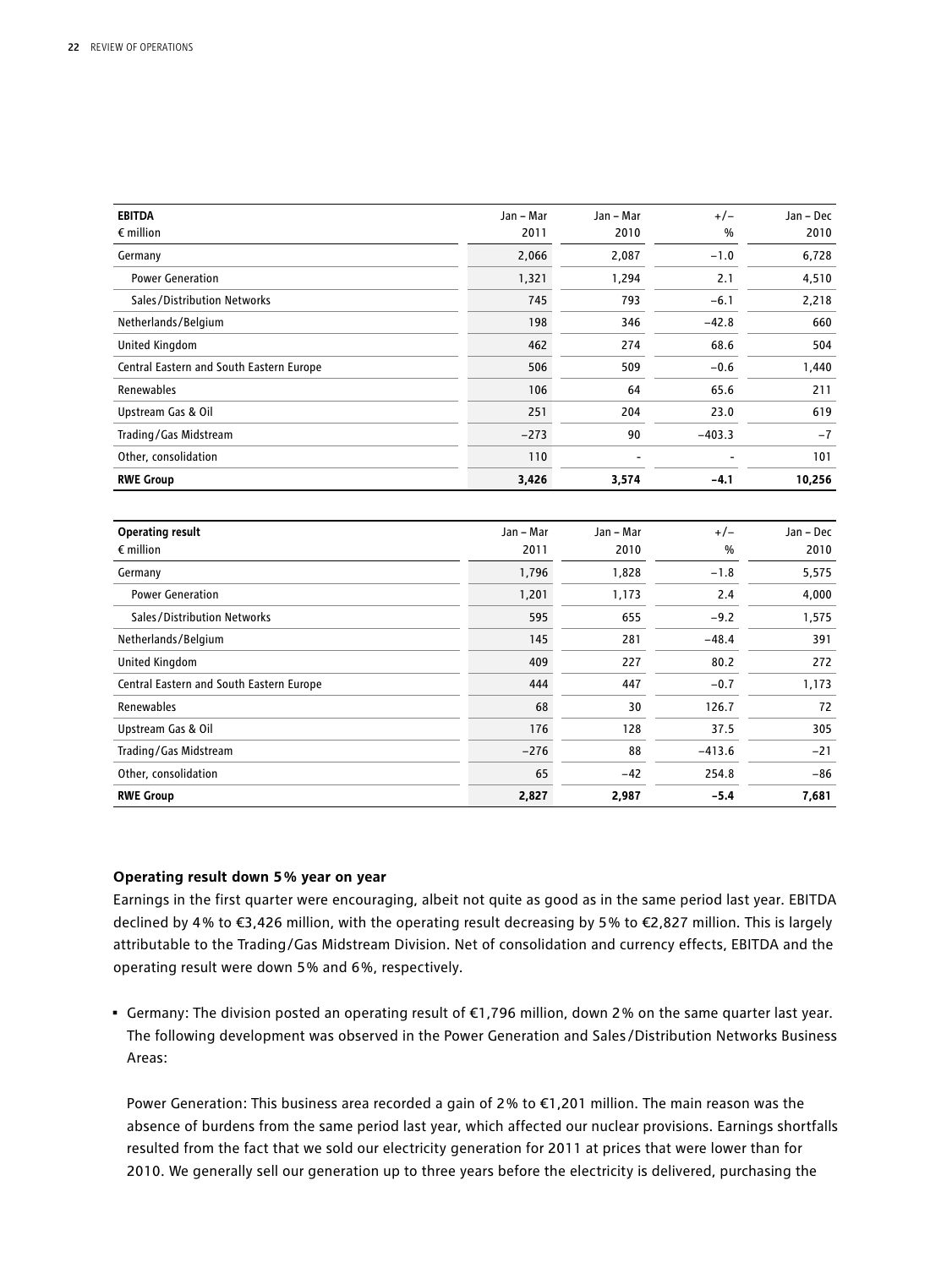| EBITDA<br>€ million | Jan – Mar<br>2011 | Jan – Mar<br>2010 | +/–<br>% | Jan – Dec<br>2010 |
|---|---|---|---|---|
| Germany | 2,066 | 2,087 | –1.0 | 6,728 |
| Power Generation | 1,321 | 1,294 | 2.1 | 4,510 |
| Sales/Distribution Networks | 745 | 793 | –6.1 | 2,218 |
| Netherlands/Belgium | 198 | 346 | –42.8 | 660 |
| United Kingdom | 462 | 274 | 68.6 | 504 |
| Central Eastern and South Eastern Europe | 506 | 509 | –0.6 | 1,440 |
| Renewables | 106 | 64 | 65.6 | 211 |
| Upstream Gas & Oil | 251 | 204 | 23.0 | 619 |
| Trading/Gas Midstream | –273 | 90 | –403.3 | –7 |
| Other, consolidation | 110 | - | - | 101 |
| **RWE Group** | **3,426** | **3,574** | **–4.1** | **10,256** |

| Operating result<br>€ million | Jan – Mar<br>2011 | Jan – Mar<br>2010 | +/–<br>% | Jan – Dec<br>2010 |
|---|---|---|---|---|
| Germany | 1,796 | 1,828 | –1.8 | 5,575 |
| Power Generation | 1,201 | 1,173 | 2.4 | 4,000 |
| Sales/Distribution Networks | 595 | 655 | –9.2 | 1,575 |
| Netherlands/Belgium | 145 | 281 | –48.4 | 391 |
| United Kingdom | 409 | 227 | 80.2 | 272 |
| Central Eastern and South Eastern Europe | 444 | 447 | –0.7 | 1,173 |
| Renewables | 68 | 30 | 126.7 | 72 |
| Upstream Gas & Oil | 176 | 128 | 37.5 | 305 |
| Trading/Gas Midstream | –276 | 88 | –413.6 | –21 |
| Other, consolidation | 65 | –42 | 254.8 | –86 |
| **RWE Group** | **2,827** | **2,987** | **–5.4** | **7,681** |

**Operating result down 5% year on year**

Earnings in the first quarter were encouraging, albeit not quite as good as in the same period last year. EBITDA declined by 4% to €3,426 million, with the operating result decreasing by 5% to €2,827 million. This is largely attributable to the Trading/Gas Midstream Division. Net of consolidation and currency effects, EBITDA and the operating result were down 5% and 6%, respectively.

- Germany: The division posted an operating result of €1,796 million, down 2% on the same quarter last year. The following development was observed in the Power Generation and Sales/Distribution Networks Business Areas:

  Power Generation: This business area recorded a gain of 2% to €1,201 million. The main reason was the absence of burdens from the same period last year, which affected our nuclear provisions. Earnings shortfalls resulted from the fact that we sold our electricity generation for 2011 at prices that were lower than for 2010. We generally sell our generation up to three years before the electricity is delivered, purchasing the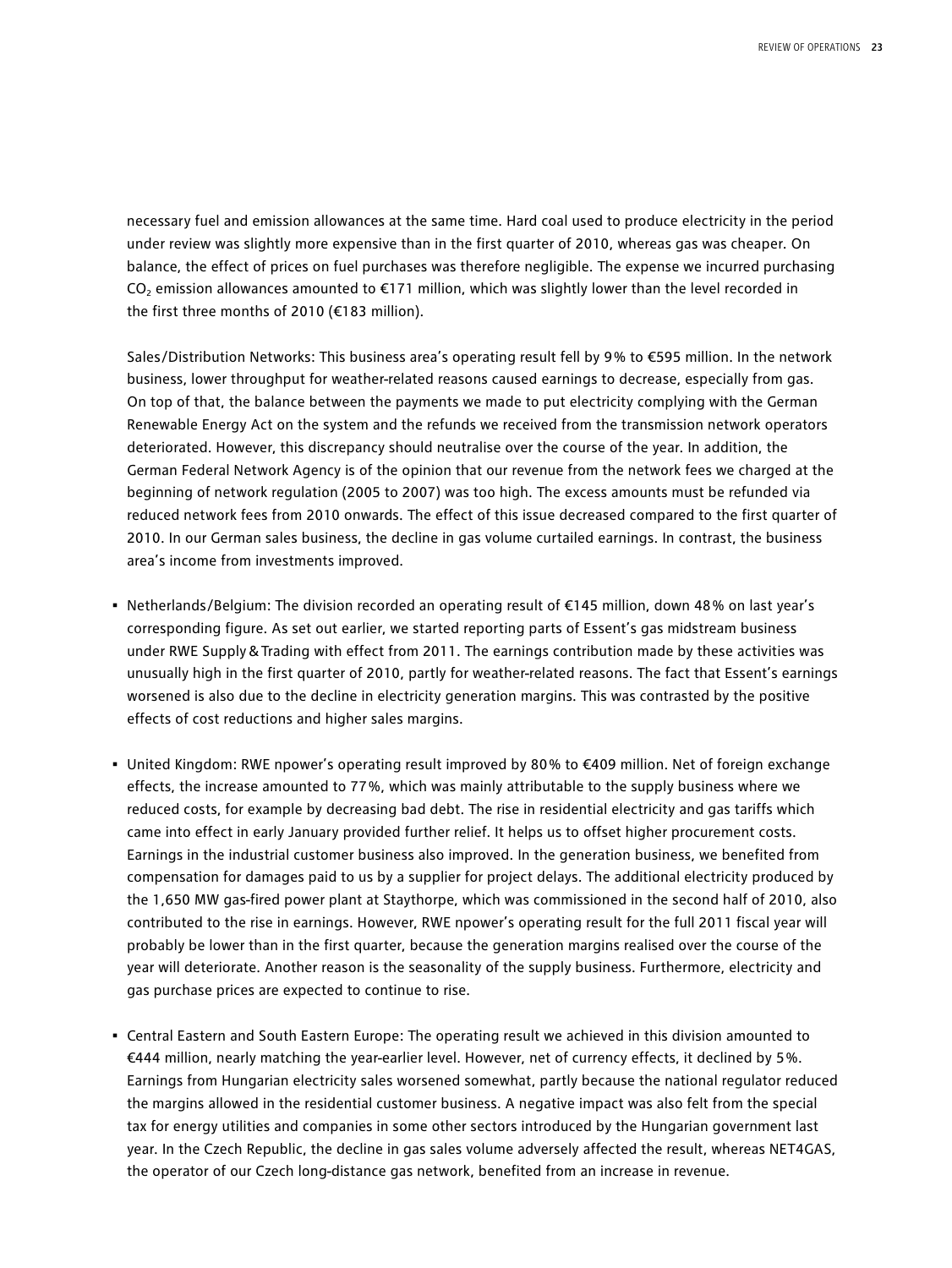necessary fuel and emission allowances at the same time. Hard coal used to produce electricity in the period under review was slightly more expensive than in the first quarter of 2010, whereas gas was cheaper. On balance, the effect of prices on fuel purchases was therefore negligible. The expense we incurred purchasing $CO_2$ emission allowances amounted to €171 million, which was slightly lower than the level recorded in the first three months of 2010 (€183 million).

Sales/Distribution Networks: This business area's operating result fell by 9% to €595 million. In the network business, lower throughput for weather-related reasons caused earnings to decrease, especially from gas. On top of that, the balance between the payments we made to put electricity complying with the German Renewable Energy Act on the system and the refunds we received from the transmission network operators deteriorated. However, this discrepancy should neutralise over the course of the year. In addition, the German Federal Network Agency is of the opinion that our revenue from the network fees we charged at the beginning of network regulation (2005 to 2007) was too high. The excess amounts must be refunded via reduced network fees from 2010 onwards. The effect of this issue decreased compared to the first quarter of 2010. In our German sales business, the decline in gas volume curtailed earnings. In contrast, the business area's income from investments improved.

- Netherlands/Belgium: The division recorded an operating result of €145 million, down 48% on last year's corresponding figure. As set out earlier, we started reporting parts of Essent's gas midstream business under RWE Supply & Trading with effect from 2011. The earnings contribution made by these activities was unusually high in the first quarter of 2010, partly for weather-related reasons. The fact that Essent's earnings worsened is also due to the decline in electricity generation margins. This was contrasted by the positive effects of cost reductions and higher sales margins.

- United Kingdom: RWE npower's operating result improved by 80% to €409 million. Net of foreign exchange effects, the increase amounted to 77%, which was mainly attributable to the supply business where we reduced costs, for example by decreasing bad debt. The rise in residential electricity and gas tariffs which came into effect in early January provided further relief. It helps us to offset higher procurement costs. Earnings in the industrial customer business also improved. In the generation business, we benefited from compensation for damages paid to us by a supplier for project delays. The additional electricity produced by the 1,650 MW gas-fired power plant at Staythorpe, which was commissioned in the second half of 2010, also contributed to the rise in earnings. However, RWE npower's operating result for the full 2011 fiscal year will probably be lower than in the first quarter, because the generation margins realised over the course of the year will deteriorate. Another reason is the seasonality of the supply business. Furthermore, electricity and gas purchase prices are expected to continue to rise.

- Central Eastern and South Eastern Europe: The operating result we achieved in this division amounted to €444 million, nearly matching the year-earlier level. However, net of currency effects, it declined by 5%. Earnings from Hungarian electricity sales worsened somewhat, partly because the national regulator reduced the margins allowed in the residential customer business. A negative impact was also felt from the special tax for energy utilities and companies in some other sectors introduced by the Hungarian government last year. In the Czech Republic, the decline in gas sales volume adversely affected the result, whereas NET4GAS, the operator of our Czech long-distance gas network, benefited from an increase in revenue.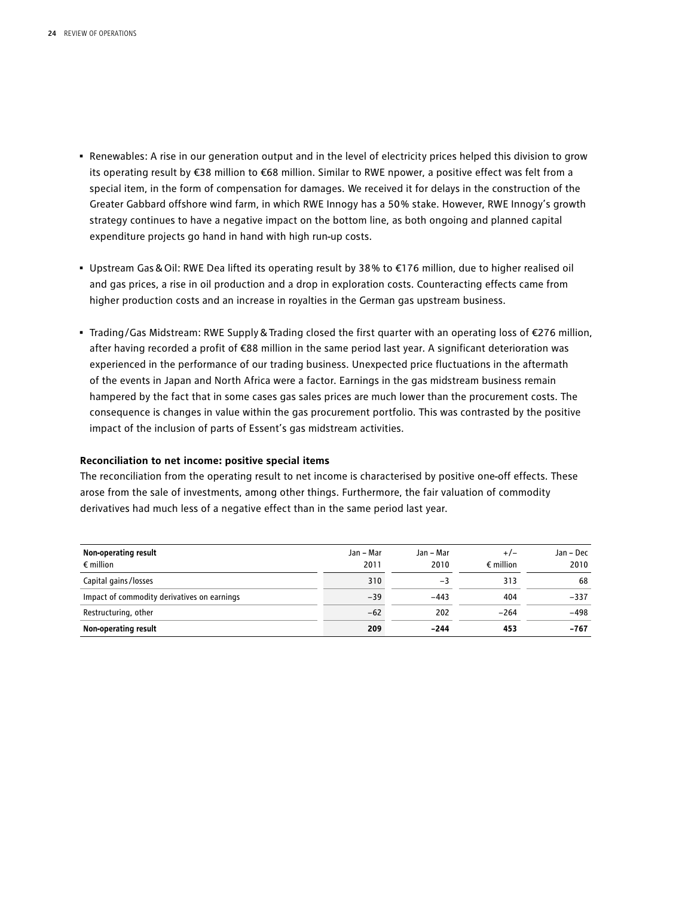- Renewables: A rise in our generation output and in the level of electricity prices helped this division to grow its operating result by €38 million to €68 million. Similar to RWE npower, a positive effect was felt from a special item, in the form of compensation for damages. We received it for delays in the construction of the Greater Gabbard offshore wind farm, in which RWE Innogy has a 50% stake. However, RWE Innogy's growth strategy continues to have a negative impact on the bottom line, as both ongoing and planned capital expenditure projects go hand in hand with high run-up costs.
- Upstream Gas & Oil: RWE Dea lifted its operating result by 38% to €176 million, due to higher realised oil and gas prices, a rise in oil production and a drop in exploration costs. Counteracting effects came from higher production costs and an increase in royalties in the German gas upstream business.
- Trading/Gas Midstream: RWE Supply & Trading closed the first quarter with an operating loss of €276 million, after having recorded a profit of €88 million in the same period last year. A significant deterioration was experienced in the performance of our trading business. Unexpected price fluctuations in the aftermath of the events in Japan and North Africa were a factor. Earnings in the gas midstream business remain hampered by the fact that in some cases gas sales prices are much lower than the procurement costs. The consequence is changes in value within the gas procurement portfolio. This was contrasted by the positive impact of the inclusion of parts of Essent's gas midstream activities.

**Reconciliation to net income: positive special items**

The reconciliation from the operating result to net income is characterised by positive one-off effects. These arose from the sale of investments, among other things. Furthermore, the fair valuation of commodity derivatives had much less of a negative effect than in the same period last year.

| **Non-operating result**<br>€ million | Jan – Mar<br>2011 | Jan – Mar<br>2010 | +/–<br>€ million | Jan – Dec<br>2010 |
|---|---|---|---|---|
| Capital gains/losses | 310 | –3 | 313 | 68 |
| Impact of commodity derivatives on earnings | –39 | –443 | 404 | –337 |
| Restructuring, other | –62 | 202 | –264 | –498 |
| **Non-operating result** | **209** | **–244** | **453** | **–767** |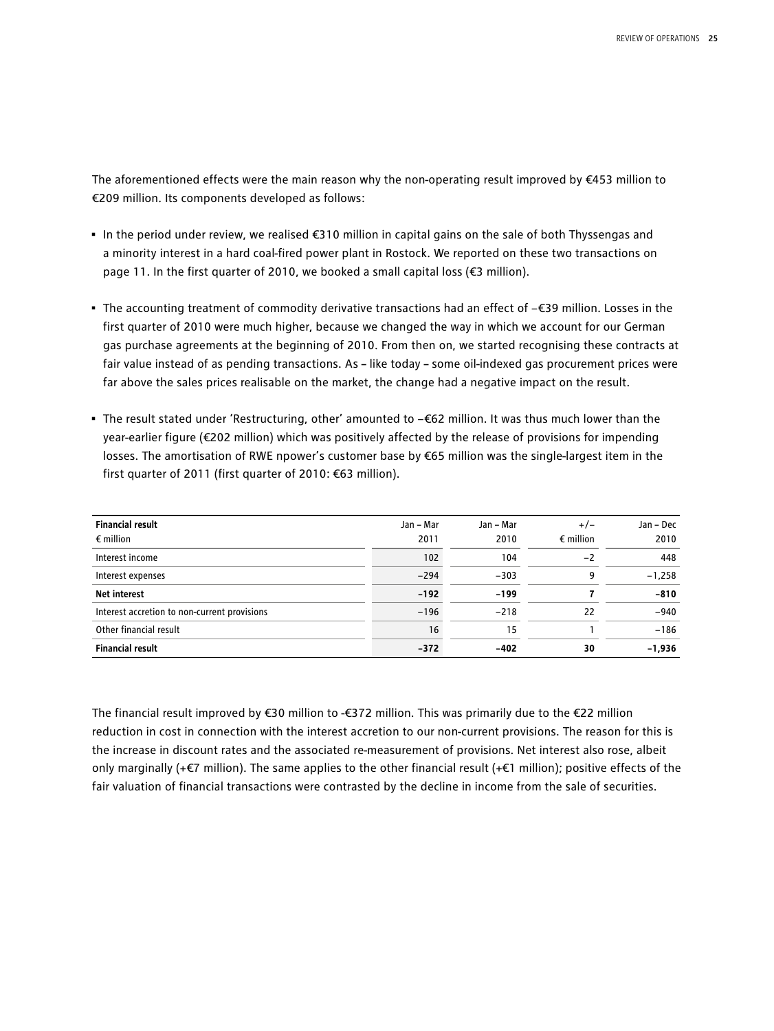The aforementioned effects were the main reason why the non-operating result improved by €453 million to €209 million. Its components developed as follows:

- In the period under review, we realised €310 million in capital gains on the sale of both Thyssengas and a minority interest in a hard coal-fired power plant in Rostock. We reported on these two transactions on page 11. In the first quarter of 2010, we booked a small capital loss (€3 million).
- The accounting treatment of commodity derivative transactions had an effect of –€39 million. Losses in the first quarter of 2010 were much higher, because we changed the way in which we account for our German gas purchase agreements at the beginning of 2010. From then on, we started recognising these contracts at fair value instead of as pending transactions. As – like today – some oil-indexed gas procurement prices were far above the sales prices realisable on the market, the change had a negative impact on the result.
- The result stated under 'Restructuring, other' amounted to –€62 million. It was thus much lower than the year-earlier figure (€202 million) which was positively affected by the release of provisions for impending losses. The amortisation of RWE npower's customer base by €65 million was the single-largest item in the first quarter of 2011 (first quarter of 2010: €63 million).

| **Financial result**<br>€ million | Jan – Mar 2011 | Jan – Mar 2010 | +/– € million | Jan – Dec 2010 |
|---|---|---|---|---|
| Interest income | 102 | 104 | –2 | 448 |
| Interest expenses | –294 | –303 | 9 | –1,258 |
| **Net interest** | **–192** | **–199** | **7** | **–810** |
| Interest accretion to non-current provisions | –196 | –218 | 22 | –940 |
| Other financial result | 16 | 15 | 1 | –186 |
| **Financial result** | **–372** | **–402** | **30** | **–1,936** |

The financial result improved by €30 million to -€372 million. This was primarily due to the €22 million reduction in cost in connection with the interest accretion to our non-current provisions. The reason for this is the increase in discount rates and the associated re-measurement of provisions. Net interest also rose, albeit only marginally (+€7 million). The same applies to the other financial result (+€1 million); positive effects of the fair valuation of financial transactions were contrasted by the decline in income from the sale of securities.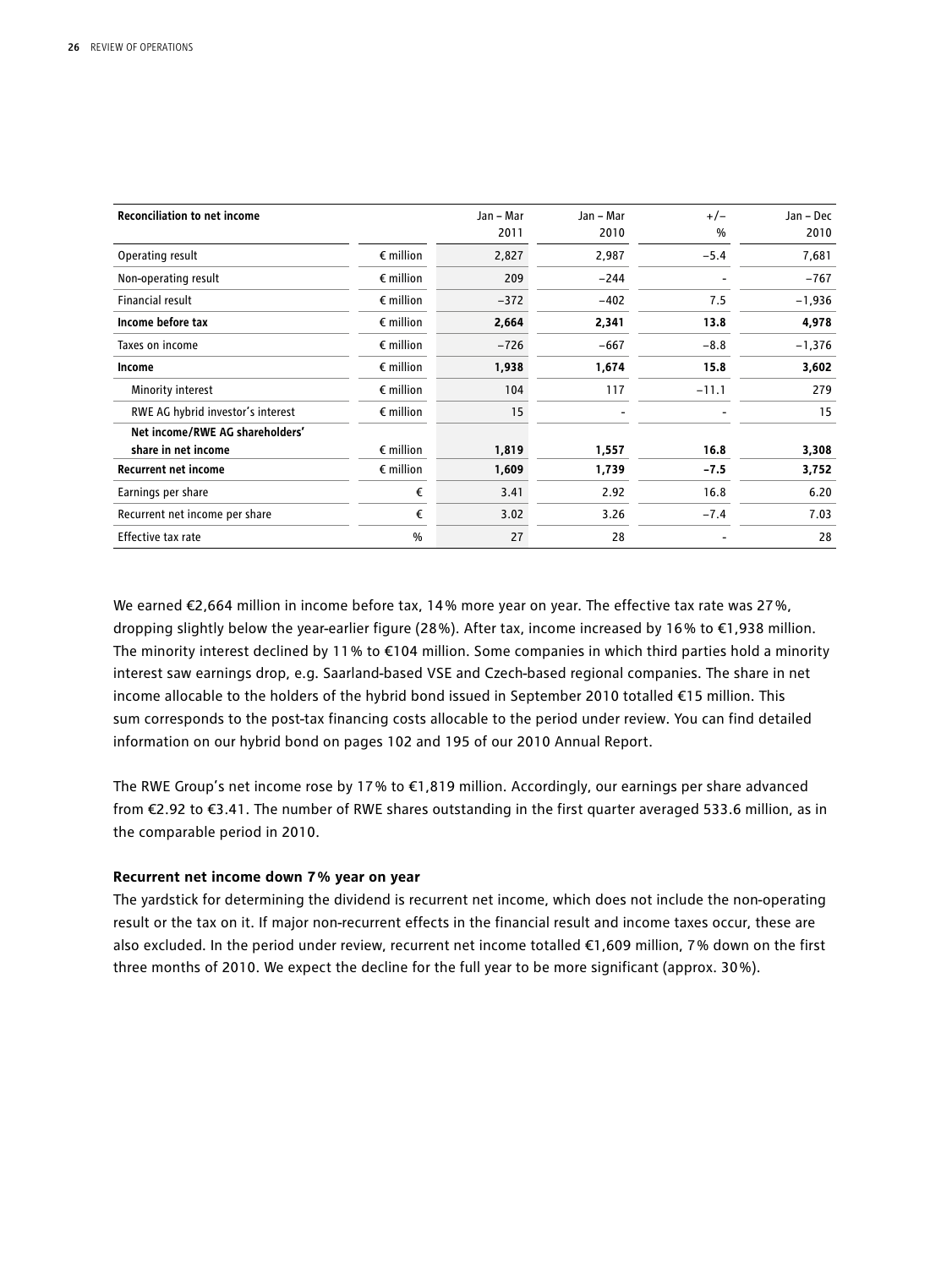| Reconciliation to net income | | Jan – Mar 2011 | Jan – Mar 2010 | +/– % | Jan – Dec 2010 |
|---|---|---|---|---|---|
| Operating result | € million | 2,827 | 2,987 | −5.4 | 7,681 |
| Non-operating result | € million | 209 | −244 | - | −767 |
| Financial result | € million | −372 | −402 | 7.5 | −1,936 |
| **Income before tax** | € million | **2,664** | **2,341** | **13.8** | **4,978** |
| Taxes on income | € million | −726 | −667 | −8.8 | −1,376 |
| **Income** | € million | **1,938** | **1,674** | **15.8** | **3,602** |
| Minority interest | € million | 104 | 117 | −11.1 | 279 |
| RWE AG hybrid investor's interest | € million | 15 | - | - | 15 |
| **Net income/RWE AG shareholders' share in net income** | € million | **1,819** | **1,557** | **16.8** | **3,308** |
| **Recurrent net income** | € million | **1,609** | **1,739** | **−7.5** | **3,752** |
| Earnings per share | € | 3.41 | 2.92 | 16.8 | 6.20 |
| Recurrent net income per share | € | 3.02 | 3.26 | −7.4 | 7.03 |
| Effective tax rate | % | 27 | 28 | - | 28 |

We earned €2,664 million in income before tax, 14% more year on year. The effective tax rate was 27%, dropping slightly below the year-earlier figure (28%). After tax, income increased by 16% to €1,938 million. The minority interest declined by 11% to €104 million. Some companies in which third parties hold a minority interest saw earnings drop, e.g. Saarland-based VSE and Czech-based regional companies. The share in net income allocable to the holders of the hybrid bond issued in September 2010 totalled €15 million. This sum corresponds to the post-tax financing costs allocable to the period under review. You can find detailed information on our hybrid bond on pages 102 and 195 of our 2010 Annual Report.

The RWE Group's net income rose by 17% to €1,819 million. Accordingly, our earnings per share advanced from €2.92 to €3.41. The number of RWE shares outstanding in the first quarter averaged 533.6 million, as in the comparable period in 2010.

**Recurrent net income down 7% year on year**

The yardstick for determining the dividend is recurrent net income, which does not include the non-operating result or the tax on it. If major non-recurrent effects in the financial result and income taxes occur, these are also excluded. In the period under review, recurrent net income totalled €1,609 million, 7% down on the first three months of 2010. We expect the decline for the full year to be more significant (approx. 30%).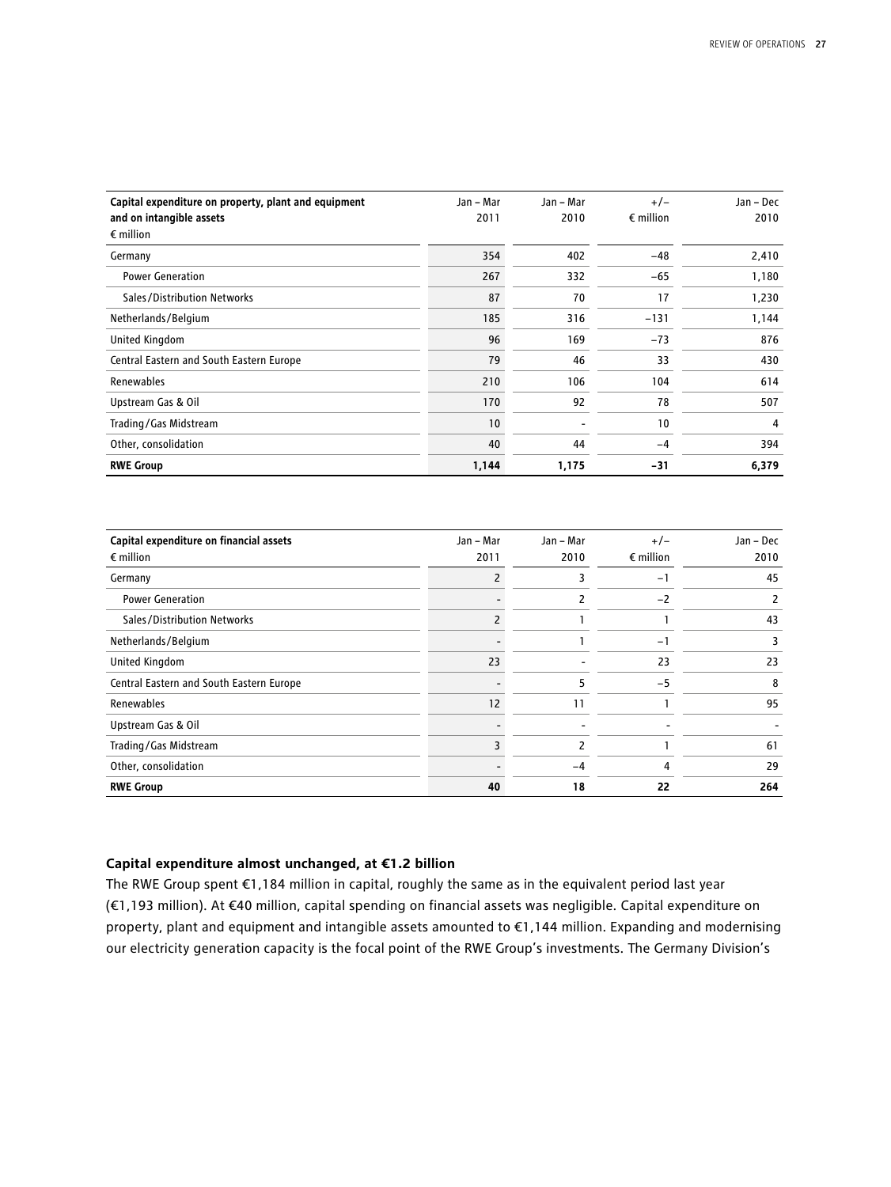| Capital expenditure on property, plant and equipment and on intangible assets<br>€ million | Jan – Mar 2011 | Jan – Mar 2010 | +/– € million | Jan – Dec 2010 |
|---|---|---|---|---|
| Germany | 354 | 402 | –48 | 2,410 |
| Power Generation | 267 | 332 | –65 | 1,180 |
| Sales/Distribution Networks | 87 | 70 | 17 | 1,230 |
| Netherlands/Belgium | 185 | 316 | –131 | 1,144 |
| United Kingdom | 96 | 169 | –73 | 876 |
| Central Eastern and South Eastern Europe | 79 | 46 | 33 | 430 |
| Renewables | 210 | 106 | 104 | 614 |
| Upstream Gas & Oil | 170 | 92 | 78 | 507 |
| Trading/Gas Midstream | 10 | - | 10 | 4 |
| Other, consolidation | 40 | 44 | –4 | 394 |
| **RWE Group** | **1,144** | **1,175** | **–31** | **6,379** |

| Capital expenditure on financial assets<br>€ million | Jan – Mar 2011 | Jan – Mar 2010 | +/– € million | Jan – Dec 2010 |
|---|---|---|---|---|
| Germany | 2 | 3 | –1 | 45 |
| Power Generation | - | 2 | –2 | 2 |
| Sales/Distribution Networks | 2 | 1 | 1 | 43 |
| Netherlands/Belgium | - | 1 | –1 | 3 |
| United Kingdom | 23 | - | 23 | 23 |
| Central Eastern and South Eastern Europe | - | 5 | –5 | 8 |
| Renewables | 12 | 11 | 1 | 95 |
| Upstream Gas & Oil | - | - | - | - |
| Trading/Gas Midstream | 3 | 2 | 1 | 61 |
| Other, consolidation | - | –4 | 4 | 29 |
| **RWE Group** | **40** | **18** | **22** | **264** |

### Capital expenditure almost unchanged, at €1.2 billion

The RWE Group spent €1,184 million in capital, roughly the same as in the equivalent period last year (€1,193 million). At €40 million, capital spending on financial assets was negligible. Capital expenditure on property, plant and equipment and intangible assets amounted to €1,144 million. Expanding and modernising our electricity generation capacity is the focal point of the RWE Group's investments. The Germany Division's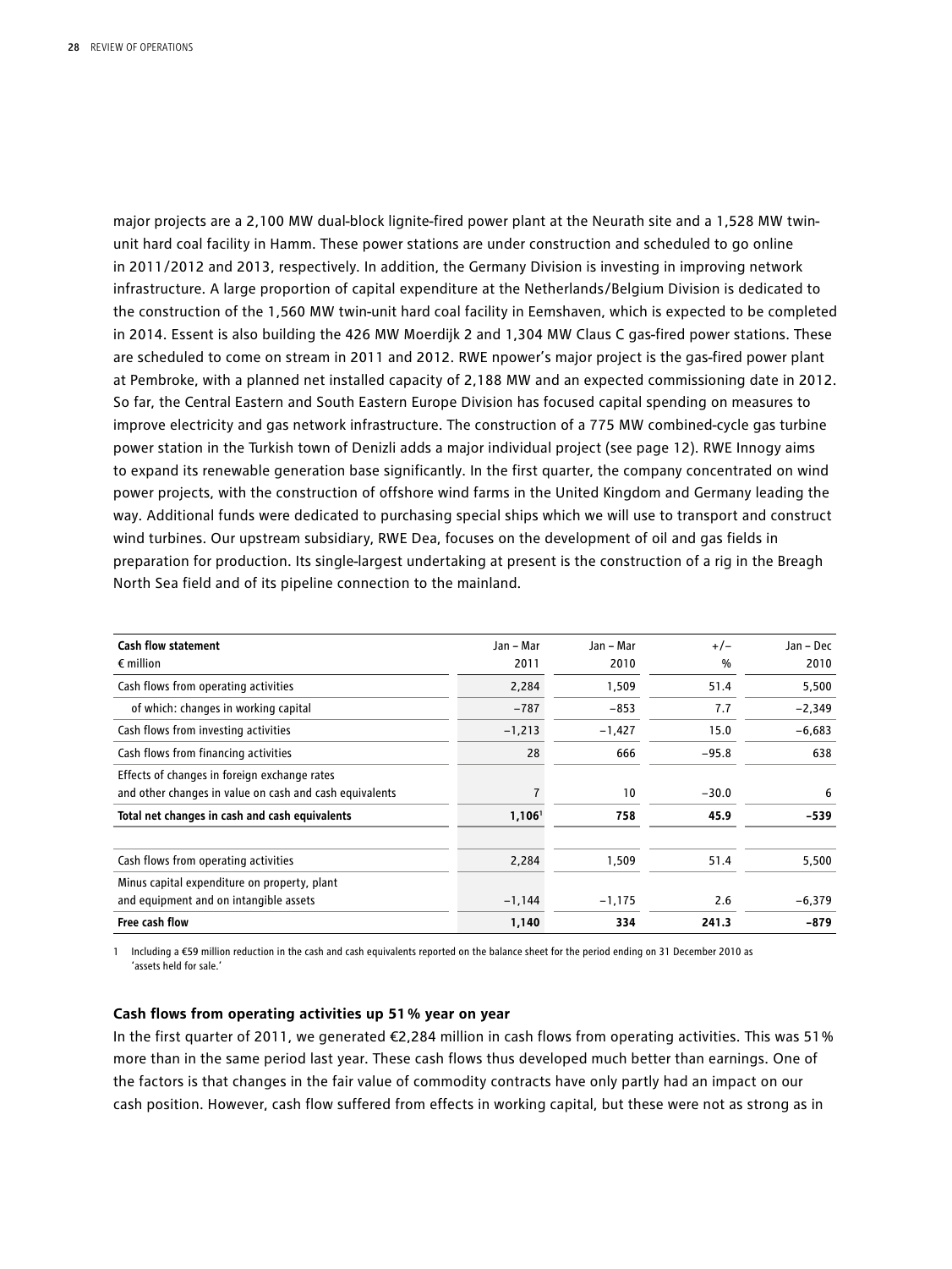major projects are a 2,100 MW dual-block lignite-fired power plant at the Neurath site and a 1,528 MW twin-unit hard coal facility in Hamm. These power stations are under construction and scheduled to go online in 2011/2012 and 2013, respectively. In addition, the Germany Division is investing in improving network infrastructure. A large proportion of capital expenditure at the Netherlands/Belgium Division is dedicated to the construction of the 1,560 MW twin-unit hard coal facility in Eemshaven, which is expected to be completed in 2014. Essent is also building the 426 MW Moerdijk 2 and 1,304 MW Claus C gas-fired power stations. These are scheduled to come on stream in 2011 and 2012. RWE npower's major project is the gas-fired power plant at Pembroke, with a planned net installed capacity of 2,188 MW and an expected commissioning date in 2012. So far, the Central Eastern and South Eastern Europe Division has focused capital spending on measures to improve electricity and gas network infrastructure. The construction of a 775 MW combined-cycle gas turbine power station in the Turkish town of Denizli adds a major individual project (see page 12). RWE Innogy aims to expand its renewable generation base significantly. In the first quarter, the company concentrated on wind power projects, with the construction of offshore wind farms in the United Kingdom and Germany leading the way. Additional funds were dedicated to purchasing special ships which we will use to transport and construct wind turbines. Our upstream subsidiary, RWE Dea, focuses on the development of oil and gas fields in preparation for production. Its single-largest undertaking at present is the construction of a rig in the Breagh North Sea field and of its pipeline connection to the mainland.

| **Cash flow statement**<br>€ million | Jan – Mar<br>2011 | Jan – Mar<br>2010 | +/–<br>% | Jan – Dec<br>2010 |
|---|---|---|---|---|
| Cash flows from operating activities | 2,284 | 1,509 | 51.4 | 5,500 |
| of which: changes in working capital | −787 | −853 | 7.7 | −2,349 |
| Cash flows from investing activities | −1,213 | −1,427 | 15.0 | −6,683 |
| Cash flows from financing activities | 28 | 666 | −95.8 | 638 |
| Effects of changes in foreign exchange rates and other changes in value on cash and cash equivalents | 7 | 10 | −30.0 | 6 |
| **Total net changes in cash and cash equivalents** | **1,106**[1] | **758** | **45.9** | **−539** |
| | | | | |
| Cash flows from operating activities | 2,284 | 1,509 | 51.4 | 5,500 |
| Minus capital expenditure on property, plant and equipment and on intangible assets | −1,144 | −1,175 | 2.6 | −6,379 |
| **Free cash flow** | **1,140** | **334** | **241.3** | **−879** |

1 Including a €59 million reduction in the cash and cash equivalents reported on the balance sheet for the period ending on 31 December 2010 as 'assets held for sale.'

### Cash flows from operating activities up 51% year on year

In the first quarter of 2011, we generated €2,284 million in cash flows from operating activities. This was 51% more than in the same period last year. These cash flows thus developed much better than earnings. One of the factors is that changes in the fair value of commodity contracts have only partly had an impact on our cash position. However, cash flow suffered from effects in working capital, but these were not as strong as in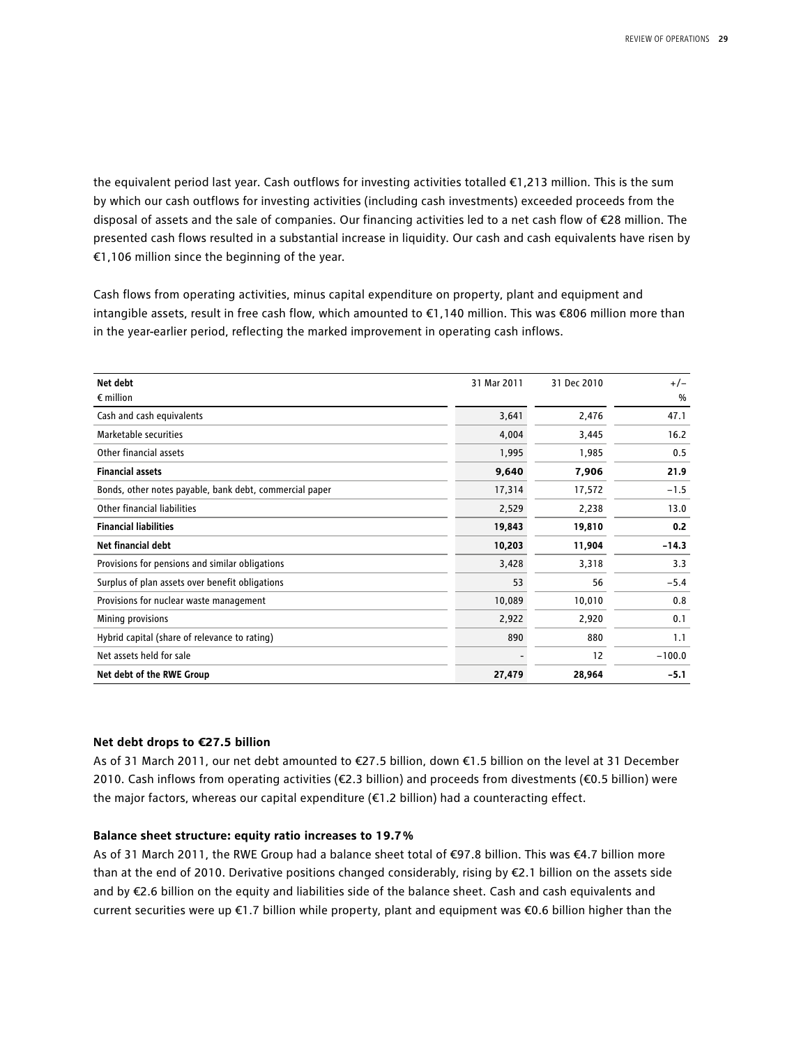the equivalent period last year. Cash outflows for investing activities totalled €1,213 million. This is the sum by which our cash outflows for investing activities (including cash investments) exceeded proceeds from the disposal of assets and the sale of companies. Our financing activities led to a net cash flow of €28 million. The presented cash flows resulted in a substantial increase in liquidity. Our cash and cash equivalents have risen by €1,106 million since the beginning of the year.

Cash flows from operating activities, minus capital expenditure on property, plant and equipment and intangible assets, result in free cash flow, which amounted to €1,140 million. This was €806 million more than in the year-earlier period, reflecting the marked improvement in operating cash inflows.

| **Net debt**<br>€ million | 31 Mar 2011 | 31 Dec 2010 | +/–<br>% |
|---|---|---|---|
| Cash and cash equivalents | 3,641 | 2,476 | 47.1 |
| Marketable securities | 4,004 | 3,445 | 16.2 |
| Other financial assets | 1,995 | 1,985 | 0.5 |
| **Financial assets** | **9,640** | **7,906** | **21.9** |
| Bonds, other notes payable, bank debt, commercial paper | 17,314 | 17,572 | –1.5 |
| Other financial liabilities | 2,529 | 2,238 | 13.0 |
| **Financial liabilities** | **19,843** | **19,810** | **0.2** |
| **Net financial debt** | **10,203** | **11,904** | **–14.3** |
| Provisions for pensions and similar obligations | 3,428 | 3,318 | 3.3 |
| Surplus of plan assets over benefit obligations | 53 | 56 | –5.4 |
| Provisions for nuclear waste management | 10,089 | 10,010 | 0.8 |
| Mining provisions | 2,922 | 2,920 | 0.1 |
| Hybrid capital (share of relevance to rating) | 890 | 880 | 1.1 |
| Net assets held for sale | - | 12 | –100.0 |
| **Net debt of the RWE Group** | **27,479** | **28,964** | **–5.1** |

**Net debt drops to €27.5 billion**

As of 31 March 2011, our net debt amounted to €27.5 billion, down €1.5 billion on the level at 31 December 2010. Cash inflows from operating activities (€2.3 billion) and proceeds from divestments (€0.5 billion) were the major factors, whereas our capital expenditure (€1.2 billion) had a counteracting effect.

**Balance sheet structure: equity ratio increases to 19.7%**

As of 31 March 2011, the RWE Group had a balance sheet total of €97.8 billion. This was €4.7 billion more than at the end of 2010. Derivative positions changed considerably, rising by €2.1 billion on the assets side and by €2.6 billion on the equity and liabilities side of the balance sheet. Cash and cash equivalents and current securities were up €1.7 billion while property, plant and equipment was €0.6 billion higher than the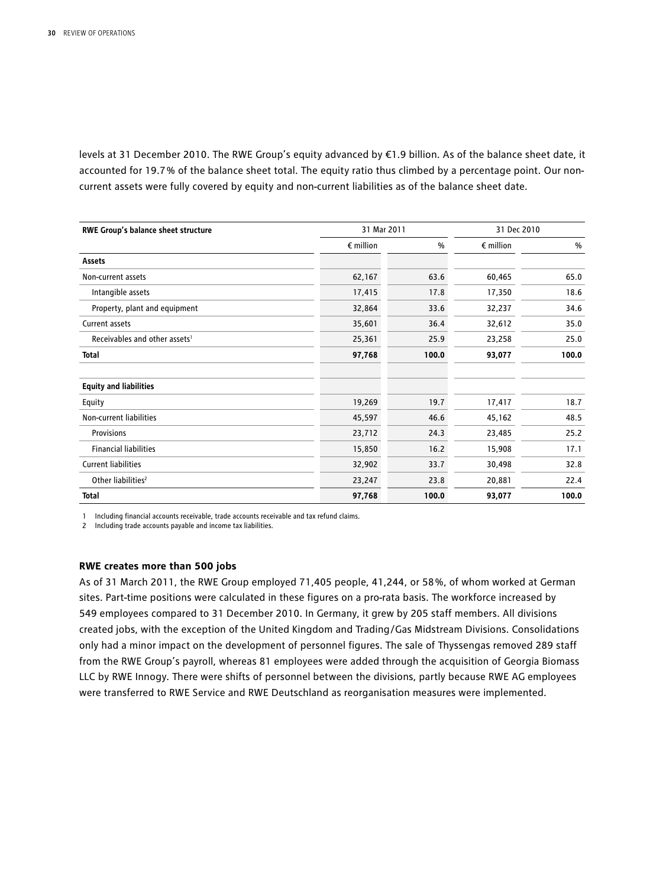levels at 31 December 2010. The RWE Group's equity advanced by €1.9 billion. As of the balance sheet date, it accounted for 19.7% of the balance sheet total. The equity ratio thus climbed by a percentage point. Our non-current assets were fully covered by equity and non-current liabilities as of the balance sheet date.

| RWE Group's balance sheet structure | 31 Mar 2011 | | 31 Dec 2010 | |
|---|---|---|---|---|
| | € million | % | € million | % |
| **Assets** | | | | |
| Non-current assets | 62,167 | 63.6 | 60,465 | 65.0 |
| Intangible assets | 17,415 | 17.8 | 17,350 | 18.6 |
| Property, plant and equipment | 32,864 | 33.6 | 32,237 | 34.6 |
| Current assets | 35,601 | 36.4 | 32,612 | 35.0 |
| Receivables and other assets[1] | 25,361 | 25.9 | 23,258 | 25.0 |
| **Total** | **97,768** | **100.0** | **93,077** | **100.0** |
| | | | | |
| **Equity and liabilities** | | | | |
| Equity | 19,269 | 19.7 | 17,417 | 18.7 |
| Non-current liabilities | 45,597 | 46.6 | 45,162 | 48.5 |
| Provisions | 23,712 | 24.3 | 23,485 | 25.2 |
| Financial liabilities | 15,850 | 16.2 | 15,908 | 17.1 |
| Current liabilities | 32,902 | 33.7 | 30,498 | 32.8 |
| Other liabilities[2] | 23,247 | 23.8 | 20,881 | 22.4 |
| **Total** | **97,768** | **100.0** | **93,077** | **100.0** |

1 Including financial accounts receivable, trade accounts receivable and tax refund claims.
2 Including trade accounts payable and income tax liabilities.

### RWE creates more than 500 jobs

As of 31 March 2011, the RWE Group employed 71,405 people, 41,244, or 58%, of whom worked at German sites. Part-time positions were calculated in these figures on a pro-rata basis. The workforce increased by 549 employees compared to 31 December 2010. In Germany, it grew by 205 staff members. All divisions created jobs, with the exception of the United Kingdom and Trading/Gas Midstream Divisions. Consolidations only had a minor impact on the development of personnel figures. The sale of Thyssengas removed 289 staff from the RWE Group's payroll, whereas 81 employees were added through the acquisition of Georgia Biomass LLC by RWE Innogy. There were shifts of personnel between the divisions, partly because RWE AG employees were transferred to RWE Service and RWE Deutschland as reorganisation measures were implemented.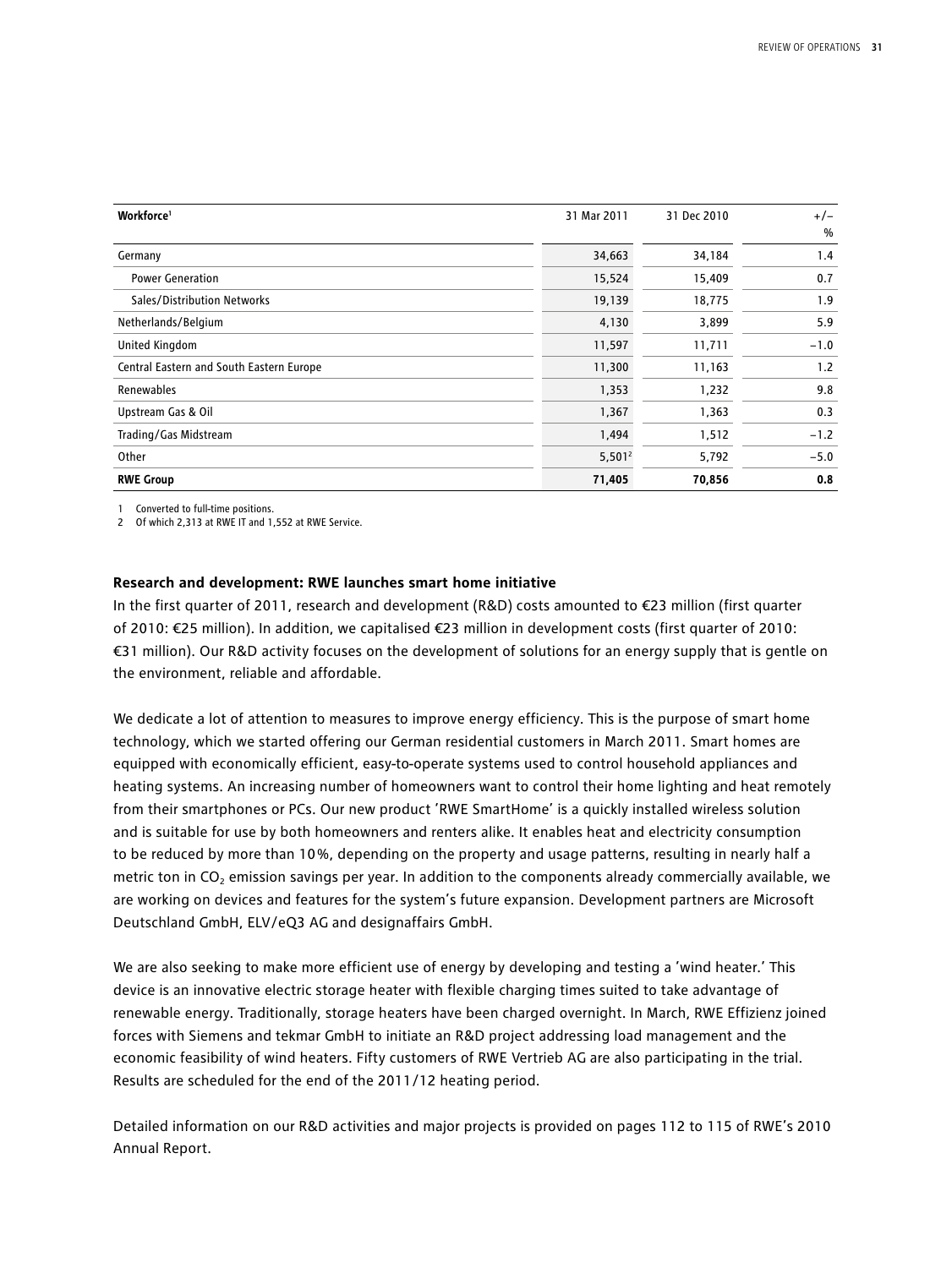| Workforce[1] | 31 Mar 2011 | 31 Dec 2010 | +/– % |
|---|---|---|---|
| Germany | 34,663 | 34,184 | 1.4 |
| Power Generation | 15,524 | 15,409 | 0.7 |
| Sales/Distribution Networks | 19,139 | 18,775 | 1.9 |
| Netherlands/Belgium | 4,130 | 3,899 | 5.9 |
| United Kingdom | 11,597 | 11,711 | −1.0 |
| Central Eastern and South Eastern Europe | 11,300 | 11,163 | 1.2 |
| Renewables | 1,353 | 1,232 | 9.8 |
| Upstream Gas & Oil | 1,367 | 1,363 | 0.3 |
| Trading/Gas Midstream | 1,494 | 1,512 | −1.2 |
| Other | 5,501[2] | 5,792 | −5.0 |
| **RWE Group** | **71,405** | **70,856** | **0.8** |

1 Converted to full-time positions.
2 Of which 2,313 at RWE IT and 1,552 at RWE Service.

### Research and development: RWE launches smart home initiative

In the first quarter of 2011, research and development (R&D) costs amounted to €23 million (first quarter of 2010: €25 million). In addition, we capitalised €23 million in development costs (first quarter of 2010: €31 million). Our R&D activity focuses on the development of solutions for an energy supply that is gentle on the environment, reliable and affordable.

We dedicate a lot of attention to measures to improve energy efficiency. This is the purpose of smart home technology, which we started offering our German residential customers in March 2011. Smart homes are equipped with economically efficient, easy-to-operate systems used to control household appliances and heating systems. An increasing number of homeowners want to control their home lighting and heat remotely from their smartphones or PCs. Our new product 'RWE SmartHome' is a quickly installed wireless solution and is suitable for use by both homeowners and renters alike. It enables heat and electricity consumption to be reduced by more than 10%, depending on the property and usage patterns, resulting in nearly half a metric ton in $CO_2$ emission savings per year. In addition to the components already commercially available, we are working on devices and features for the system's future expansion. Development partners are Microsoft Deutschland GmbH, ELV/eQ3 AG and designaffairs GmbH.

We are also seeking to make more efficient use of energy by developing and testing a 'wind heater.' This device is an innovative electric storage heater with flexible charging times suited to take advantage of renewable energy. Traditionally, storage heaters have been charged overnight. In March, RWE Effizienz joined forces with Siemens and tekmar GmbH to initiate an R&D project addressing load management and the economic feasibility of wind heaters. Fifty customers of RWE Vertrieb AG are also participating in the trial. Results are scheduled for the end of the 2011/12 heating period.

Detailed information on our R&D activities and major projects is provided on pages 112 to 115 of RWE's 2010 Annual Report.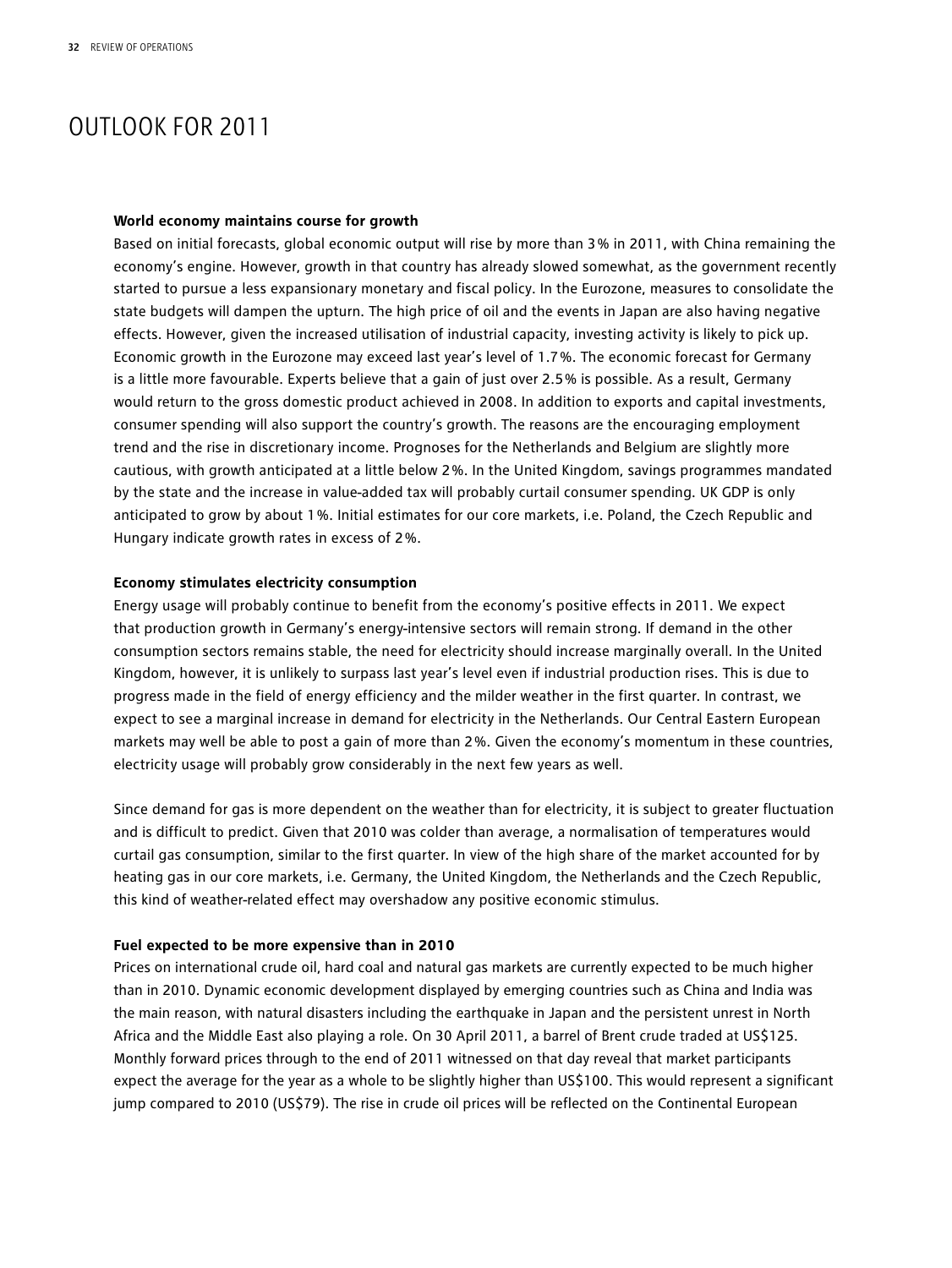# OUTLOOK FOR 2011

**World economy maintains course for growth**

Based on initial forecasts, global economic output will rise by more than 3% in 2011, with China remaining the economy's engine. However, growth in that country has already slowed somewhat, as the government recently started to pursue a less expansionary monetary and fiscal policy. In the Eurozone, measures to consolidate the state budgets will dampen the upturn. The high price of oil and the events in Japan are also having negative effects. However, given the increased utilisation of industrial capacity, investing activity is likely to pick up. Economic growth in the Eurozone may exceed last year's level of 1.7%. The economic forecast for Germany is a little more favourable. Experts believe that a gain of just over 2.5% is possible. As a result, Germany would return to the gross domestic product achieved in 2008. In addition to exports and capital investments, consumer spending will also support the country's growth. The reasons are the encouraging employment trend and the rise in discretionary income. Prognoses for the Netherlands and Belgium are slightly more cautious, with growth anticipated at a little below 2%. In the United Kingdom, savings programmes mandated by the state and the increase in value-added tax will probably curtail consumer spending. UK GDP is only anticipated to grow by about 1%. Initial estimates for our core markets, i.e. Poland, the Czech Republic and Hungary indicate growth rates in excess of 2%.

**Economy stimulates electricity consumption**

Energy usage will probably continue to benefit from the economy's positive effects in 2011. We expect that production growth in Germany's energy-intensive sectors will remain strong. If demand in the other consumption sectors remains stable, the need for electricity should increase marginally overall. In the United Kingdom, however, it is unlikely to surpass last year's level even if industrial production rises. This is due to progress made in the field of energy efficiency and the milder weather in the first quarter. In contrast, we expect to see a marginal increase in demand for electricity in the Netherlands. Our Central Eastern European markets may well be able to post a gain of more than 2%. Given the economy's momentum in these countries, electricity usage will probably grow considerably in the next few years as well.

Since demand for gas is more dependent on the weather than for electricity, it is subject to greater fluctuation and is difficult to predict. Given that 2010 was colder than average, a normalisation of temperatures would curtail gas consumption, similar to the first quarter. In view of the high share of the market accounted for by heating gas in our core markets, i.e. Germany, the United Kingdom, the Netherlands and the Czech Republic, this kind of weather-related effect may overshadow any positive economic stimulus.

**Fuel expected to be more expensive than in 2010**

Prices on international crude oil, hard coal and natural gas markets are currently expected to be much higher than in 2010. Dynamic economic development displayed by emerging countries such as China and India was the main reason, with natural disasters including the earthquake in Japan and the persistent unrest in North Africa and the Middle East also playing a role. On 30 April 2011, a barrel of Brent crude traded at US$125. Monthly forward prices through to the end of 2011 witnessed on that day reveal that market participants expect the average for the year as a whole to be slightly higher than US$100. This would represent a significant jump compared to 2010 (US$79). The rise in crude oil prices will be reflected on the Continental European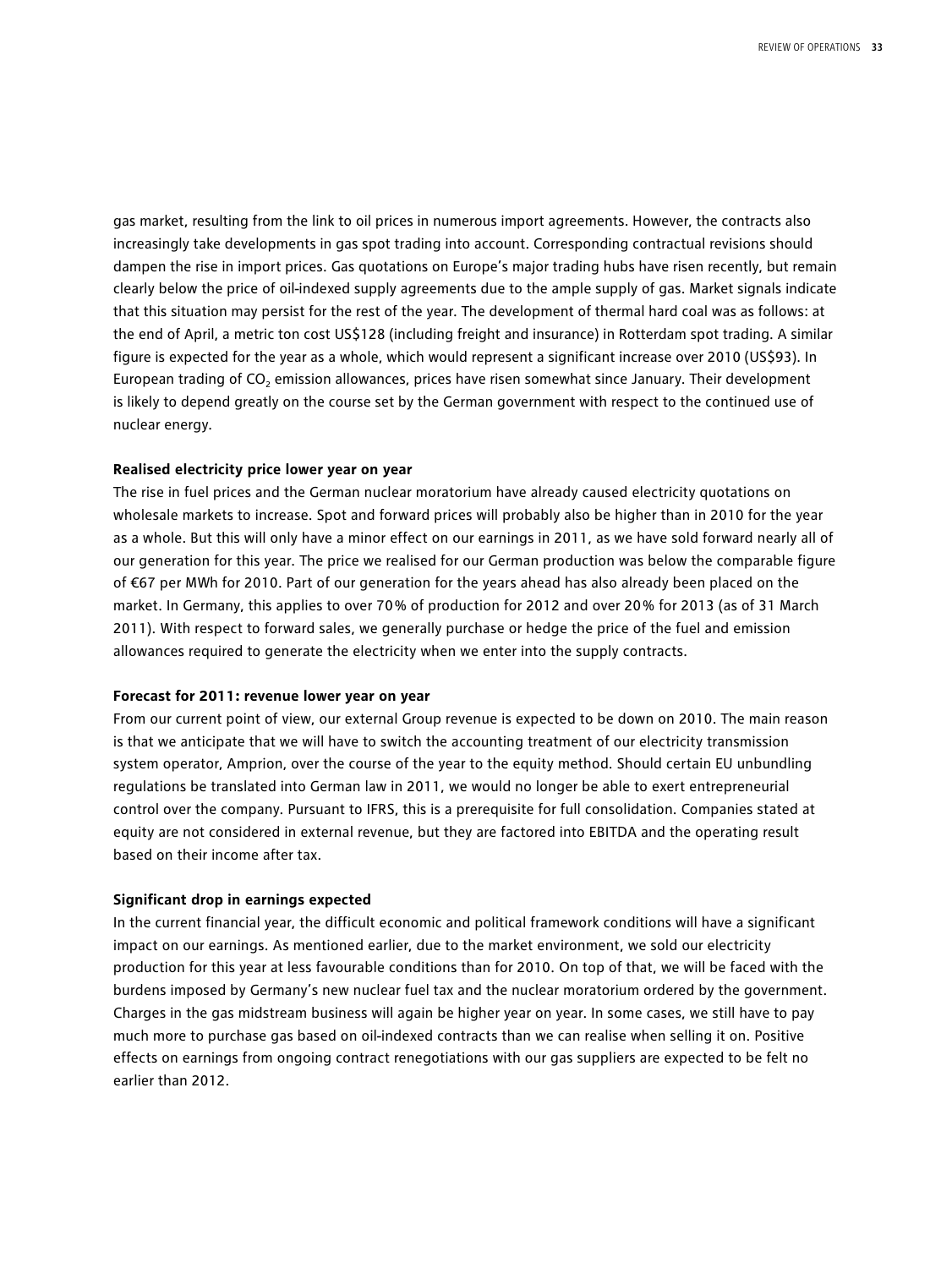gas market, resulting from the link to oil prices in numerous import agreements. However, the contracts also increasingly take developments in gas spot trading into account. Corresponding contractual revisions should dampen the rise in import prices. Gas quotations on Europe's major trading hubs have risen recently, but remain clearly below the price of oil-indexed supply agreements due to the ample supply of gas. Market signals indicate that this situation may persist for the rest of the year. The development of thermal hard coal was as follows: at the end of April, a metric ton cost US$128 (including freight and insurance) in Rotterdam spot trading. A similar figure is expected for the year as a whole, which would represent a significant increase over 2010 (US$93). In European trading of $CO_2$ emission allowances, prices have risen somewhat since January. Their development is likely to depend greatly on the course set by the German government with respect to the continued use of nuclear energy.

**Realised electricity price lower year on year**

The rise in fuel prices and the German nuclear moratorium have already caused electricity quotations on wholesale markets to increase. Spot and forward prices will probably also be higher than in 2010 for the year as a whole. But this will only have a minor effect on our earnings in 2011, as we have sold forward nearly all of our generation for this year. The price we realised for our German production was below the comparable figure of €67 per MWh for 2010. Part of our generation for the years ahead has also already been placed on the market. In Germany, this applies to over 70% of production for 2012 and over 20% for 2013 (as of 31 March 2011). With respect to forward sales, we generally purchase or hedge the price of the fuel and emission allowances required to generate the electricity when we enter into the supply contracts.

**Forecast for 2011: revenue lower year on year**

From our current point of view, our external Group revenue is expected to be down on 2010. The main reason is that we anticipate that we will have to switch the accounting treatment of our electricity transmission system operator, Amprion, over the course of the year to the equity method. Should certain EU unbundling regulations be translated into German law in 2011, we would no longer be able to exert entrepreneurial control over the company. Pursuant to IFRS, this is a prerequisite for full consolidation. Companies stated at equity are not considered in external revenue, but they are factored into EBITDA and the operating result based on their income after tax.

**Significant drop in earnings expected**

In the current financial year, the difficult economic and political framework conditions will have a significant impact on our earnings. As mentioned earlier, due to the market environment, we sold our electricity production for this year at less favourable conditions than for 2010. On top of that, we will be faced with the burdens imposed by Germany's new nuclear fuel tax and the nuclear moratorium ordered by the government. Charges in the gas midstream business will again be higher year on year. In some cases, we still have to pay much more to purchase gas based on oil-indexed contracts than we can realise when selling it on. Positive effects on earnings from ongoing contract renegotiations with our gas suppliers are expected to be felt no earlier than 2012.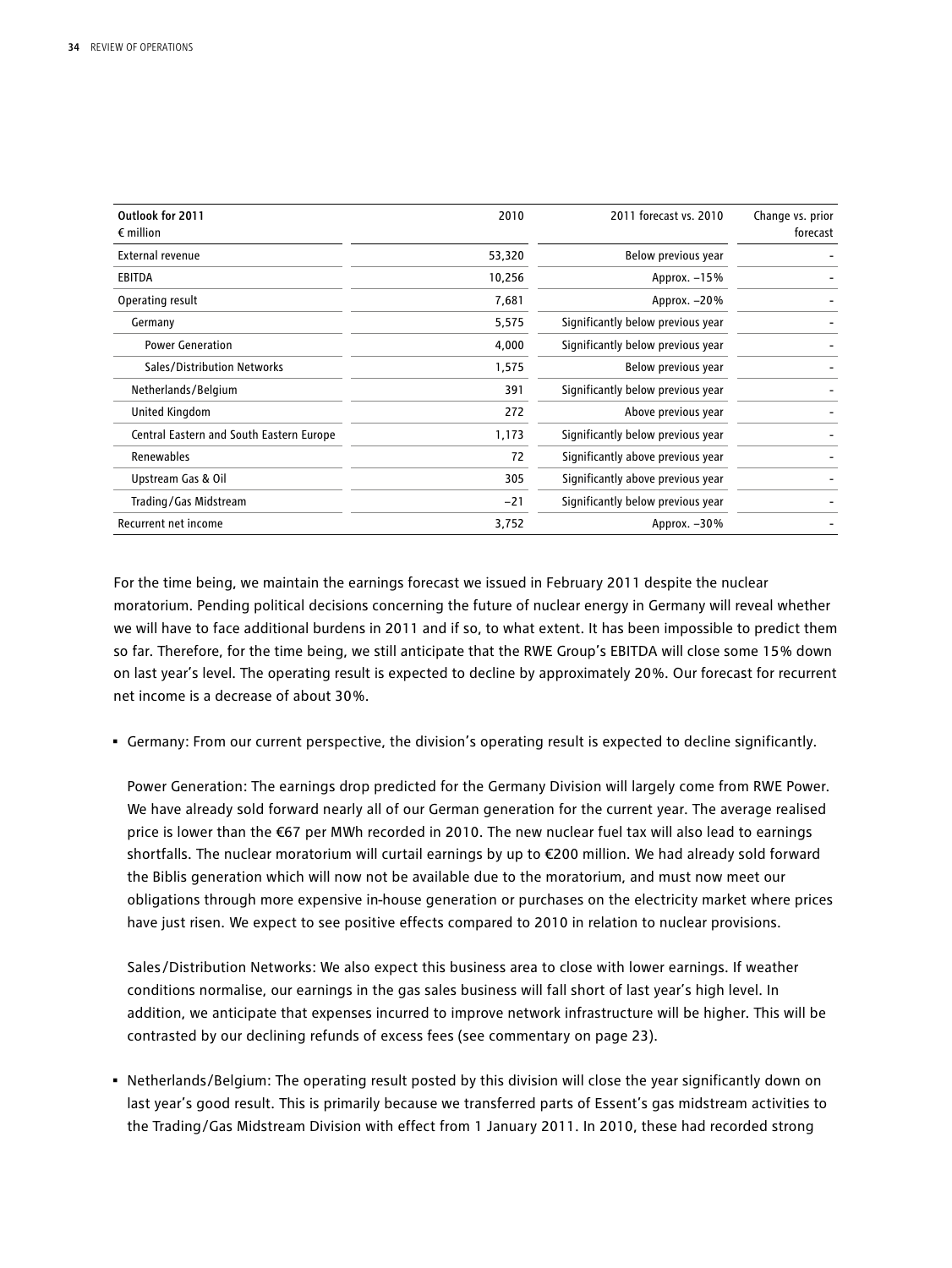| Outlook for 2011<br>€ million | 2010 | 2011 forecast vs. 2010 | Change vs. prior forecast |
|---|---|---|---|
| External revenue | 53,320 | Below previous year | - |
| EBITDA | 10,256 | Approx. –15% | - |
| Operating result | 7,681 | Approx. –20% | - |
| Germany | 5,575 | Significantly below previous year | - |
| Power Generation | 4,000 | Significantly below previous year | - |
| Sales/Distribution Networks | 1,575 | Below previous year | - |
| Netherlands/Belgium | 391 | Significantly below previous year | - |
| United Kingdom | 272 | Above previous year | - |
| Central Eastern and South Eastern Europe | 1,173 | Significantly below previous year | - |
| Renewables | 72 | Significantly above previous year | - |
| Upstream Gas & Oil | 305 | Significantly above previous year | - |
| Trading/Gas Midstream | –21 | Significantly below previous year | - |
| Recurrent net income | 3,752 | Approx. –30% | - |

For the time being, we maintain the earnings forecast we issued in February 2011 despite the nuclear moratorium. Pending political decisions concerning the future of nuclear energy in Germany will reveal whether we will have to face additional burdens in 2011 and if so, to what extent. It has been impossible to predict them so far. Therefore, for the time being, we still anticipate that the RWE Group's EBITDA will close some 15% down on last year's level. The operating result is expected to decline by approximately 20%. Our forecast for recurrent net income is a decrease of about 30%.

- Germany: From our current perspective, the division's operating result is expected to decline significantly.

  Power Generation: The earnings drop predicted for the Germany Division will largely come from RWE Power. We have already sold forward nearly all of our German generation for the current year. The average realised price is lower than the €67 per MWh recorded in 2010. The new nuclear fuel tax will also lead to earnings shortfalls. The nuclear moratorium will curtail earnings by up to €200 million. We had already sold forward the Biblis generation which will now not be available due to the moratorium, and must now meet our obligations through more expensive in-house generation or purchases on the electricity market where prices have just risen. We expect to see positive effects compared to 2010 in relation to nuclear provisions.

  Sales/Distribution Networks: We also expect this business area to close with lower earnings. If weather conditions normalise, our earnings in the gas sales business will fall short of last year's high level. In addition, we anticipate that expenses incurred to improve network infrastructure will be higher. This will be contrasted by our declining refunds of excess fees (see commentary on page 23).

- Netherlands/Belgium: The operating result posted by this division will close the year significantly down on last year's good result. This is primarily because we transferred parts of Essent's gas midstream activities to the Trading/Gas Midstream Division with effect from 1 January 2011. In 2010, these had recorded strong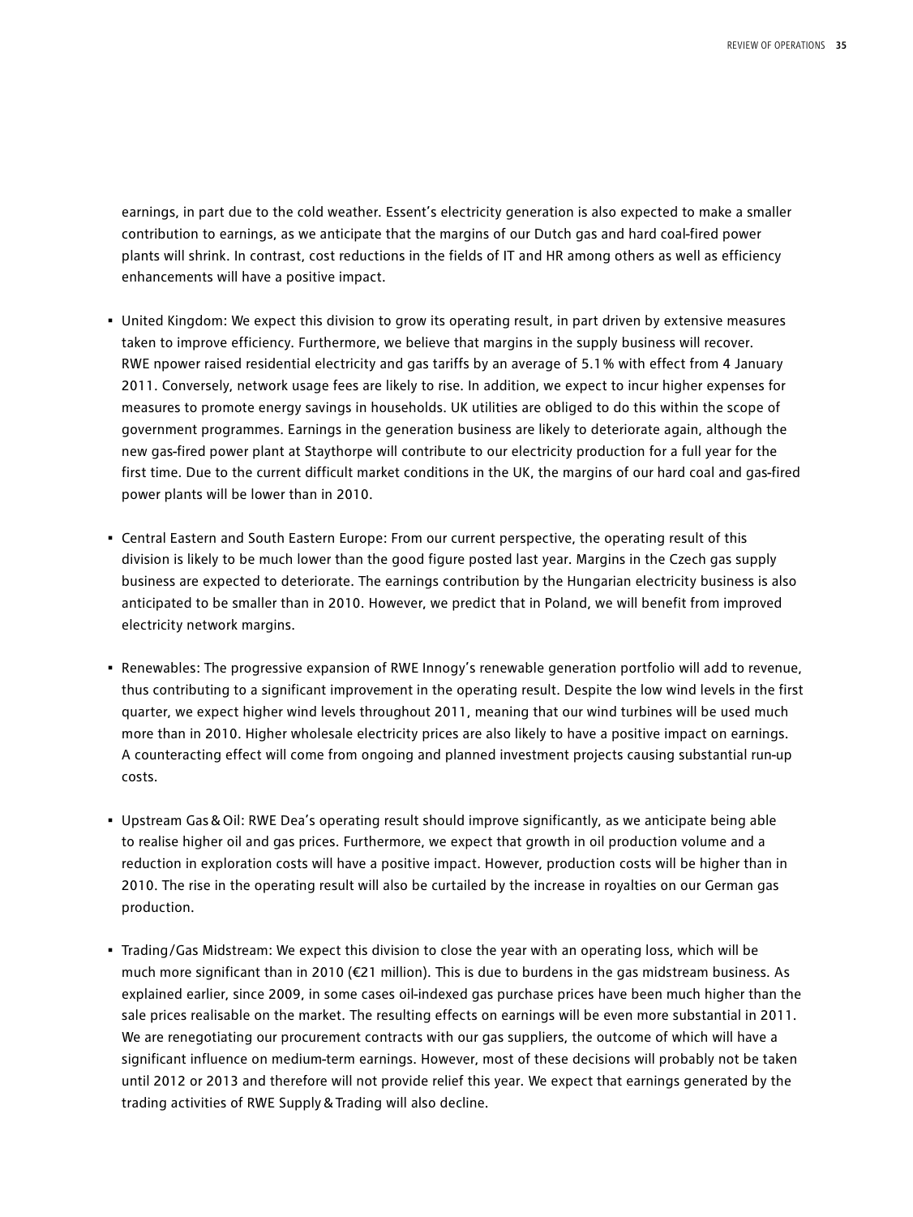earnings, in part due to the cold weather. Essent's electricity generation is also expected to make a smaller contribution to earnings, as we anticipate that the margins of our Dutch gas and hard coal-fired power plants will shrink. In contrast, cost reductions in the fields of IT and HR among others as well as efficiency enhancements will have a positive impact.

- United Kingdom: We expect this division to grow its operating result, in part driven by extensive measures taken to improve efficiency. Furthermore, we believe that margins in the supply business will recover. RWE npower raised residential electricity and gas tariffs by an average of 5.1% with effect from 4 January 2011. Conversely, network usage fees are likely to rise. In addition, we expect to incur higher expenses for measures to promote energy savings in households. UK utilities are obliged to do this within the scope of government programmes. Earnings in the generation business are likely to deteriorate again, although the new gas-fired power plant at Staythorpe will contribute to our electricity production for a full year for the first time. Due to the current difficult market conditions in the UK, the margins of our hard coal and gas-fired power plants will be lower than in 2010.

- Central Eastern and South Eastern Europe: From our current perspective, the operating result of this division is likely to be much lower than the good figure posted last year. Margins in the Czech gas supply business are expected to deteriorate. The earnings contribution by the Hungarian electricity business is also anticipated to be smaller than in 2010. However, we predict that in Poland, we will benefit from improved electricity network margins.

- Renewables: The progressive expansion of RWE Innogy's renewable generation portfolio will add to revenue, thus contributing to a significant improvement in the operating result. Despite the low wind levels in the first quarter, we expect higher wind levels throughout 2011, meaning that our wind turbines will be used much more than in 2010. Higher wholesale electricity prices are also likely to have a positive impact on earnings. A counteracting effect will come from ongoing and planned investment projects causing substantial run-up costs.

- Upstream Gas & Oil: RWE Dea's operating result should improve significantly, as we anticipate being able to realise higher oil and gas prices. Furthermore, we expect that growth in oil production volume and a reduction in exploration costs will have a positive impact. However, production costs will be higher than in 2010. The rise in the operating result will also be curtailed by the increase in royalties on our German gas production.

- Trading/Gas Midstream: We expect this division to close the year with an operating loss, which will be much more significant than in 2010 (€21 million). This is due to burdens in the gas midstream business. As explained earlier, since 2009, in some cases oil-indexed gas purchase prices have been much higher than the sale prices realisable on the market. The resulting effects on earnings will be even more substantial in 2011. We are renegotiating our procurement contracts with our gas suppliers, the outcome of which will have a significant influence on medium-term earnings. However, most of these decisions will probably not be taken until 2012 or 2013 and therefore will not provide relief this year. We expect that earnings generated by the trading activities of RWE Supply & Trading will also decline.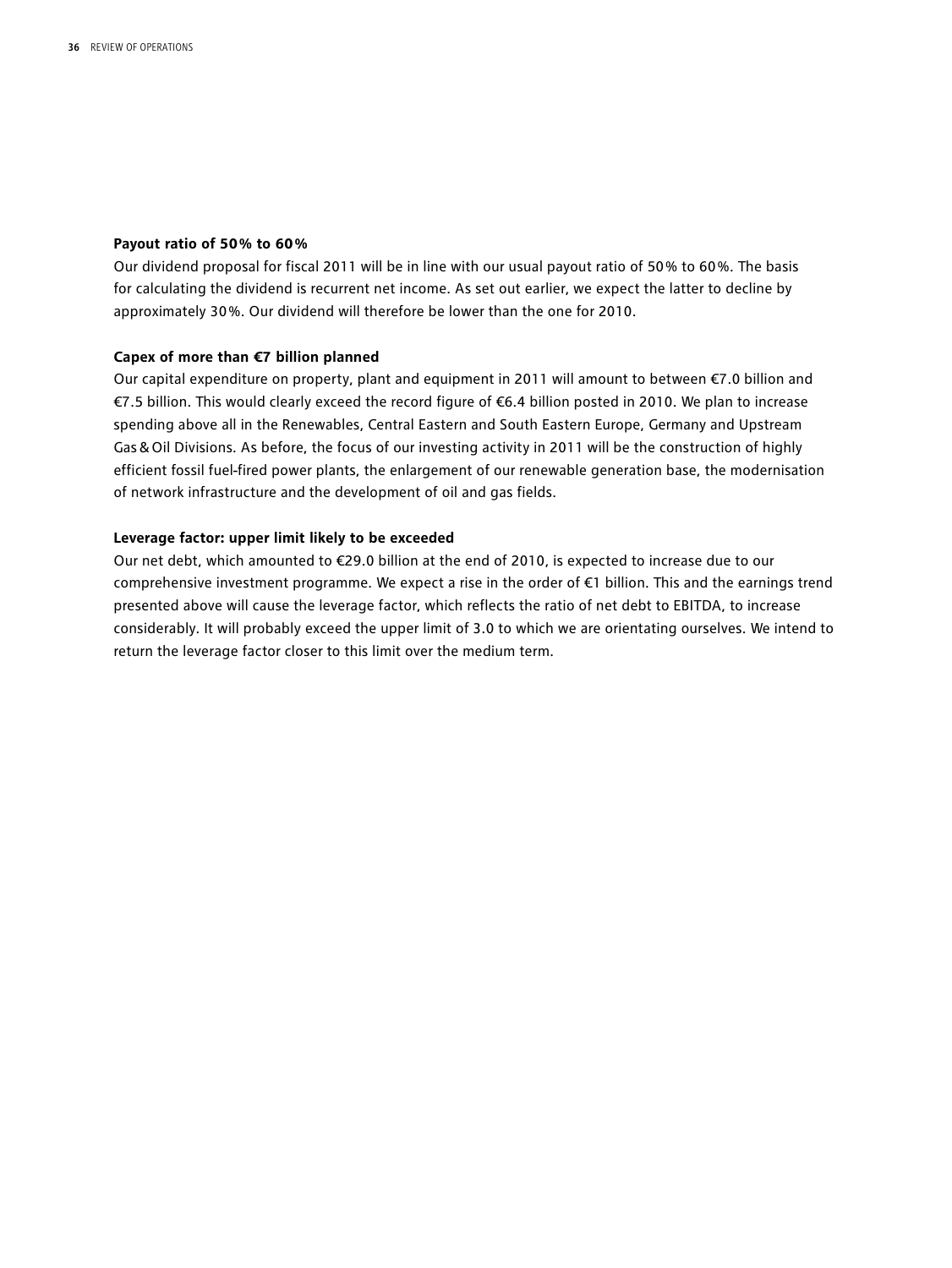**Payout ratio of 50% to 60%**

Our dividend proposal for fiscal 2011 will be in line with our usual payout ratio of 50% to 60%. The basis for calculating the dividend is recurrent net income. As set out earlier, we expect the latter to decline by approximately 30%. Our dividend will therefore be lower than the one for 2010.

**Capex of more than €7 billion planned**

Our capital expenditure on property, plant and equipment in 2011 will amount to between €7.0 billion and €7.5 billion. This would clearly exceed the record figure of €6.4 billion posted in 2010. We plan to increase spending above all in the Renewables, Central Eastern and South Eastern Europe, Germany and Upstream Gas & Oil Divisions. As before, the focus of our investing activity in 2011 will be the construction of highly efficient fossil fuel-fired power plants, the enlargement of our renewable generation base, the modernisation of network infrastructure and the development of oil and gas fields.

**Leverage factor: upper limit likely to be exceeded**

Our net debt, which amounted to €29.0 billion at the end of 2010, is expected to increase due to our comprehensive investment programme. We expect a rise in the order of €1 billion. This and the earnings trend presented above will cause the leverage factor, which reflects the ratio of net debt to EBITDA, to increase considerably. It will probably exceed the upper limit of 3.0 to which we are orientating ourselves. We intend to return the leverage factor closer to this limit over the medium term.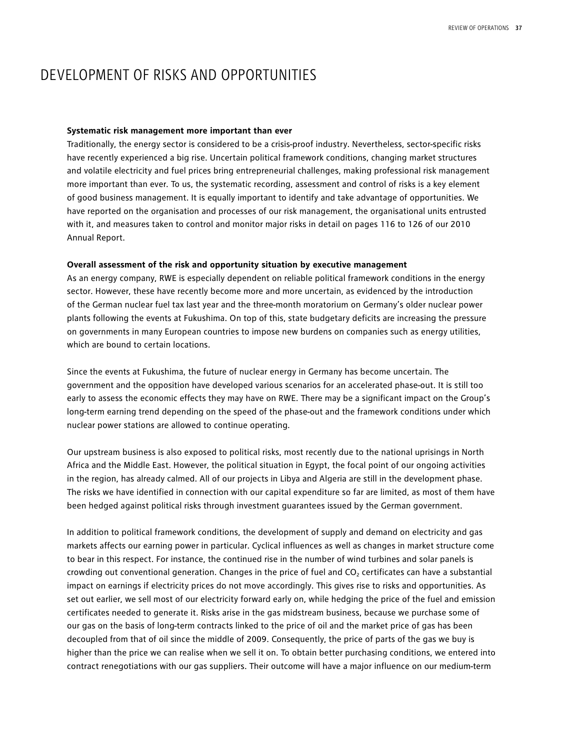# DEVELOPMENT OF RISKS AND OPPORTUNITIES

**Systematic risk management more important than ever**
Traditionally, the energy sector is considered to be a crisis-proof industry. Nevertheless, sector-specific risks have recently experienced a big rise. Uncertain political framework conditions, changing market structures and volatile electricity and fuel prices bring entrepreneurial challenges, making professional risk management more important than ever. To us, the systematic recording, assessment and control of risks is a key element of good business management. It is equally important to identify and take advantage of opportunities. We have reported on the organisation and processes of our risk management, the organisational units entrusted with it, and measures taken to control and monitor major risks in detail on pages 116 to 126 of our 2010 Annual Report.

**Overall assessment of the risk and opportunity situation by executive management**
As an energy company, RWE is especially dependent on reliable political framework conditions in the energy sector. However, these have recently become more and more uncertain, as evidenced by the introduction of the German nuclear fuel tax last year and the three-month moratorium on Germany's older nuclear power plants following the events at Fukushima. On top of this, state budgetary deficits are increasing the pressure on governments in many European countries to impose new burdens on companies such as energy utilities, which are bound to certain locations.

Since the events at Fukushima, the future of nuclear energy in Germany has become uncertain. The government and the opposition have developed various scenarios for an accelerated phase-out. It is still too early to assess the economic effects they may have on RWE. There may be a significant impact on the Group's long-term earning trend depending on the speed of the phase-out and the framework conditions under which nuclear power stations are allowed to continue operating.

Our upstream business is also exposed to political risks, most recently due to the national uprisings in North Africa and the Middle East. However, the political situation in Egypt, the focal point of our ongoing activities in the region, has already calmed. All of our projects in Libya and Algeria are still in the development phase. The risks we have identified in connection with our capital expenditure so far are limited, as most of them have been hedged against political risks through investment guarantees issued by the German government.

In addition to political framework conditions, the development of supply and demand on electricity and gas markets affects our earning power in particular. Cyclical influences as well as changes in market structure come to bear in this respect. For instance, the continued rise in the number of wind turbines and solar panels is crowding out conventional generation. Changes in the price of fuel and $CO_2$ certificates can have a substantial impact on earnings if electricity prices do not move accordingly. This gives rise to risks and opportunities. As set out earlier, we sell most of our electricity forward early on, while hedging the price of the fuel and emission certificates needed to generate it. Risks arise in the gas midstream business, because we purchase some of our gas on the basis of long-term contracts linked to the price of oil and the market price of gas has been decoupled from that of oil since the middle of 2009. Consequently, the price of parts of the gas we buy is higher than the price we can realise when we sell it on. To obtain better purchasing conditions, we entered into contract renegotiations with our gas suppliers. Their outcome will have a major influence on our medium-term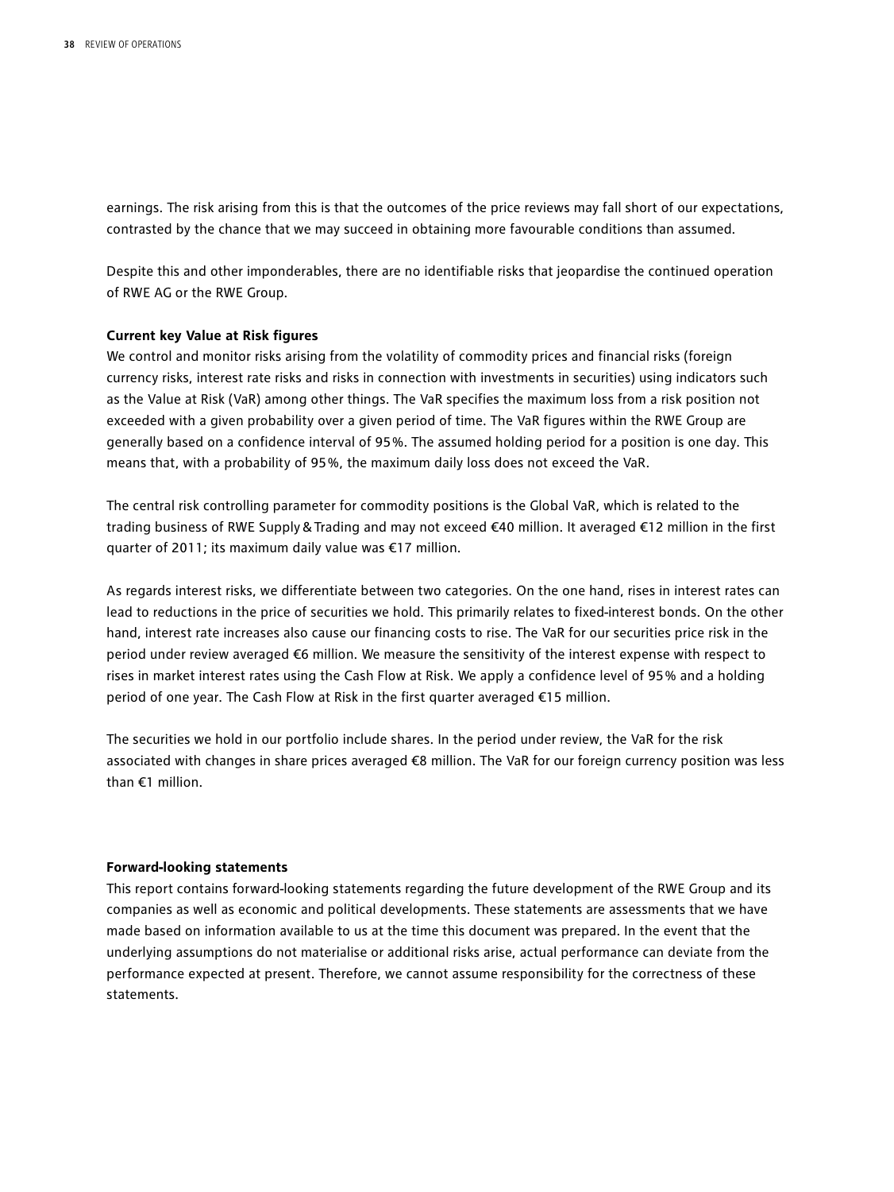earnings. The risk arising from this is that the outcomes of the price reviews may fall short of our expectations, contrasted by the chance that we may succeed in obtaining more favourable conditions than assumed.

Despite this and other imponderables, there are no identifiable risks that jeopardise the continued operation of RWE AG or the RWE Group.

**Current key Value at Risk figures**

We control and monitor risks arising from the volatility of commodity prices and financial risks (foreign currency risks, interest rate risks and risks in connection with investments in securities) using indicators such as the Value at Risk (VaR) among other things. The VaR specifies the maximum loss from a risk position not exceeded with a given probability over a given period of time. The VaR figures within the RWE Group are generally based on a confidence interval of 95%. The assumed holding period for a position is one day. This means that, with a probability of 95%, the maximum daily loss does not exceed the VaR.

The central risk controlling parameter for commodity positions is the Global VaR, which is related to the trading business of RWE Supply & Trading and may not exceed €40 million. It averaged €12 million in the first quarter of 2011; its maximum daily value was €17 million.

As regards interest risks, we differentiate between two categories. On the one hand, rises in interest rates can lead to reductions in the price of securities we hold. This primarily relates to fixed-interest bonds. On the other hand, interest rate increases also cause our financing costs to rise. The VaR for our securities price risk in the period under review averaged €6 million. We measure the sensitivity of the interest expense with respect to rises in market interest rates using the Cash Flow at Risk. We apply a confidence level of 95% and a holding period of one year. The Cash Flow at Risk in the first quarter averaged €15 million.

The securities we hold in our portfolio include shares. In the period under review, the VaR for the risk associated with changes in share prices averaged €8 million. The VaR for our foreign currency position was less than €1 million.

**Forward-looking statements**

This report contains forward-looking statements regarding the future development of the RWE Group and its companies as well as economic and political developments. These statements are assessments that we have made based on information available to us at the time this document was prepared. In the event that the underlying assumptions do not materialise or additional risks arise, actual performance can deviate from the performance expected at present. Therefore, we cannot assume responsibility for the correctness of these statements.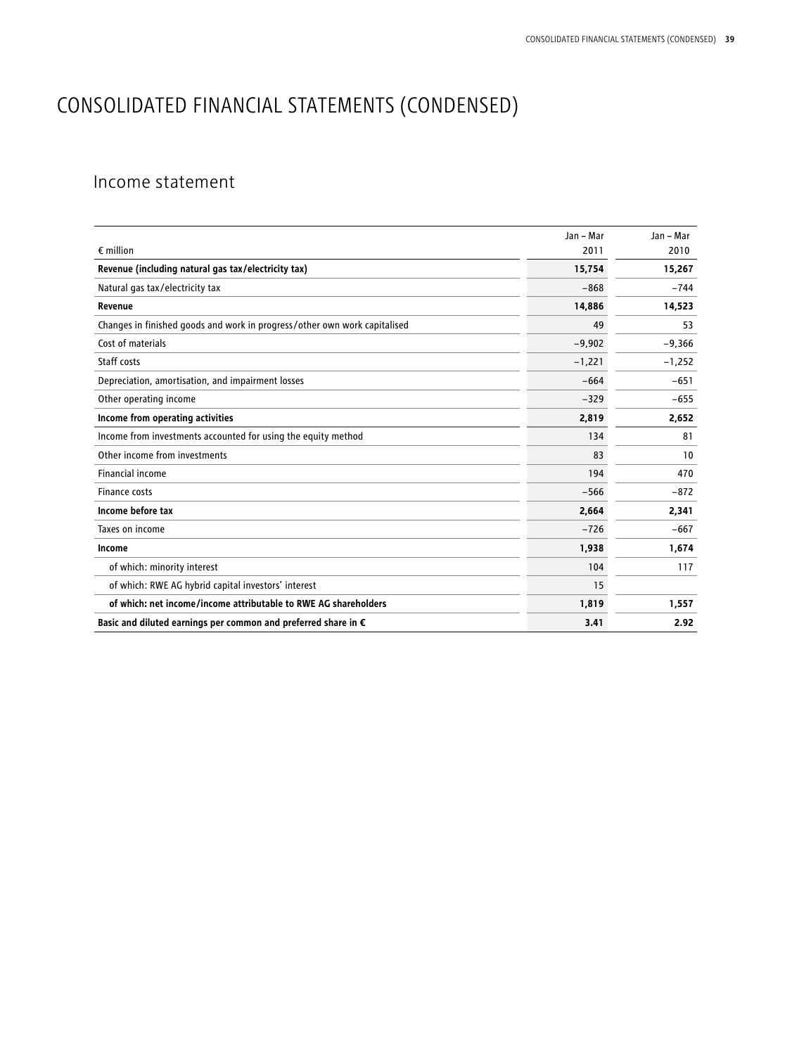# CONSOLIDATED FINANCIAL STATEMENTS (CONDENSED)

## Income statement

| € million | Jan – Mar 2011 | Jan – Mar 2010 |
|---|---|---|
| **Revenue (including natural gas tax/electricity tax)** | **15,754** | **15,267** |
| Natural gas tax/electricity tax | −868 | −744 |
| **Revenue** | **14,886** | **14,523** |
| Changes in finished goods and work in progress/other own work capitalised | 49 | 53 |
| Cost of materials | −9,902 | −9,366 |
| Staff costs | −1,221 | −1,252 |
| Depreciation, amortisation, and impairment losses | −664 | −651 |
| Other operating income | −329 | −655 |
| **Income from operating activities** | **2,819** | **2,652** |
| Income from investments accounted for using the equity method | 134 | 81 |
| Other income from investments | 83 | 10 |
| Financial income | 194 | 470 |
| Finance costs | −566 | −872 |
| **Income before tax** | **2,664** | **2,341** |
| Taxes on income | −726 | −667 |
| **Income** | **1,938** | **1,674** |
| of which: minority interest | 104 | 117 |
| of which: RWE AG hybrid capital investors' interest | 15 | |
| **of which: net income/income attributable to RWE AG shareholders** | **1,819** | **1,557** |
| **Basic and diluted earnings per common and preferred share in €** | **3.41** | **2.92** |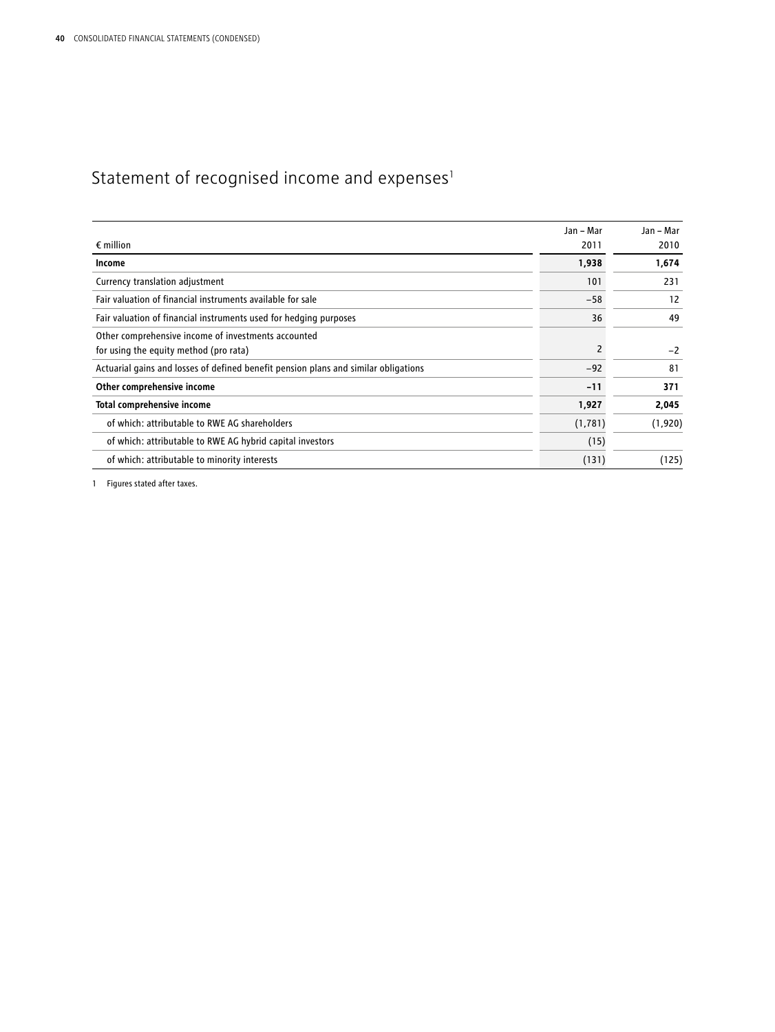## Statement of recognised income and expenses[1]

| € million | Jan – Mar 2011 | Jan – Mar 2010 |
|---|---|---|
| **Income** | **1,938** | **1,674** |
| Currency translation adjustment | 101 | 231 |
| Fair valuation of financial instruments available for sale | −58 | 12 |
| Fair valuation of financial instruments used for hedging purposes | 36 | 49 |
| Other comprehensive income of investments accounted for using the equity method (pro rata) | 2 | −2 |
| Actuarial gains and losses of defined benefit pension plans and similar obligations | −92 | 81 |
| **Other comprehensive income** | **−11** | **371** |
| **Total comprehensive income** | **1,927** | **2,045** |
| of which: attributable to RWE AG shareholders | (1,781) | (1,920) |
| of which: attributable to RWE AG hybrid capital investors | (15) | |
| of which: attributable to minority interests | (131) | (125) |

1 Figures stated after taxes.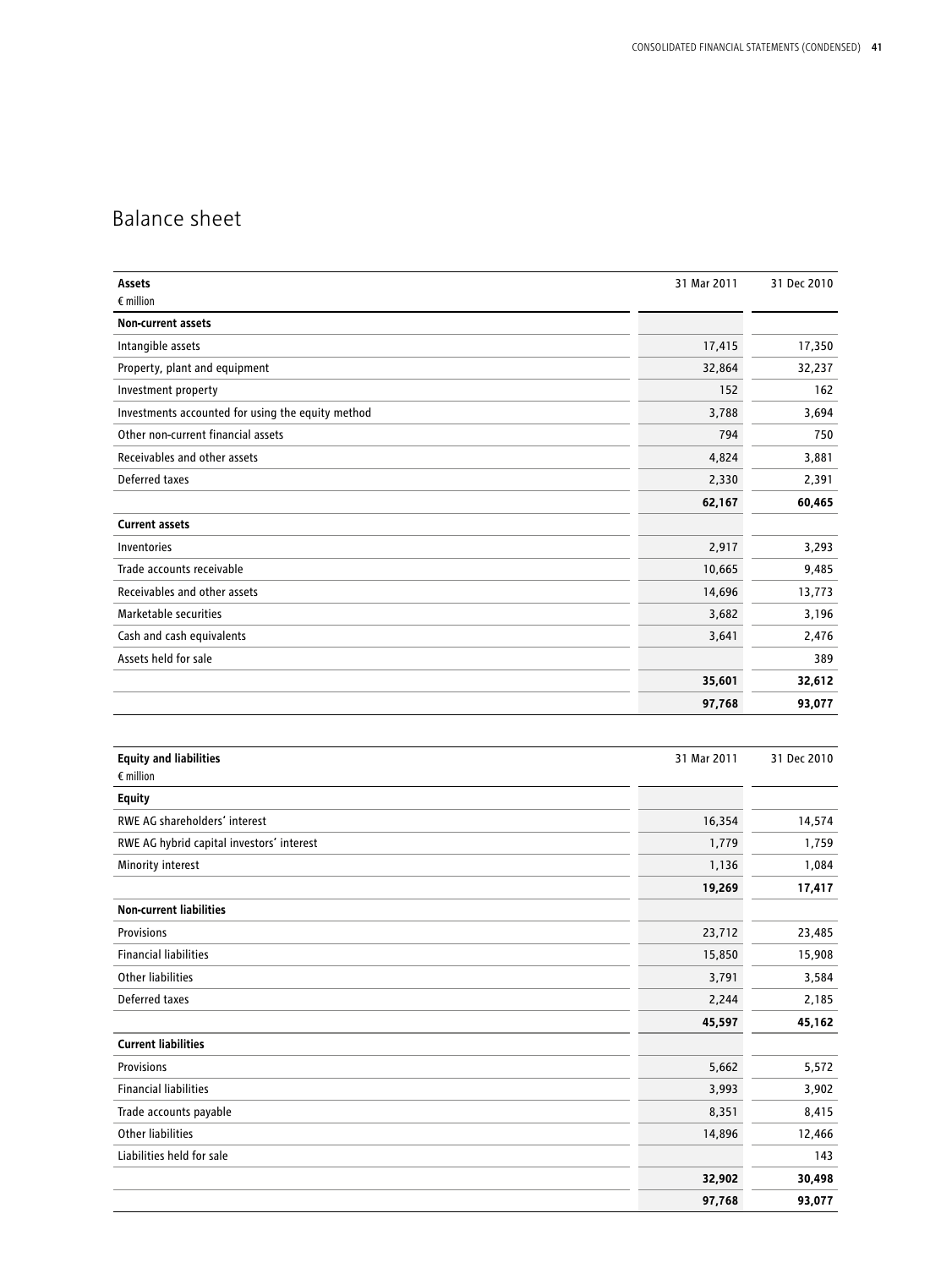# Balance sheet

| Assets<br>€ million | 31 Mar 2011 | 31 Dec 2010 |
|---|---|---|
| **Non-current assets** | | |
| Intangible assets | 17,415 | 17,350 |
| Property, plant and equipment | 32,864 | 32,237 |
| Investment property | 152 | 162 |
| Investments accounted for using the equity method | 3,788 | 3,694 |
| Other non-current financial assets | 794 | 750 |
| Receivables and other assets | 4,824 | 3,881 |
| Deferred taxes | 2,330 | 2,391 |
| | **62,167** | **60,465** |
| **Current assets** | | |
| Inventories | 2,917 | 3,293 |
| Trade accounts receivable | 10,665 | 9,485 |
| Receivables and other assets | 14,696 | 13,773 |
| Marketable securities | 3,682 | 3,196 |
| Cash and cash equivalents | 3,641 | 2,476 |
| Assets held for sale | | 389 |
| | **35,601** | **32,612** |
| | **97,768** | **93,077** |

| Equity and liabilities<br>€ million | 31 Mar 2011 | 31 Dec 2010 |
|---|---|---|
| **Equity** | | |
| RWE AG shareholders' interest | 16,354 | 14,574 |
| RWE AG hybrid capital investors' interest | 1,779 | 1,759 |
| Minority interest | 1,136 | 1,084 |
| | **19,269** | **17,417** |
| **Non-current liabilities** | | |
| Provisions | 23,712 | 23,485 |
| Financial liabilities | 15,850 | 15,908 |
| Other liabilities | 3,791 | 3,584 |
| Deferred taxes | 2,244 | 2,185 |
| | **45,597** | **45,162** |
| **Current liabilities** | | |
| Provisions | 5,662 | 5,572 |
| Financial liabilities | 3,993 | 3,902 |
| Trade accounts payable | 8,351 | 8,415 |
| Other liabilities | 14,896 | 12,466 |
| Liabilities held for sale | | 143 |
| | **32,902** | **30,498** |
| | **97,768** | **93,077** |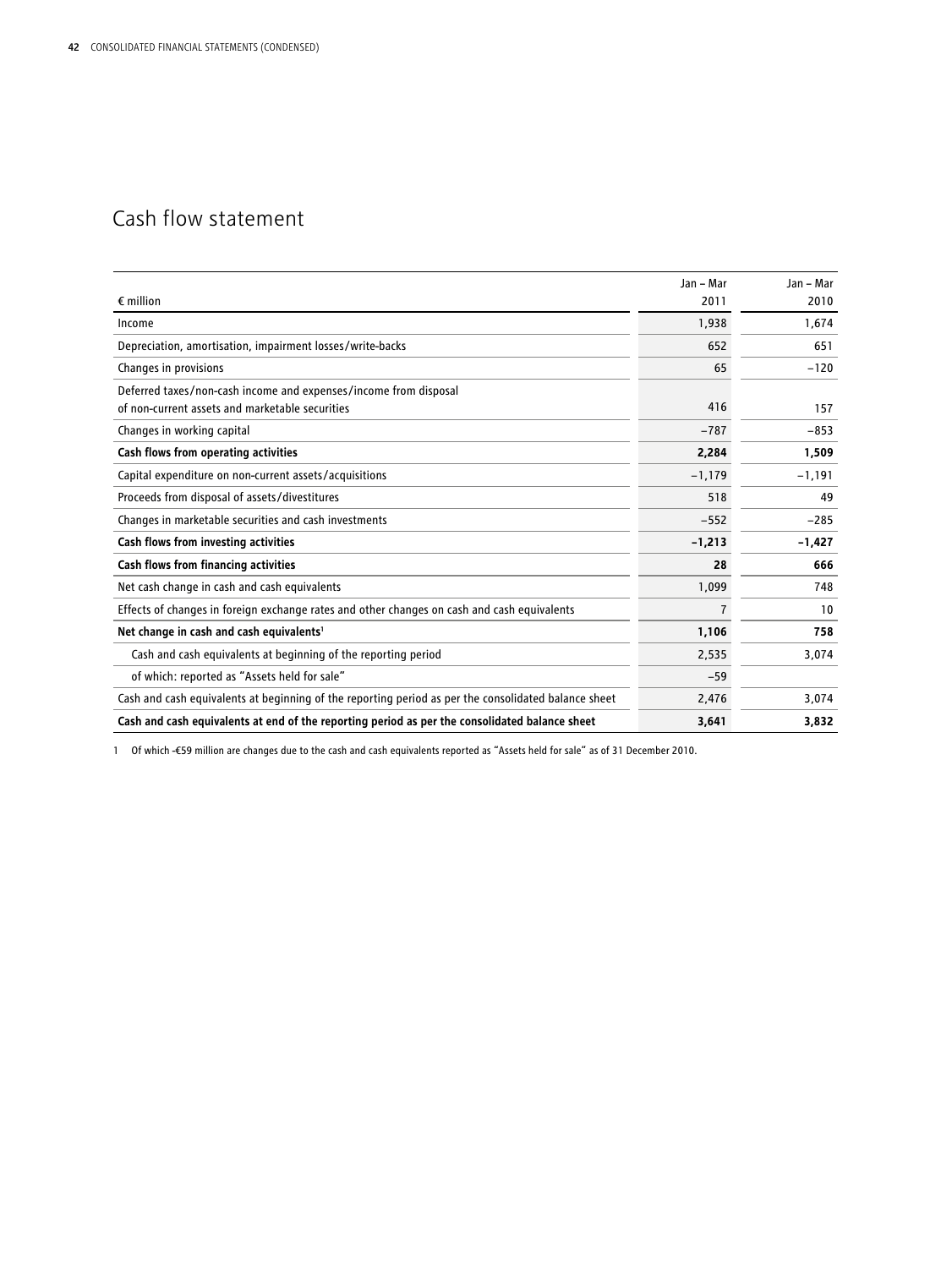# Cash flow statement

| € million | Jan – Mar 2011 | Jan – Mar 2010 |
|---|---|---|
| Income | 1,938 | 1,674 |
| Depreciation, amortisation, impairment losses/write-backs | 652 | 651 |
| Changes in provisions | 65 | −120 |
| Deferred taxes/non-cash income and expenses/income from disposal of non-current assets and marketable securities | 416 | 157 |
| Changes in working capital | −787 | −853 |
| **Cash flows from operating activities** | **2,284** | **1,509** |
| Capital expenditure on non-current assets/acquisitions | −1,179 | −1,191 |
| Proceeds from disposal of assets/divestitures | 518 | 49 |
| Changes in marketable securities and cash investments | −552 | −285 |
| **Cash flows from investing activities** | **−1,213** | **−1,427** |
| **Cash flows from financing activities** | **28** | **666** |
| Net cash change in cash and cash equivalents | 1,099 | 748 |
| Effects of changes in foreign exchange rates and other changes on cash and cash equivalents | 7 | 10 |
| **Net change in cash and cash equivalents[1]** | **1,106** | **758** |
| Cash and cash equivalents at beginning of the reporting period | 2,535 | 3,074 |
| of which: reported as "Assets held for sale" | −59 | |
| Cash and cash equivalents at beginning of the reporting period as per the consolidated balance sheet | 2,476 | 3,074 |
| **Cash and cash equivalents at end of the reporting period as per the consolidated balance sheet** | **3,641** | **3,832** |

1 Of which -€59 million are changes due to the cash and cash equivalents reported as "Assets held for sale" as of 31 December 2010.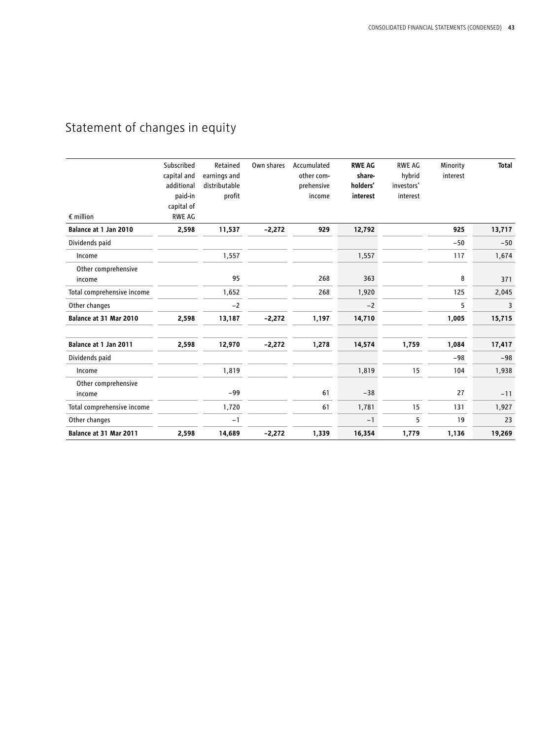# Statement of changes in equity

| € million | Subscribed capital and additional paid-in capital of RWE AG | Retained earnings and distributable profit | Own shares | Accumulated other comprehensive income | **RWE AG shareholders' interest** | RWE AG hybrid investors' interest | Minority interest | **Total** |
|---|---|---|---|---|---|---|---|---|
| **Balance at 1 Jan 2010** | **2,598** | **11,537** | **−2,272** | **929** | **12,792** | | **925** | **13,717** |
| Dividends paid | | | | | | | −50 | −50 |
| Income | | 1,557 | | | 1,557 | | 117 | 1,674 |
| Other comprehensive income | | 95 | | 268 | 363 | | 8 | 371 |
| Total comprehensive income | | 1,652 | | 268 | 1,920 | | 125 | 2,045 |
| Other changes | | −2 | | | −2 | | 5 | 3 |
| **Balance at 31 Mar 2010** | **2,598** | **13,187** | **−2,272** | **1,197** | **14,710** | | **1,005** | **15,715** |
| | | | | | | | | |
| **Balance at 1 Jan 2011** | **2,598** | **12,970** | **−2,272** | **1,278** | **14,574** | **1,759** | **1,084** | **17,417** |
| Dividends paid | | | | | | | −98 | −98 |
| Income | | 1,819 | | | 1,819 | 15 | 104 | 1,938 |
| Other comprehensive income | | −99 | | 61 | −38 | | 27 | −11 |
| Total comprehensive income | | 1,720 | | 61 | 1,781 | 15 | 131 | 1,927 |
| Other changes | | −1 | | | −1 | 5 | 19 | 23 |
| **Balance at 31 Mar 2011** | **2,598** | **14,689** | **−2,272** | **1,339** | **16,354** | **1,779** | **1,136** | **19,269** |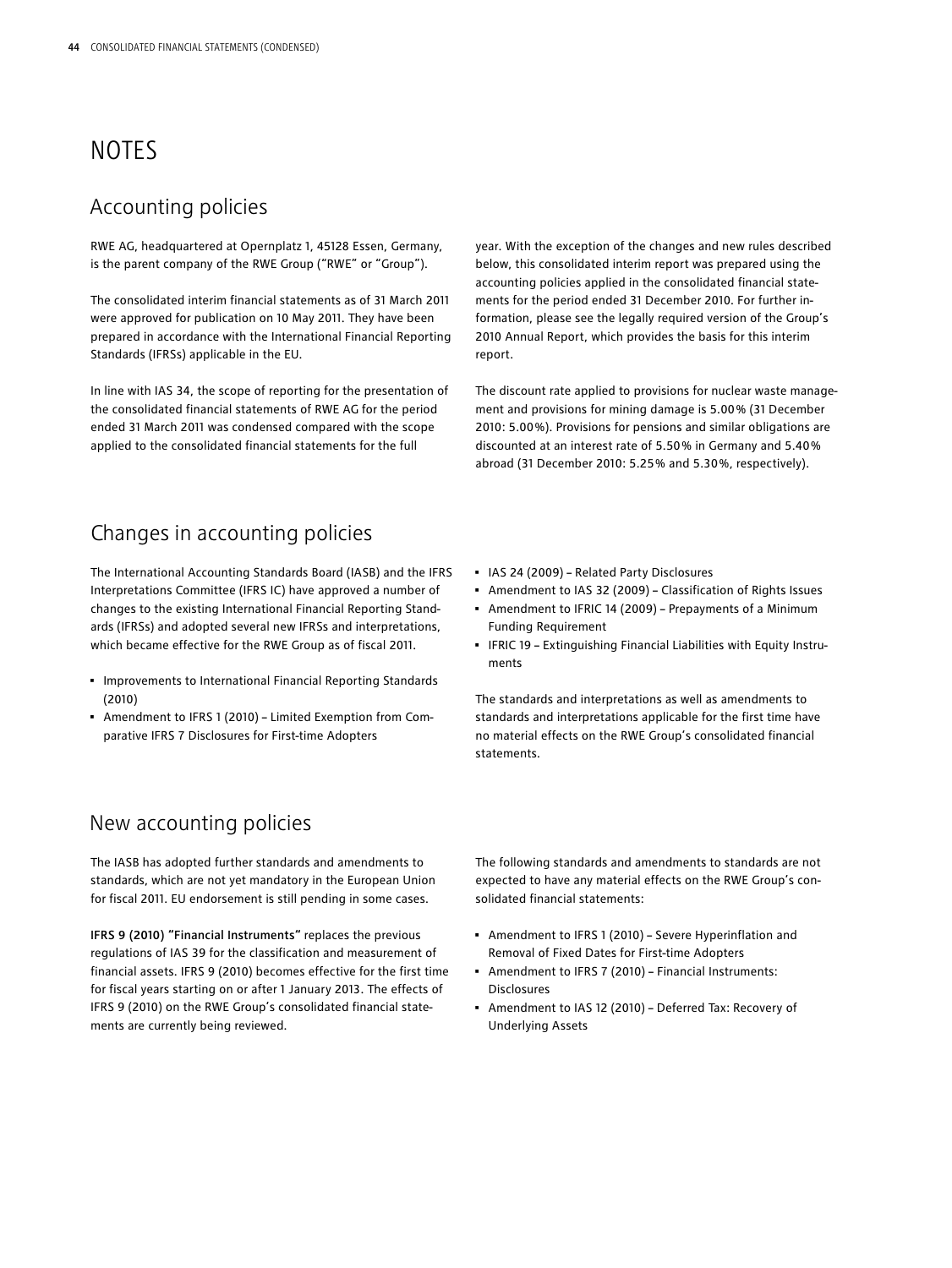# NOTES

## Accounting policies

RWE AG, headquartered at Opernplatz 1, 45128 Essen, Germany, is the parent company of the RWE Group ("RWE" or "Group").

The consolidated interim financial statements as of 31 March 2011 were approved for publication on 10 May 2011. They have been prepared in accordance with the International Financial Reporting Standards (IFRSs) applicable in the EU.

In line with IAS 34, the scope of reporting for the presentation of the consolidated financial statements of RWE AG for the period ended 31 March 2011 was condensed compared with the scope applied to the consolidated financial statements for the full year. With the exception of the changes and new rules described below, this consolidated interim report was prepared using the accounting policies applied in the consolidated financial statements for the period ended 31 December 2010. For further information, please see the legally required version of the Group's 2010 Annual Report, which provides the basis for this interim report.

The discount rate applied to provisions for nuclear waste management and provisions for mining damage is 5.00% (31 December 2010: 5.00%). Provisions for pensions and similar obligations are discounted at an interest rate of 5.50% in Germany and 5.40% abroad (31 December 2010: 5.25% and 5.30%, respectively).

## Changes in accounting policies

The International Accounting Standards Board (IASB) and the IFRS Interpretations Committee (IFRS IC) have approved a number of changes to the existing International Financial Reporting Standards (IFRSs) and adopted several new IFRSs and interpretations, which became effective for the RWE Group as of fiscal 2011.

- Improvements to International Financial Reporting Standards (2010)
- Amendment to IFRS 1 (2010) – Limited Exemption from Comparative IFRS 7 Disclosures for First-time Adopters
- IAS 24 (2009) – Related Party Disclosures
- Amendment to IAS 32 (2009) – Classification of Rights Issues
- Amendment to IFRIC 14 (2009) – Prepayments of a Minimum Funding Requirement
- IFRIC 19 – Extinguishing Financial Liabilities with Equity Instruments

The standards and interpretations as well as amendments to standards and interpretations applicable for the first time have no material effects on the RWE Group's consolidated financial statements.

## New accounting policies

The IASB has adopted further standards and amendments to standards, which are not yet mandatory in the European Union for fiscal 2011. EU endorsement is still pending in some cases.

**IFRS 9 (2010) "Financial Instruments"** replaces the previous regulations of IAS 39 for the classification and measurement of financial assets. IFRS 9 (2010) becomes effective for the first time for fiscal years starting on or after 1 January 2013. The effects of IFRS 9 (2010) on the RWE Group's consolidated financial statements are currently being reviewed.

The following standards and amendments to standards are not expected to have any material effects on the RWE Group's consolidated financial statements:

- Amendment to IFRS 1 (2010) – Severe Hyperinflation and Removal of Fixed Dates for First-time Adopters
- Amendment to IFRS 7 (2010) – Financial Instruments: Disclosures
- Amendment to IAS 12 (2010) – Deferred Tax: Recovery of Underlying Assets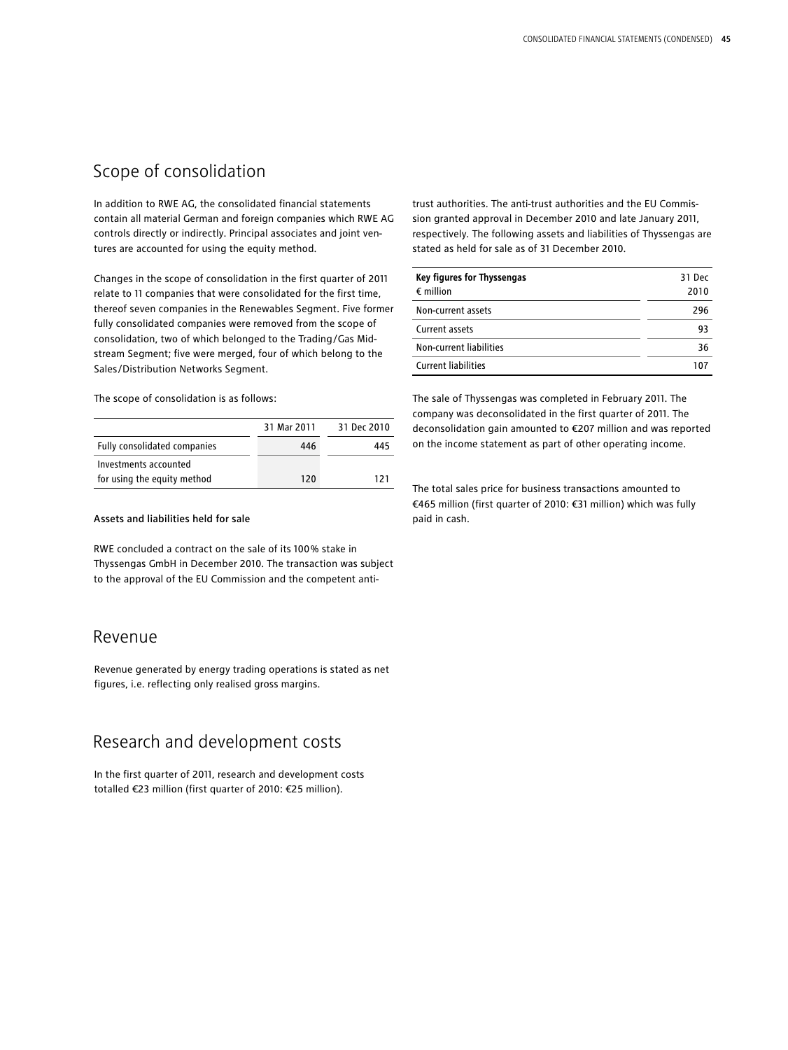## Scope of consolidation

In addition to RWE AG, the consolidated financial statements contain all material German and foreign companies which RWE AG controls directly or indirectly. Principal associates and joint ventures are accounted for using the equity method.

Changes in the scope of consolidation in the first quarter of 2011 relate to 11 companies that were consolidated for the first time, thereof seven companies in the Renewables Segment. Five former fully consolidated companies were removed from the scope of consolidation, two of which belonged to the Trading/Gas Midstream Segment; five were merged, four of which belong to the Sales/Distribution Networks Segment.

The scope of consolidation is as follows:

| | 31 Mar 2011 | 31 Dec 2010 |
|---|---|---|
| Fully consolidated companies | 446 | 445 |
| Investments accounted for using the equity method | 120 | 121 |

**Assets and liabilities held for sale**

RWE concluded a contract on the sale of its 100% stake in Thyssengas GmbH in December 2010. The transaction was subject to the approval of the EU Commission and the competent anti-trust authorities. The anti-trust authorities and the EU Commission granted approval in December 2010 and late January 2011, respectively. The following assets and liabilities of Thyssengas are stated as held for sale as of 31 December 2010.

| **Key figures for Thyssengas** € million | 31 Dec 2010 |
|---|---|
| Non-current assets | 296 |
| Current assets | 93 |
| Non-current liabilities | 36 |
| Current liabilities | 107 |

The sale of Thyssengas was completed in February 2011. The company was deconsolidated in the first quarter of 2011. The deconsolidation gain amounted to €207 million and was reported on the income statement as part of other operating income.

The total sales price for business transactions amounted to €465 million (first quarter of 2010: €31 million) which was fully paid in cash.

## Revenue

Revenue generated by energy trading operations is stated as net figures, i.e. reflecting only realised gross margins.

## Research and development costs

In the first quarter of 2011, research and development costs totalled €23 million (first quarter of 2010: €25 million).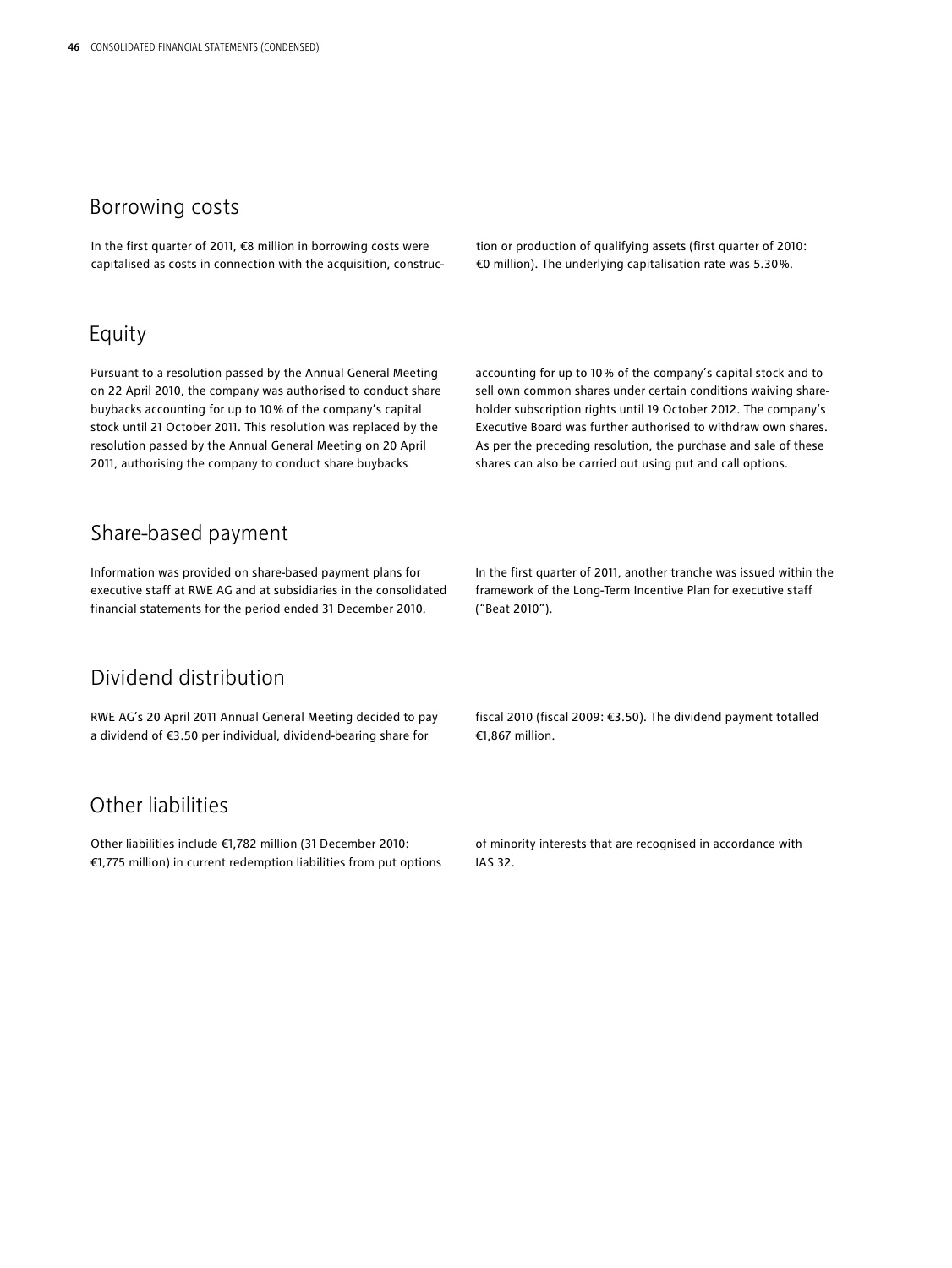## Borrowing costs

In the first quarter of 2011, €8 million in borrowing costs were capitalised as costs in connection with the acquisition, construction or production of qualifying assets (first quarter of 2010: €0 million). The underlying capitalisation rate was 5.30%.

## Equity

Pursuant to a resolution passed by the Annual General Meeting on 22 April 2010, the company was authorised to conduct share buybacks accounting for up to 10% of the company's capital stock until 21 October 2011. This resolution was replaced by the resolution passed by the Annual General Meeting on 20 April 2011, authorising the company to conduct share buybacks accounting for up to 10% of the company's capital stock and to sell own common shares under certain conditions waiving shareholder subscription rights until 19 October 2012. The company's Executive Board was further authorised to withdraw own shares. As per the preceding resolution, the purchase and sale of these shares can also be carried out using put and call options.

## Share-based payment

Information was provided on share-based payment plans for executive staff at RWE AG and at subsidiaries in the consolidated financial statements for the period ended 31 December 2010.

In the first quarter of 2011, another tranche was issued within the framework of the Long-Term Incentive Plan for executive staff ("Beat 2010").

## Dividend distribution

RWE AG's 20 April 2011 Annual General Meeting decided to pay a dividend of €3.50 per individual, dividend-bearing share for fiscal 2010 (fiscal 2009: €3.50). The dividend payment totalled €1,867 million.

## Other liabilities

Other liabilities include €1,782 million (31 December 2010: €1,775 million) in current redemption liabilities from put options of minority interests that are recognised in accordance with IAS 32.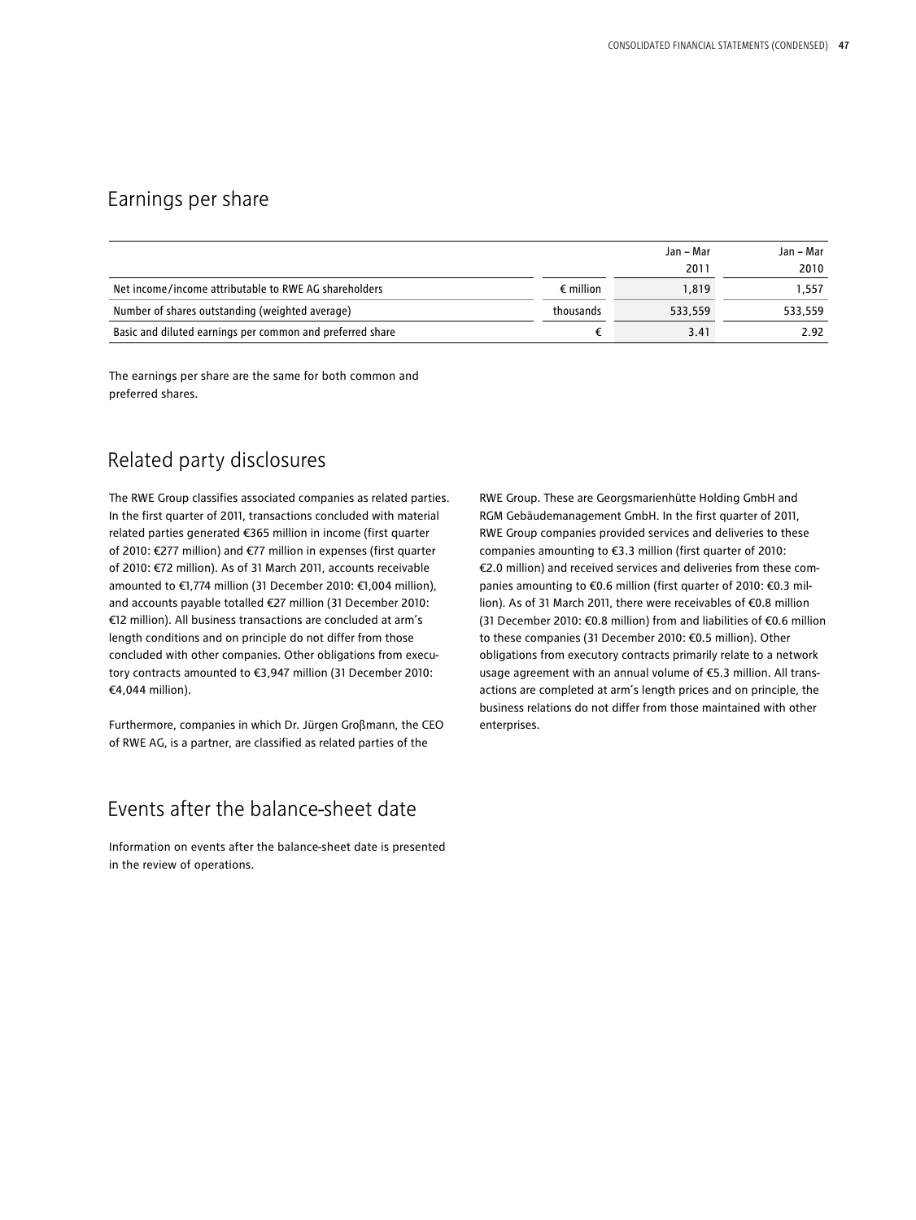## Earnings per share

| | | Jan – Mar 2011 | Jan – Mar 2010 |
|---|---|---|---|
| Net income/income attributable to RWE AG shareholders | € million | 1,819 | 1,557 |
| Number of shares outstanding (weighted average) | thousands | 533,559 | 533,559 |
| Basic and diluted earnings per common and preferred share | € | 3.41 | 2.92 |

The earnings per share are the same for both common and preferred shares.

## Related party disclosures

The RWE Group classifies associated companies as related parties. In the first quarter of 2011, transactions concluded with material related parties generated €365 million in income (first quarter of 2010: €277 million) and €77 million in expenses (first quarter of 2010: €72 million). As of 31 March 2011, accounts receivable amounted to €1,774 million (31 December 2010: €1,004 million), and accounts payable totalled €27 million (31 December 2010: €12 million). All business transactions are concluded at arm's length conditions and on principle do not differ from those concluded with other companies. Other obligations from executory contracts amounted to €3,947 million (31 December 2010: €4,044 million).

Furthermore, companies in which Dr. Jürgen Großmann, the CEO of RWE AG, is a partner, are classified as related parties of the RWE Group. These are Georgsmarienhütte Holding GmbH and RGM Gebäudemanagement GmbH. In the first quarter of 2011, RWE Group companies provided services and deliveries to these companies amounting to €3.3 million (first quarter of 2010: €2.0 million) and received services and deliveries from these companies amounting to €0.6 million (first quarter of 2010: €0.3 million). As of 31 March 2011, there were receivables of €0.8 million (31 December 2010: €0.8 million) from and liabilities of €0.6 million to these companies (31 December 2010: €0.5 million). Other obligations from executory contracts primarily relate to a network usage agreement with an annual volume of €5.3 million. All transactions are completed at arm's length prices and on principle, the business relations do not differ from those maintained with other enterprises.

## Events after the balance-sheet date

Information on events after the balance-sheet date is presented in the review of operations.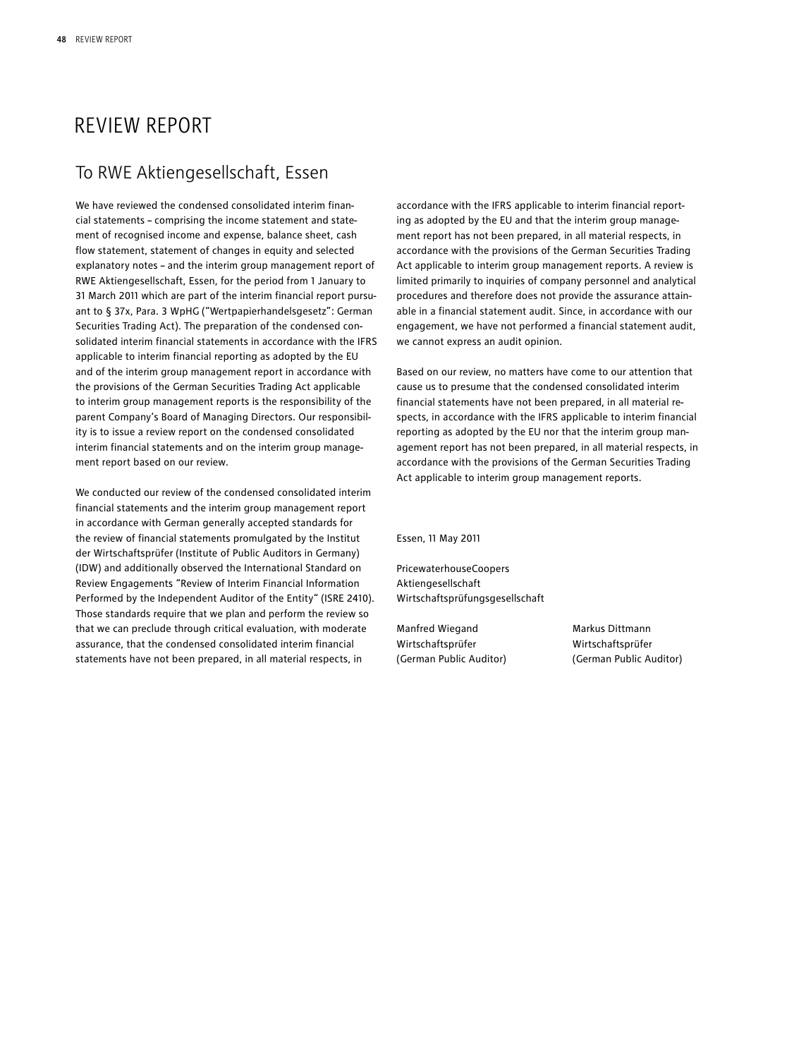# REVIEW REPORT

## To RWE Aktiengesellschaft, Essen

We have reviewed the condensed consolidated interim financial statements – comprising the income statement and statement of recognised income and expense, balance sheet, cash flow statement, statement of changes in equity and selected explanatory notes – and the interim group management report of RWE Aktiengesellschaft, Essen, for the period from 1 January to 31 March 2011 which are part of the interim financial report pursuant to § 37x, Para. 3 WpHG ("Wertpapierhandelsgesetz": German Securities Trading Act). The preparation of the condensed consolidated interim financial statements in accordance with the IFRS applicable to interim financial reporting as adopted by the EU and of the interim group management report in accordance with the provisions of the German Securities Trading Act applicable to interim group management reports is the responsibility of the parent Company's Board of Managing Directors. Our responsibility is to issue a review report on the condensed consolidated interim financial statements and on the interim group management report based on our review.

We conducted our review of the condensed consolidated interim financial statements and the interim group management report in accordance with German generally accepted standards for the review of financial statements promulgated by the Institut der Wirtschaftsprüfer (Institute of Public Auditors in Germany) (IDW) and additionally observed the International Standard on Review Engagements "Review of Interim Financial Information Performed by the Independent Auditor of the Entity" (ISRE 2410). Those standards require that we plan and perform the review so that we can preclude through critical evaluation, with moderate assurance, that the condensed consolidated interim financial statements have not been prepared, in all material respects, in accordance with the IFRS applicable to interim financial reporting as adopted by the EU and that the interim group management report has not been prepared, in all material respects, in accordance with the provisions of the German Securities Trading Act applicable to interim group management reports. A review is limited primarily to inquiries of company personnel and analytical procedures and therefore does not provide the assurance attainable in a financial statement audit. Since, in accordance with our engagement, we have not performed a financial statement audit, we cannot express an audit opinion.

Based on our review, no matters have come to our attention that cause us to presume that the condensed consolidated interim financial statements have not been prepared, in all material respects, in accordance with the IFRS applicable to interim financial reporting as adopted by the EU nor that the interim group management report has not been prepared, in all material respects, in accordance with the provisions of the German Securities Trading Act applicable to interim group management reports.

Essen, 11 May 2011

PricewaterhouseCoopers
Aktiengesellschaft
Wirtschaftsprüfungsgesellschaft

Manfred Wiegand
Wirtschaftsprüfer
(German Public Auditor)

Markus Dittmann
Wirtschaftsprüfer
(German Public Auditor)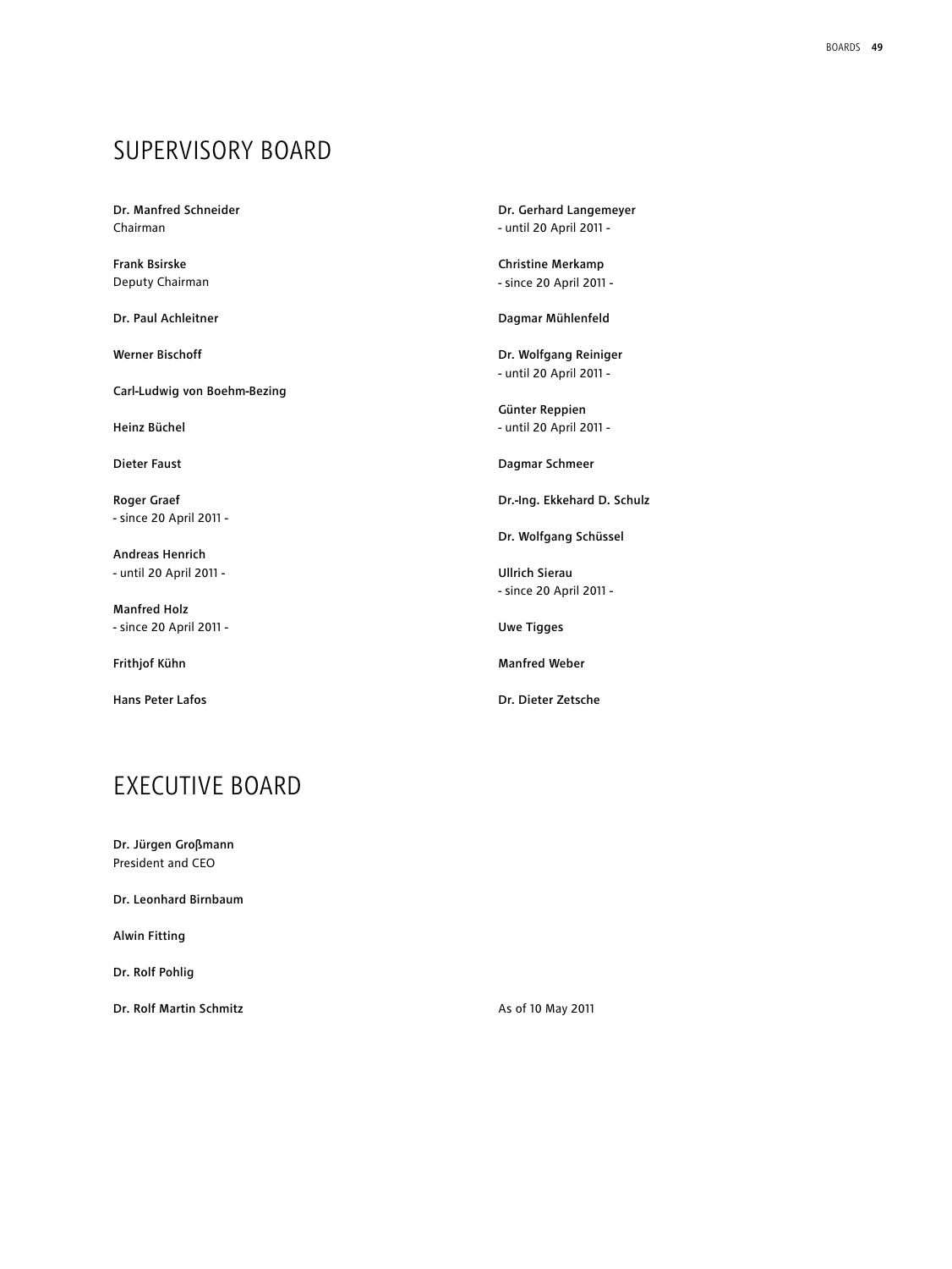# SUPERVISORY BOARD

**Dr. Manfred Schneider**
Chairman

**Frank Bsirske**
Deputy Chairman

**Dr. Paul Achleitner**

**Werner Bischoff**

**Carl-Ludwig von Boehm-Bezing**

**Heinz Büchel**

**Dieter Faust**

**Roger Graef**
- since 20 April 2011 -

**Andreas Henrich**
- until 20 April 2011 -

**Manfred Holz**
- since 20 April 2011 -

**Frithjof Kühn**

**Hans Peter Lafos**

**Dr. Gerhard Langemeyer**
- until 20 April 2011 -

**Christine Merkamp**
- since 20 April 2011 -

**Dagmar Mühlenfeld**

**Dr. Wolfgang Reiniger**
- until 20 April 2011 -

**Günter Reppien**
- until 20 April 2011 -

**Dagmar Schmeer**

**Dr.-Ing. Ekkehard D. Schulz**

**Dr. Wolfgang Schüssel**

**Ullrich Sierau**
- since 20 April 2011 -

**Uwe Tigges**

**Manfred Weber**

**Dr. Dieter Zetsche**

# EXECUTIVE BOARD

**Dr. Jürgen Großmann**
President and CEO

**Dr. Leonhard Birnbaum**

**Alwin Fitting**

**Dr. Rolf Pohlig**

**Dr. Rolf Martin Schmitz**

As of 10 May 2011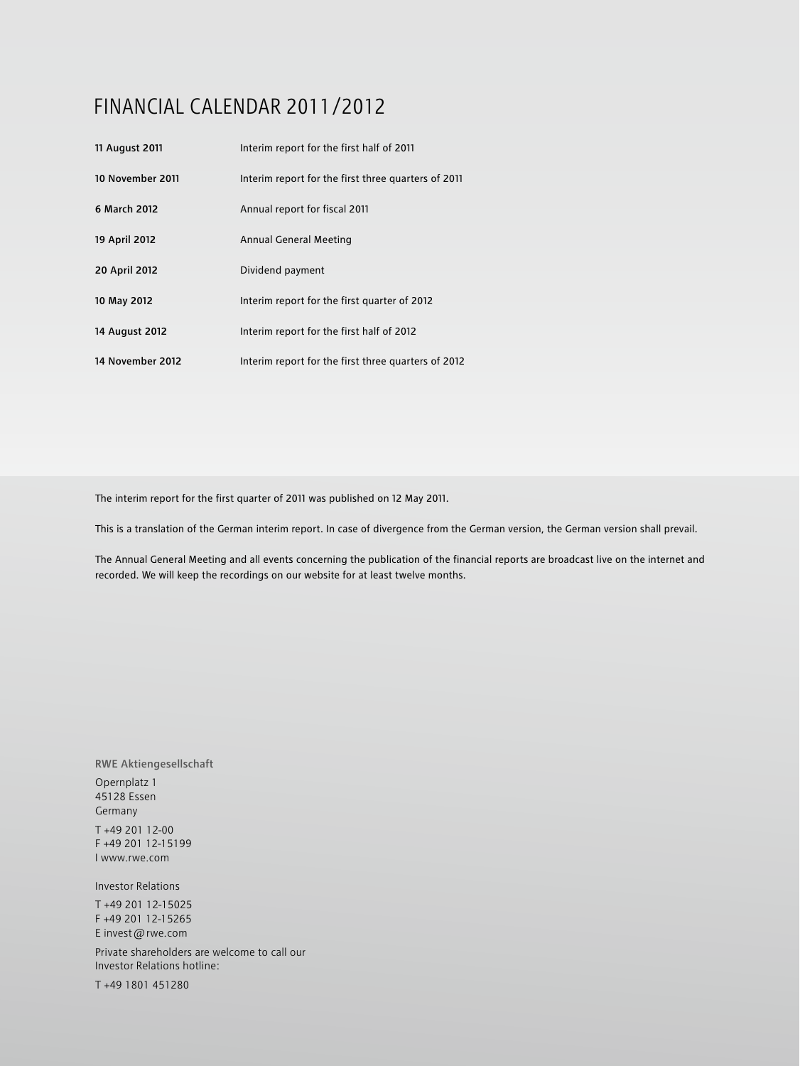# FINANCIAL CALENDAR 2011 / 2012

| | |
|---|---|
| **11 August 2011** | Interim report for the first half of 2011 |
| **10 November 2011** | Interim report for the first three quarters of 2011 |
| **6 March 2012** | Annual report for fiscal 2011 |
| **19 April 2012** | Annual General Meeting |
| **20 April 2012** | Dividend payment |
| **10 May 2012** | Interim report for the first quarter of 2012 |
| **14 August 2012** | Interim report for the first half of 2012 |
| **14 November 2012** | Interim report for the first three quarters of 2012 |

The interim report for the first quarter of 2011 was published on 12 May 2011.

This is a translation of the German interim report. In case of divergence from the German version, the German version shall prevail.

The Annual General Meeting and all events concerning the publication of the financial reports are broadcast live on the internet and recorded. We will keep the recordings on our website for at least twelve months.

**RWE Aktiengesellschaft**

Opernplatz 1
45128 Essen
Germany

T +49 201 12-00
F +49 201 12-15199
I www.rwe.com

Investor Relations

T +49 201 12-15025
F +49 201 12-15265
E invest@rwe.com

Private shareholders are welcome to call our Investor Relations hotline:

T +49 1801 451280